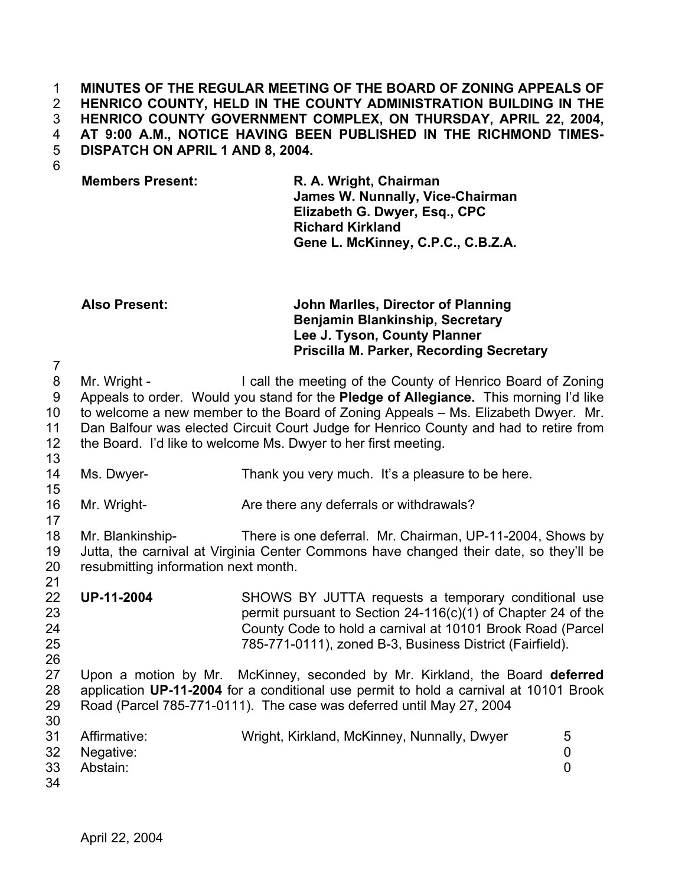**MINUTES OF THE REGULAR MEETING OF THE BOARD OF ZONING APPEALS OF HENRICO COUNTY, HELD IN THE COUNTY ADMINISTRATION BUILDING IN THE HENRICO COUNTY GOVERNMENT COMPLEX, ON THURSDAY, APRIL 22, 2004, AT 9:00 A.M., NOTICE HAVING BEEN PUBLISHED IN THE RICHMOND TIMES-DISPATCH ON APRIL 1 AND 8, 2004.**

| | |
|---|---|
| **Members Present:** | **R. A. Wright, Chairman** |
| | **James W. Nunnally, Vice-Chairman** |
| | **Elizabeth G. Dwyer, Esq., CPC** |
| | **Richard Kirkland** |
| | **Gene L. McKinney, C.P.C., C.B.Z.A.** |
| **Also Present:** | **John Marlles, Director of Planning** |
| | **Benjamin Blankinship, Secretary** |
| | **Lee J. Tyson, County Planner** |
| | **Priscilla M. Parker, Recording Secretary** |

Mr. Wright - I call the meeting of the County of Henrico Board of Zoning Appeals to order. Would you stand for the **Pledge of Allegiance.** This morning I'd like to welcome a new member to the Board of Zoning Appeals – Ms. Elizabeth Dwyer. Mr. Dan Balfour was elected Circuit Court Judge for Henrico County and had to retire from the Board. I'd like to welcome Ms. Dwyer to her first meeting.

Ms. Dwyer- Thank you very much. It's a pleasure to be here.

Mr. Wright- Are there any deferrals or withdrawals?

Mr. Blankinship- There is one deferral. Mr. Chairman, UP-11-2004, Shows by Jutta, the carnival at Virginia Center Commons have changed their date, so they'll be resubmitting information next month.

**UP-11-2004** SHOWS BY JUTTA requests a temporary conditional use permit pursuant to Section 24-116(c)(1) of Chapter 24 of the County Code to hold a carnival at 10101 Brook Road (Parcel 785-771-0111), zoned B-3, Business District (Fairfield).

Upon a motion by Mr. McKinney, seconded by Mr. Kirkland, the Board **deferred** application **UP-11-2004** for a conditional use permit to hold a carnival at 10101 Brook Road (Parcel 785-771-0111). The case was deferred until May 27, 2004

| | | |
|---|---|---|
| Affirmative: | Wright, Kirkland, McKinney, Nunnally, Dwyer | 5 |
| Negative: | | 0 |
| Abstain: | | 0 |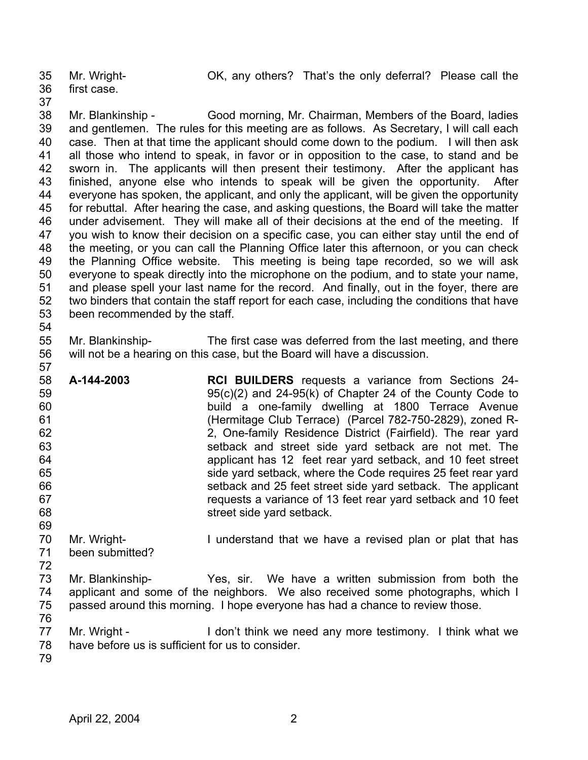Mr. Wright- OK, any others? That's the only deferral? Please call the first case.

Mr. Blankinship - Good morning, Mr. Chairman, Members of the Board, ladies and gentlemen. The rules for this meeting are as follows. As Secretary, I will call each case. Then at that time the applicant should come down to the podium. I will then ask all those who intend to speak, in favor or in opposition to the case, to stand and be sworn in. The applicants will then present their testimony. After the applicant has finished, anyone else who intends to speak will be given the opportunity. After everyone has spoken, the applicant, and only the applicant, will be given the opportunity for rebuttal. After hearing the case, and asking questions, the Board will take the matter under advisement. They will make all of their decisions at the end of the meeting. If you wish to know their decision on a specific case, you can either stay until the end of the meeting, or you can call the Planning Office later this afternoon, or you can check the Planning Office website. This meeting is being tape recorded, so we will ask everyone to speak directly into the microphone on the podium, and to state your name, and please spell your last name for the record. And finally, out in the foyer, there are two binders that contain the staff report for each case, including the conditions that have been recommended by the staff.

Mr. Blankinship- The first case was deferred from the last meeting, and there will not be a hearing on this case, but the Board will have a discussion.

**A-144-2003** **RCI BUILDERS** requests a variance from Sections 24-95(c)(2) and 24-95(k) of Chapter 24 of the County Code to build a one-family dwelling at 1800 Terrace Avenue (Hermitage Club Terrace) (Parcel 782-750-2829), zoned R-2, One-family Residence District (Fairfield). The rear yard setback and street side yard setback are not met. The applicant has 12 feet rear yard setback, and 10 feet street side yard setback, where the Code requires 25 feet rear yard setback and 25 feet street side yard setback. The applicant requests a variance of 13 feet rear yard setback and 10 feet street side yard setback.

Mr. Wright- I understand that we have a revised plan or plat that has been submitted?

Mr. Blankinship- Yes, sir. We have a written submission from both the applicant and some of the neighbors. We also received some photographs, which I passed around this morning. I hope everyone has had a chance to review those.

Mr. Wright - I don't think we need any more testimony. I think what we have before us is sufficient for us to consider.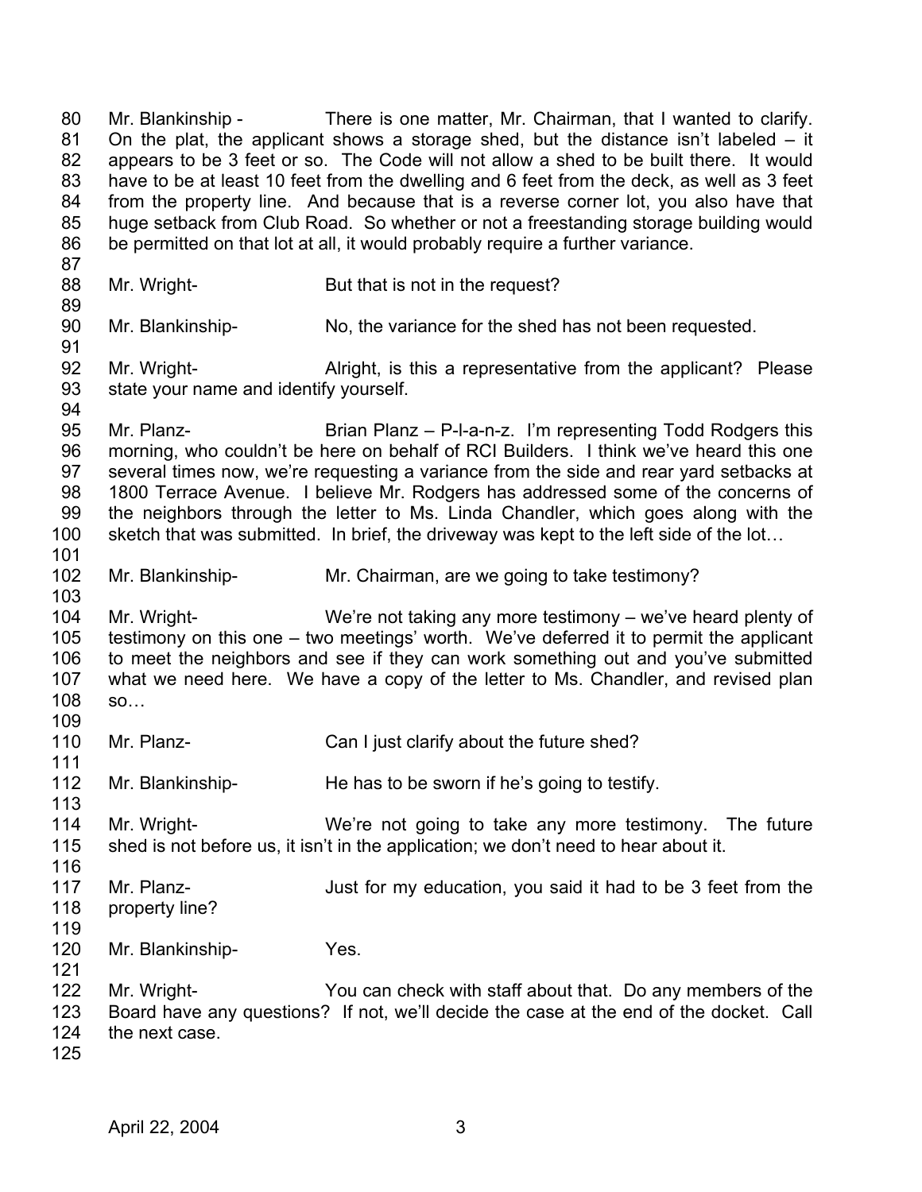Mr. Blankinship - There is one matter, Mr. Chairman, that I wanted to clarify. On the plat, the applicant shows a storage shed, but the distance isn't labeled – it appears to be 3 feet or so. The Code will not allow a shed to be built there. It would have to be at least 10 feet from the dwelling and 6 feet from the deck, as well as 3 feet from the property line. And because that is a reverse corner lot, you also have that huge setback from Club Road. So whether or not a freestanding storage building would be permitted on that lot at all, it would probably require a further variance.

Mr. Wright- But that is not in the request?

Mr. Blankinship- No, the variance for the shed has not been requested.

Mr. Wright- Alright, is this a representative from the applicant? Please state your name and identify yourself.

Mr. Planz- Brian Planz – P-l-a-n-z. I'm representing Todd Rodgers this morning, who couldn't be here on behalf of RCI Builders. I think we've heard this one several times now, we're requesting a variance from the side and rear yard setbacks at 1800 Terrace Avenue. I believe Mr. Rodgers has addressed some of the concerns of the neighbors through the letter to Ms. Linda Chandler, which goes along with the sketch that was submitted. In brief, the driveway was kept to the left side of the lot…

Mr. Blankinship- Mr. Chairman, are we going to take testimony?

Mr. Wright- We're not taking any more testimony – we've heard plenty of testimony on this one – two meetings' worth. We've deferred it to permit the applicant to meet the neighbors and see if they can work something out and you've submitted what we need here. We have a copy of the letter to Ms. Chandler, and revised plan so…

Mr. Planz- Can I just clarify about the future shed?

Mr. Blankinship- He has to be sworn if he's going to testify.

Mr. Wright- We're not going to take any more testimony. The future shed is not before us, it isn't in the application; we don't need to hear about it.

Mr. Planz- Just for my education, you said it had to be 3 feet from the property line?

Mr. Blankinship- Yes.

Mr. Wright- You can check with staff about that. Do any members of the Board have any questions? If not, we'll decide the case at the end of the docket. Call the next case.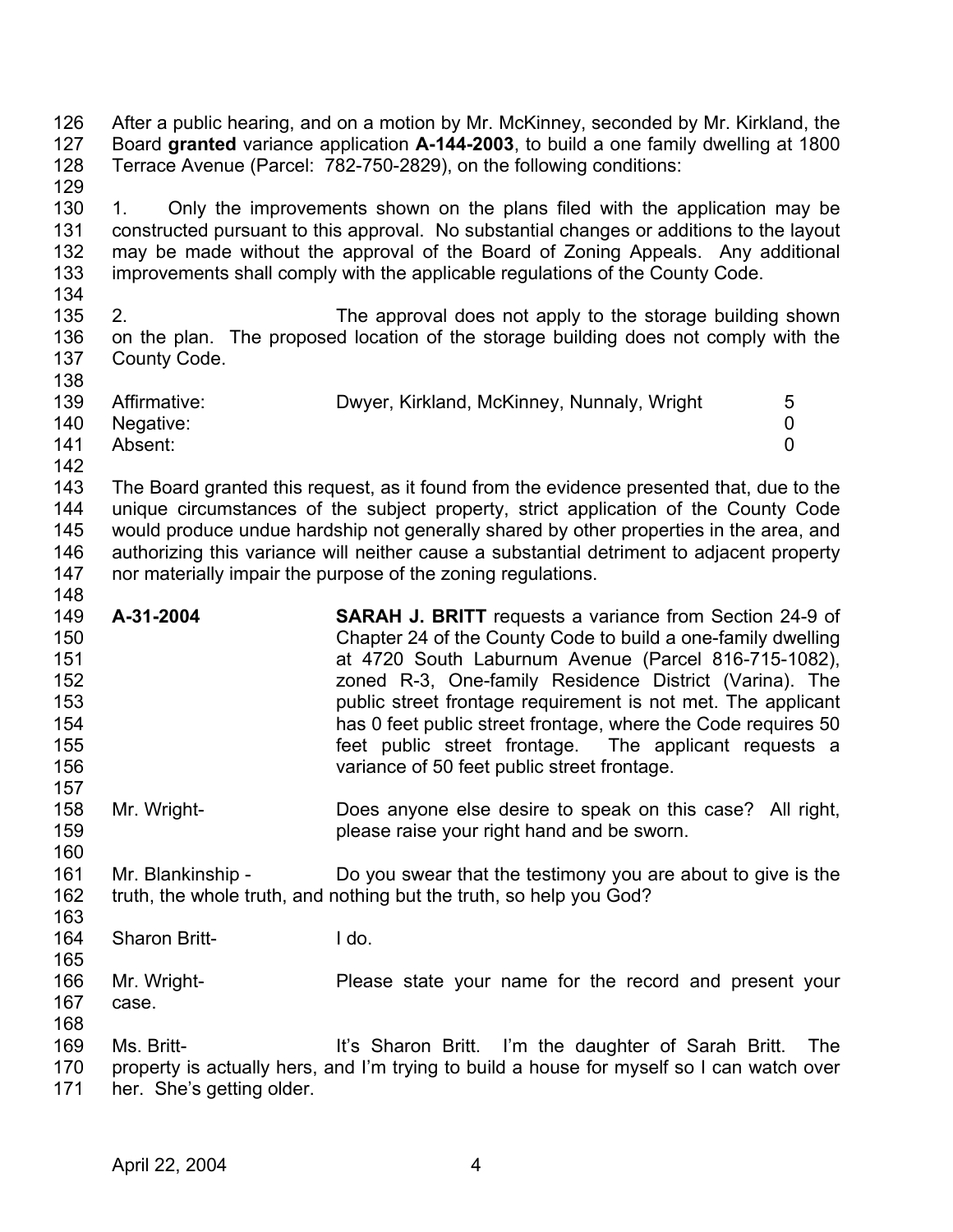After a public hearing, and on a motion by Mr. McKinney, seconded by Mr. Kirkland, the Board **granted** variance application **A-144-2003**, to build a one family dwelling at 1800 Terrace Avenue (Parcel: 782-750-2829), on the following conditions:

1. Only the improvements shown on the plans filed with the application may be constructed pursuant to this approval. No substantial changes or additions to the layout may be made without the approval of the Board of Zoning Appeals. Any additional improvements shall comply with the applicable regulations of the County Code.

2. The approval does not apply to the storage building shown on the plan. The proposed location of the storage building does not comply with the County Code.

| | | |
|---|---|---|
| Affirmative: | Dwyer, Kirkland, McKinney, Nunnaly, Wright | 5 |
| Negative: | | 0 |
| Absent: | | 0 |

The Board granted this request, as it found from the evidence presented that, due to the unique circumstances of the subject property, strict application of the County Code would produce undue hardship not generally shared by other properties in the area, and authorizing this variance will neither cause a substantial detriment to adjacent property nor materially impair the purpose of the zoning regulations.

**A-31-2004** **SARAH J. BRITT** requests a variance from Section 24-9 of Chapter 24 of the County Code to build a one-family dwelling at 4720 South Laburnum Avenue (Parcel 816-715-1082), zoned R-3, One-family Residence District (Varina). The public street frontage requirement is not met. The applicant has 0 feet public street frontage, where the Code requires 50 feet public street frontage. The applicant requests a variance of 50 feet public street frontage.

Mr. Wright- Does anyone else desire to speak on this case? All right, please raise your right hand and be sworn.

Mr. Blankinship - Do you swear that the testimony you are about to give is the truth, the whole truth, and nothing but the truth, so help you God?

Sharon Britt- I do.

Mr. Wright- Please state your name for the record and present your case.

Ms. Britt- It's Sharon Britt. I'm the daughter of Sarah Britt. The property is actually hers, and I'm trying to build a house for myself so I can watch over her. She's getting older.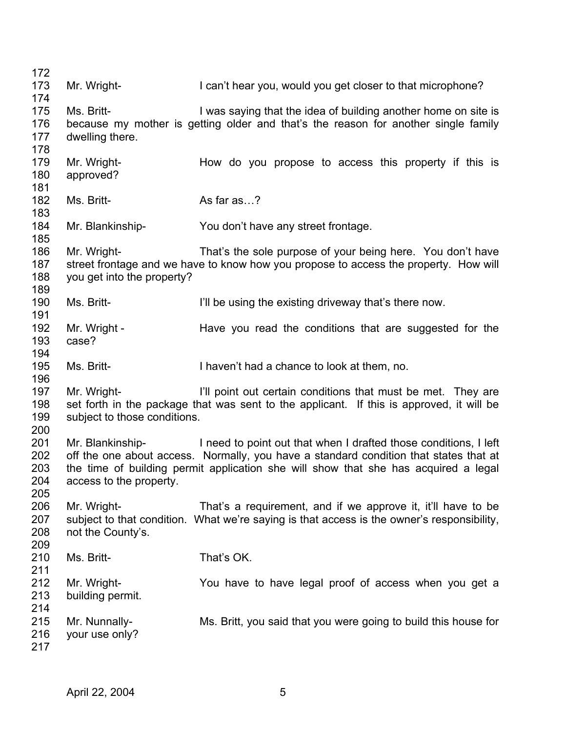Mr. Wright- I can't hear you, would you get closer to that microphone?

Ms. Britt- I was saying that the idea of building another home on site is because my mother is getting older and that's the reason for another single family dwelling there.

Mr. Wright- How do you propose to access this property if this is approved?

Ms. Britt- As far as…?

Mr. Blankinship- You don't have any street frontage.

Mr. Wright- That's the sole purpose of your being here. You don't have street frontage and we have to know how you propose to access the property. How will you get into the property?

Ms. Britt- I'll be using the existing driveway that's there now.

Mr. Wright - Have you read the conditions that are suggested for the case?

Ms. Britt- I haven't had a chance to look at them, no.

Mr. Wright- I'll point out certain conditions that must be met. They are set forth in the package that was sent to the applicant. If this is approved, it will be subject to those conditions.

Mr. Blankinship- I need to point out that when I drafted those conditions, I left off the one about access. Normally, you have a standard condition that states that at the time of building permit application she will show that she has acquired a legal access to the property.

Mr. Wright- That's a requirement, and if we approve it, it'll have to be subject to that condition. What we're saying is that access is the owner's responsibility, not the County's.

Ms. Britt- That's OK.

Mr. Wright- You have to have legal proof of access when you get a building permit.

Mr. Nunnally- Ms. Britt, you said that you were going to build this house for your use only?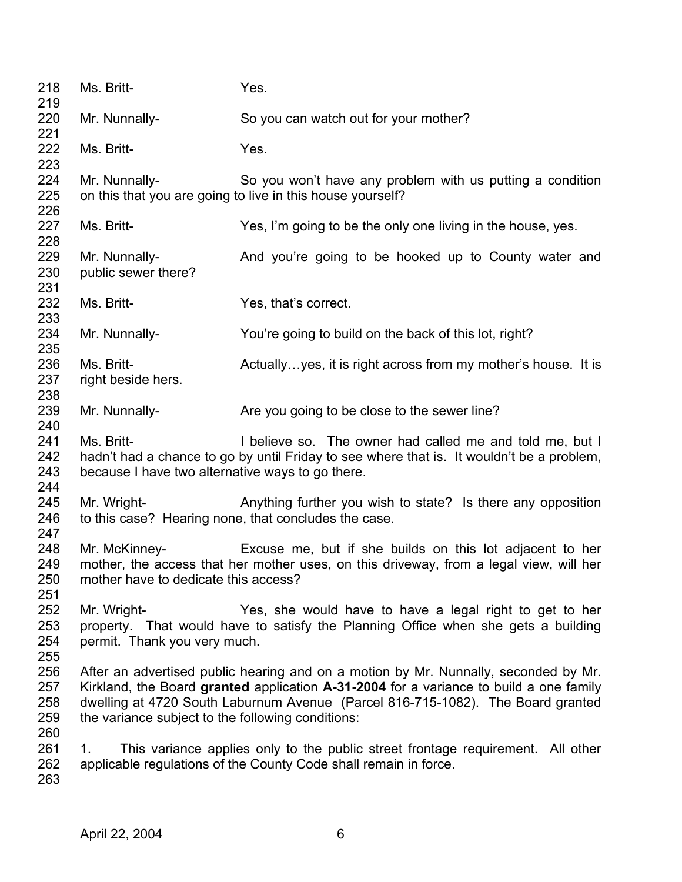Ms. Britt- Yes.

Mr. Nunnally- So you can watch out for your mother?

Ms. Britt- Yes.

Mr. Nunnally- So you won't have any problem with us putting a condition on this that you are going to live in this house yourself?

Ms. Britt- Yes, I'm going to be the only one living in the house, yes.

Mr. Nunnally- And you're going to be hooked up to County water and public sewer there?

Ms. Britt- Yes, that's correct.

Mr. Nunnally- You're going to build on the back of this lot, right?

Ms. Britt- Actually…yes, it is right across from my mother's house. It is right beside hers.

Mr. Nunnally- Are you going to be close to the sewer line?

Ms. Britt- I believe so. The owner had called me and told me, but I hadn't had a chance to go by until Friday to see where that is. It wouldn't be a problem, because I have two alternative ways to go there.

Mr. Wright- Anything further you wish to state? Is there any opposition to this case? Hearing none, that concludes the case.

Mr. McKinney- Excuse me, but if she builds on this lot adjacent to her mother, the access that her mother uses, on this driveway, from a legal view, will her mother have to dedicate this access?

Mr. Wright- Yes, she would have to have a legal right to get to her property. That would have to satisfy the Planning Office when she gets a building permit. Thank you very much.

After an advertised public hearing and on a motion by Mr. Nunnally, seconded by Mr. Kirkland, the Board **granted** application **A-31-2004** for a variance to build a one family dwelling at 4720 South Laburnum Avenue (Parcel 816-715-1082). The Board granted the variance subject to the following conditions:

1. This variance applies only to the public street frontage requirement. All other applicable regulations of the County Code shall remain in force.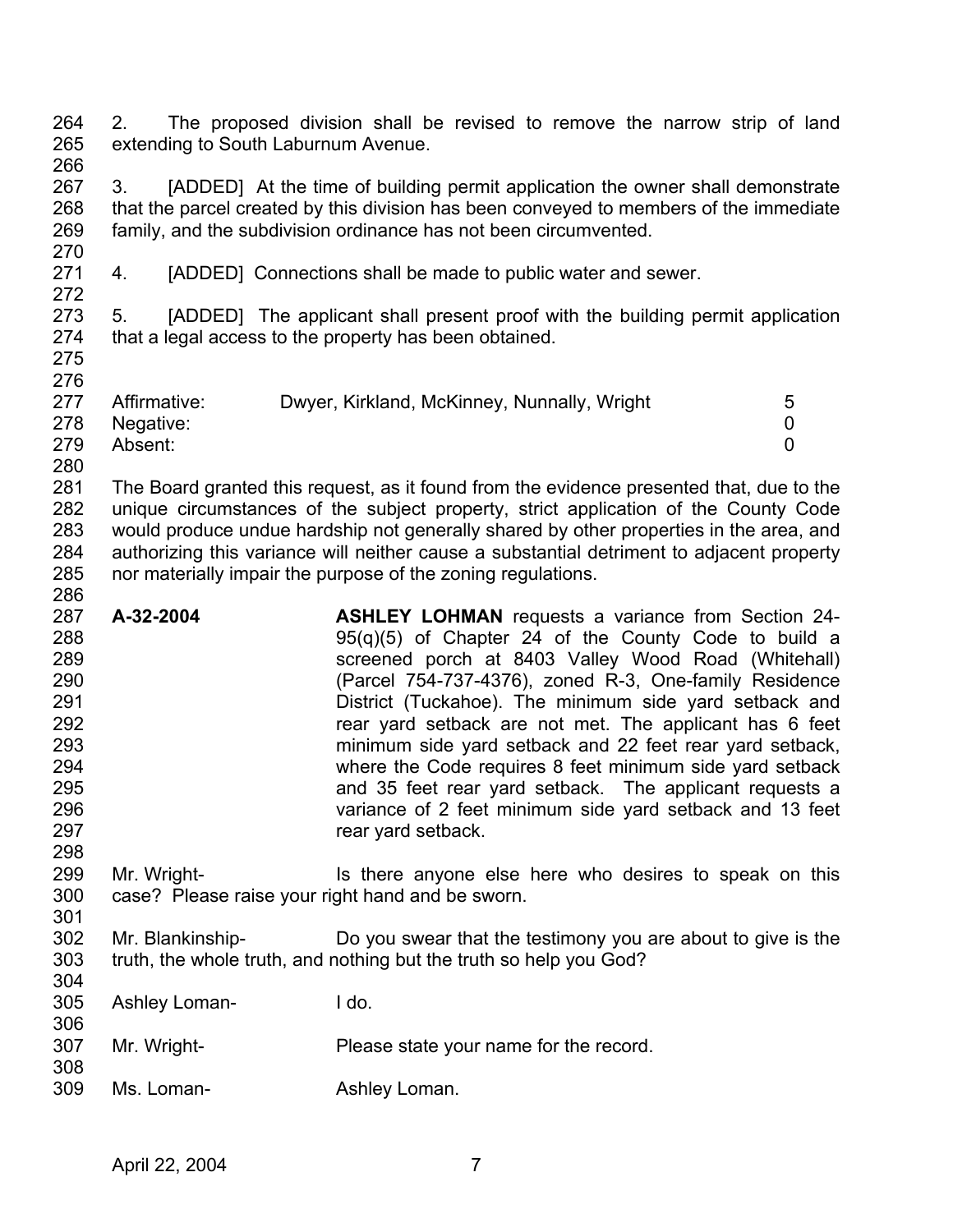2. The proposed division shall be revised to remove the narrow strip of land extending to South Laburnum Avenue.

3. [ADDED] At the time of building permit application the owner shall demonstrate that the parcel created by this division has been conveyed to members of the immediate family, and the subdivision ordinance has not been circumvented.

4. [ADDED] Connections shall be made to public water and sewer.

5. [ADDED] The applicant shall present proof with the building permit application that a legal access to the property has been obtained.

| | | |
|---|---|---|
| Affirmative: | Dwyer, Kirkland, McKinney, Nunnally, Wright | 5 |
| Negative: | | 0 |
| Absent: | | 0 |

The Board granted this request, as it found from the evidence presented that, due to the unique circumstances of the subject property, strict application of the County Code would produce undue hardship not generally shared by other properties in the area, and authorizing this variance will neither cause a substantial detriment to adjacent property nor materially impair the purpose of the zoning regulations.

**A-32-2004** **ASHLEY LOHMAN** requests a variance from Section 24-95(q)(5) of Chapter 24 of the County Code to build a screened porch at 8403 Valley Wood Road (Whitehall) (Parcel 754-737-4376), zoned R-3, One-family Residence District (Tuckahoe). The minimum side yard setback and rear yard setback are not met. The applicant has 6 feet minimum side yard setback and 22 feet rear yard setback, where the Code requires 8 feet minimum side yard setback and 35 feet rear yard setback. The applicant requests a variance of 2 feet minimum side yard setback and 13 feet rear yard setback.

Mr. Wright- Is there anyone else here who desires to speak on this case? Please raise your right hand and be sworn.

Mr. Blankinship- Do you swear that the testimony you are about to give is the truth, the whole truth, and nothing but the truth so help you God?

Ashley Loman- I do.

Mr. Wright- Please state your name for the record.

Ms. Loman- Ashley Loman.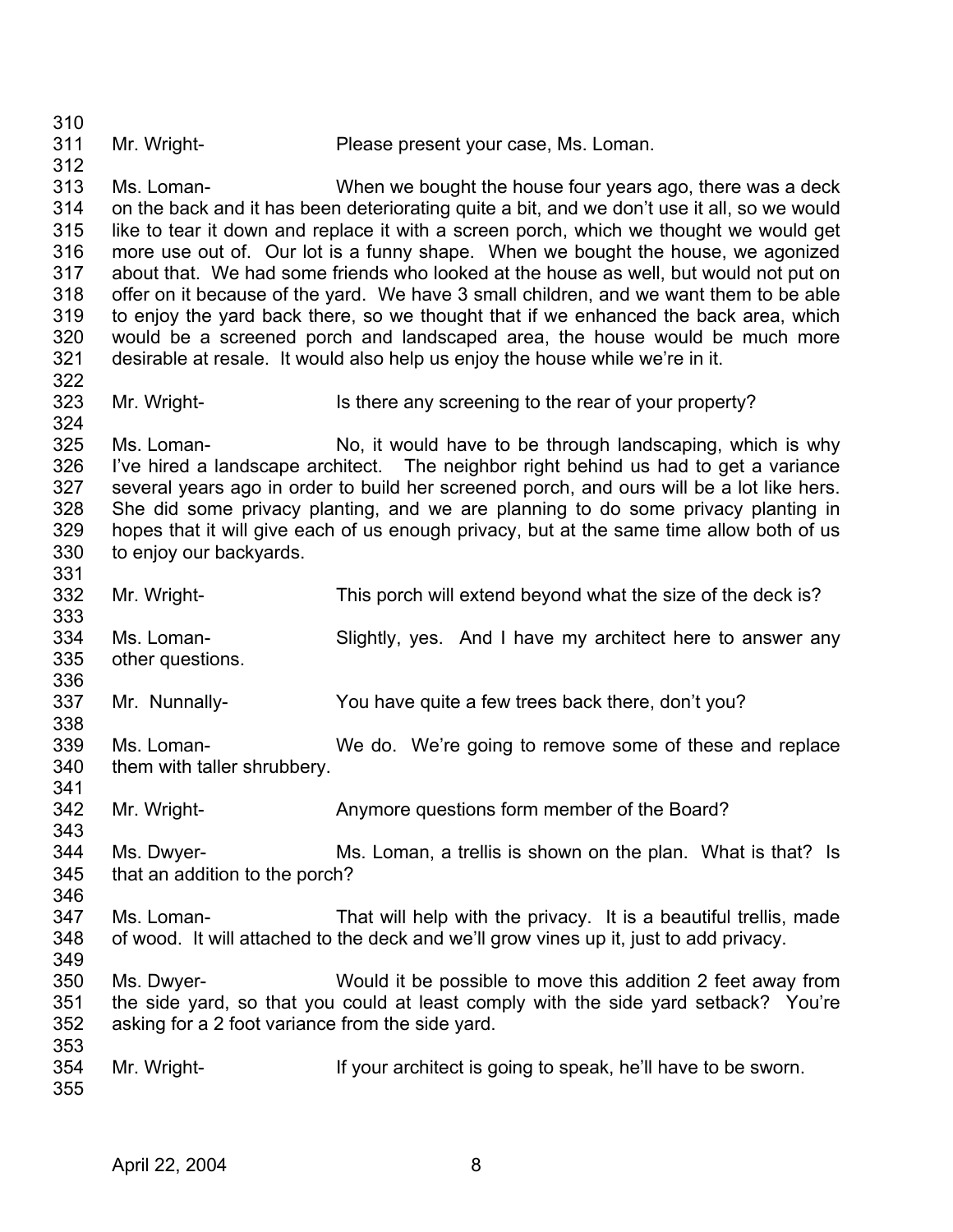310

311 Mr. Wright- Please present your case, Ms. Loman.

312

313 Ms. Loman- When we bought the house four years ago, there was a deck
314 on the back and it has been deteriorating quite a bit, and we don't use it all, so we would
315 like to tear it down and replace it with a screen porch, which we thought we would get
316 more use out of. Our lot is a funny shape. When we bought the house, we agonized
317 about that. We had some friends who looked at the house as well, but would not put on
318 offer on it because of the yard. We have 3 small children, and we want them to be able
319 to enjoy the yard back there, so we thought that if we enhanced the back area, which
320 would be a screened porch and landscaped area, the house would be much more
321 desirable at resale. It would also help us enjoy the house while we're in it.

322

323 Mr. Wright- Is there any screening to the rear of your property?

324

325 Ms. Loman- No, it would have to be through landscaping, which is why
326 I've hired a landscape architect. The neighbor right behind us had to get a variance
327 several years ago in order to build her screened porch, and ours will be a lot like hers.
328 She did some privacy planting, and we are planning to do some privacy planting in
329 hopes that it will give each of us enough privacy, but at the same time allow both of us
330 to enjoy our backyards.

331

332 Mr. Wright- This porch will extend beyond what the size of the deck is?

333

334 Ms. Loman- Slightly, yes. And I have my architect here to answer any
335 other questions.

336

337 Mr. Nunnally- You have quite a few trees back there, don't you?

338

339 Ms. Loman- We do. We're going to remove some of these and replace
340 them with taller shrubbery.

341

342 Mr. Wright- Anymore questions form member of the Board?

343

344 Ms. Dwyer- Ms. Loman, a trellis is shown on the plan. What is that? Is
345 that an addition to the porch?

346

347 Ms. Loman- That will help with the privacy. It is a beautiful trellis, made
348 of wood. It will attached to the deck and we'll grow vines up it, just to add privacy.

349

350 Ms. Dwyer- Would it be possible to move this addition 2 feet away from
351 the side yard, so that you could at least comply with the side yard setback? You're
352 asking for a 2 foot variance from the side yard.

353

354 Mr. Wright- If your architect is going to speak, he'll have to be sworn.

355

April 22, 2004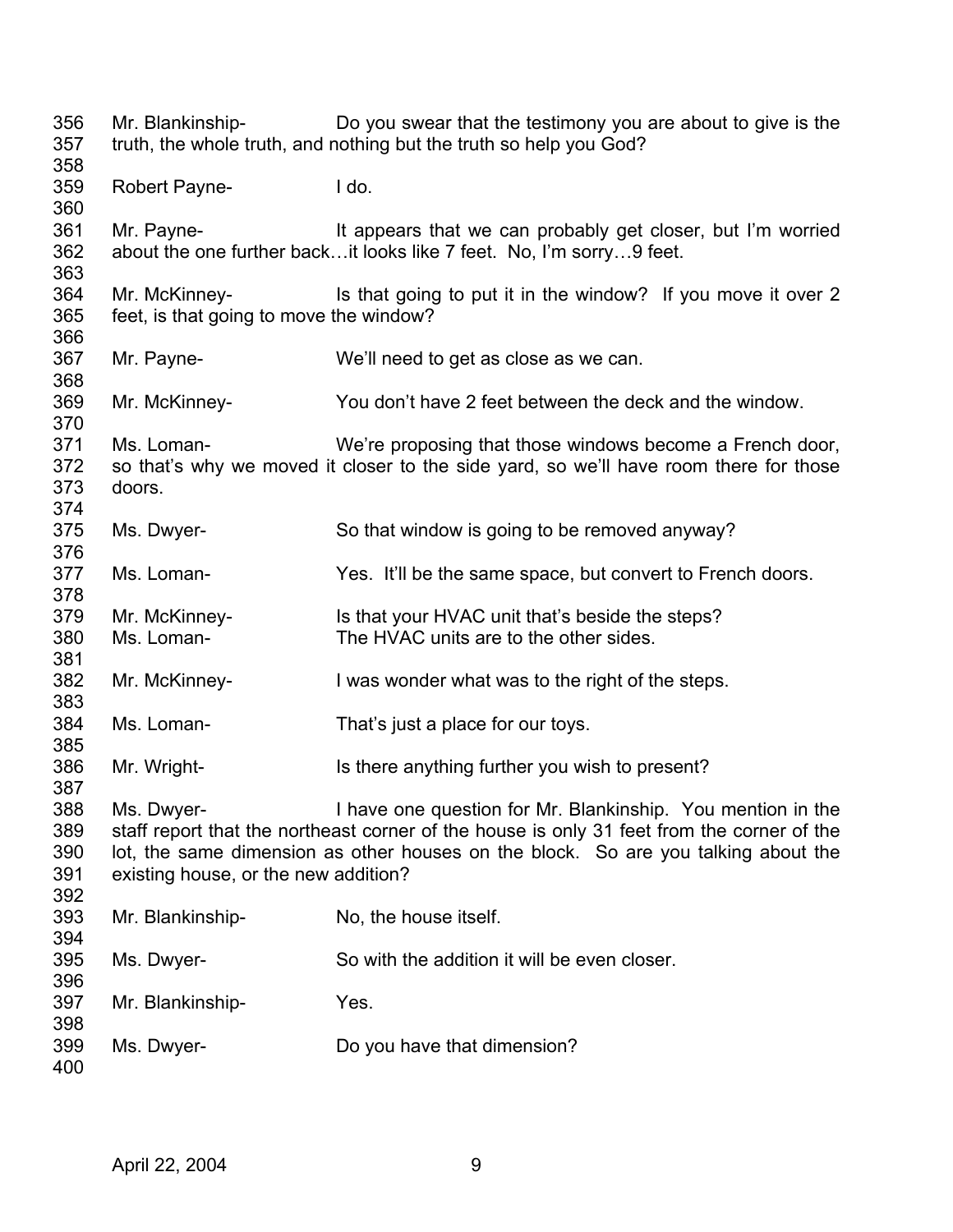356 Mr. Blankinship- Do you swear that the testimony you are about to give is the
357 truth, the whole truth, and nothing but the truth so help you God?
358
359 Robert Payne- I do.
360
361 Mr. Payne- It appears that we can probably get closer, but I'm worried
362 about the one further back…it looks like 7 feet. No, I'm sorry…9 feet.
363
364 Mr. McKinney- Is that going to put it in the window? If you move it over 2
365 feet, is that going to move the window?
366
367 Mr. Payne- We'll need to get as close as we can.
368
369 Mr. McKinney- You don't have 2 feet between the deck and the window.
370
371 Ms. Loman- We're proposing that those windows become a French door,
372 so that's why we moved it closer to the side yard, so we'll have room there for those
373 doors.
374
375 Ms. Dwyer- So that window is going to be removed anyway?
376
377 Ms. Loman- Yes. It'll be the same space, but convert to French doors.
378
379 Mr. McKinney- Is that your HVAC unit that's beside the steps?
380 Ms. Loman- The HVAC units are to the other sides.
381
382 Mr. McKinney- I was wonder what was to the right of the steps.
383
384 Ms. Loman- That's just a place for our toys.
385
386 Mr. Wright- Is there anything further you wish to present?
387
388 Ms. Dwyer- I have one question for Mr. Blankinship. You mention in the
389 staff report that the northeast corner of the house is only 31 feet from the corner of the
390 lot, the same dimension as other houses on the block. So are you talking about the
391 existing house, or the new addition?
392
393 Mr. Blankinship- No, the house itself.
394
395 Ms. Dwyer- So with the addition it will be even closer.
396
397 Mr. Blankinship- Yes.
398
399 Ms. Dwyer- Do you have that dimension?
400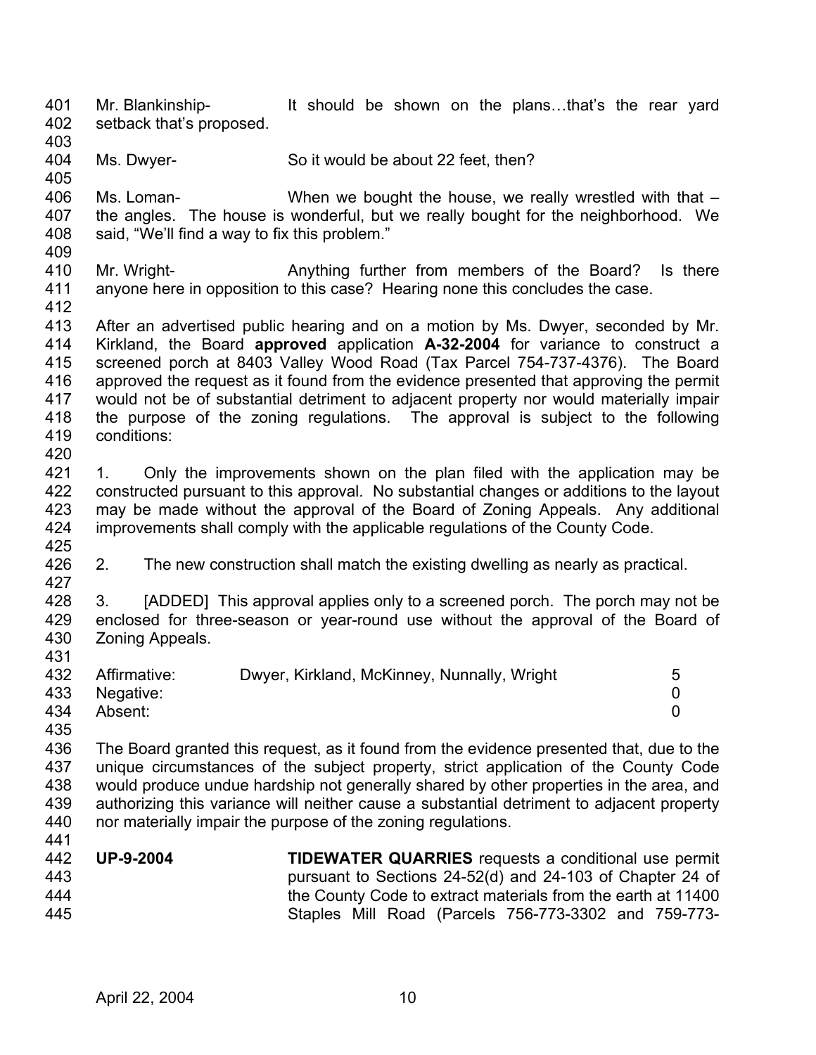Mr. Blankinship- It should be shown on the plans…that's the rear yard setback that's proposed.

Ms. Dwyer- So it would be about 22 feet, then?

Ms. Loman- When we bought the house, we really wrestled with that – the angles. The house is wonderful, but we really bought for the neighborhood. We said, "We'll find a way to fix this problem."

Mr. Wright- Anything further from members of the Board? Is there anyone here in opposition to this case? Hearing none this concludes the case.

After an advertised public hearing and on a motion by Ms. Dwyer, seconded by Mr. Kirkland, the Board **approved** application **A-32-2004** for variance to construct a screened porch at 8403 Valley Wood Road (Tax Parcel 754-737-4376). The Board approved the request as it found from the evidence presented that approving the permit would not be of substantial detriment to adjacent property nor would materially impair the purpose of the zoning regulations. The approval is subject to the following conditions:

1. Only the improvements shown on the plan filed with the application may be constructed pursuant to this approval. No substantial changes or additions to the layout may be made without the approval of the Board of Zoning Appeals. Any additional improvements shall comply with the applicable regulations of the County Code.

2. The new construction shall match the existing dwelling as nearly as practical.

3. [ADDED] This approval applies only to a screened porch. The porch may not be enclosed for three-season or year-round use without the approval of the Board of Zoning Appeals.

| | | |
|---|---|---|
| Affirmative: | Dwyer, Kirkland, McKinney, Nunnally, Wright | 5 |
| Negative: | | 0 |
| Absent: | | 0 |

The Board granted this request, as it found from the evidence presented that, due to the unique circumstances of the subject property, strict application of the County Code would produce undue hardship not generally shared by other properties in the area, and authorizing this variance will neither cause a substantial detriment to adjacent property nor materially impair the purpose of the zoning regulations.

**UP-9-2004** **TIDEWATER QUARRIES** requests a conditional use permit pursuant to Sections 24-52(d) and 24-103 of Chapter 24 of the County Code to extract materials from the earth at 11400 Staples Mill Road (Parcels 756-773-3302 and 759-773-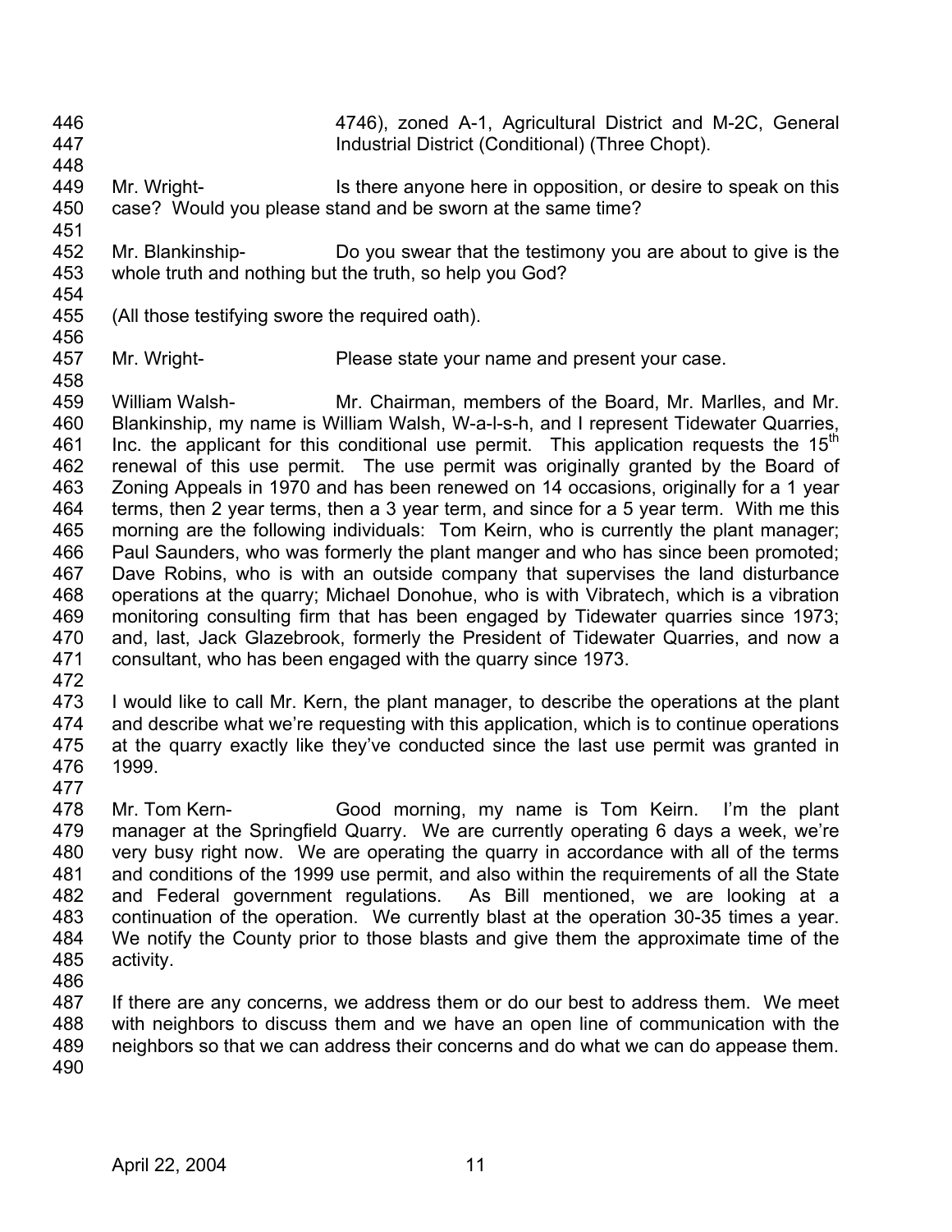4746), zoned A-1, Agricultural District and M-2C, General Industrial District (Conditional) (Three Chopt).

Mr. Wright- Is there anyone here in opposition, or desire to speak on this case? Would you please stand and be sworn at the same time?

Mr. Blankinship- Do you swear that the testimony you are about to give is the whole truth and nothing but the truth, so help you God?

(All those testifying swore the required oath).

Mr. Wright- Please state your name and present your case.

William Walsh- Mr. Chairman, members of the Board, Mr. Marlles, and Mr. Blankinship, my name is William Walsh, W-a-l-s-h, and I represent Tidewater Quarries, Inc. the applicant for this conditional use permit. This application requests the 15th renewal of this use permit. The use permit was originally granted by the Board of Zoning Appeals in 1970 and has been renewed on 14 occasions, originally for a 1 year terms, then 2 year terms, then a 3 year term, and since for a 5 year term. With me this morning are the following individuals: Tom Keirn, who is currently the plant manager; Paul Saunders, who was formerly the plant manger and who has since been promoted; Dave Robins, who is with an outside company that supervises the land disturbance operations at the quarry; Michael Donohue, who is with Vibratech, which is a vibration monitoring consulting firm that has been engaged by Tidewater quarries since 1973; and, last, Jack Glazebrook, formerly the President of Tidewater Quarries, and now a consultant, who has been engaged with the quarry since 1973.

I would like to call Mr. Kern, the plant manager, to describe the operations at the plant and describe what we're requesting with this application, which is to continue operations at the quarry exactly like they've conducted since the last use permit was granted in 1999.

Mr. Tom Kern- Good morning, my name is Tom Keirn. I'm the plant manager at the Springfield Quarry. We are currently operating 6 days a week, we're very busy right now. We are operating the quarry in accordance with all of the terms and conditions of the 1999 use permit, and also within the requirements of all the State and Federal government regulations. As Bill mentioned, we are looking at a continuation of the operation. We currently blast at the operation 30-35 times a year. We notify the County prior to those blasts and give them the approximate time of the activity.

If there are any concerns, we address them or do our best to address them. We meet with neighbors to discuss them and we have an open line of communication with the neighbors so that we can address their concerns and do what we can do appease them.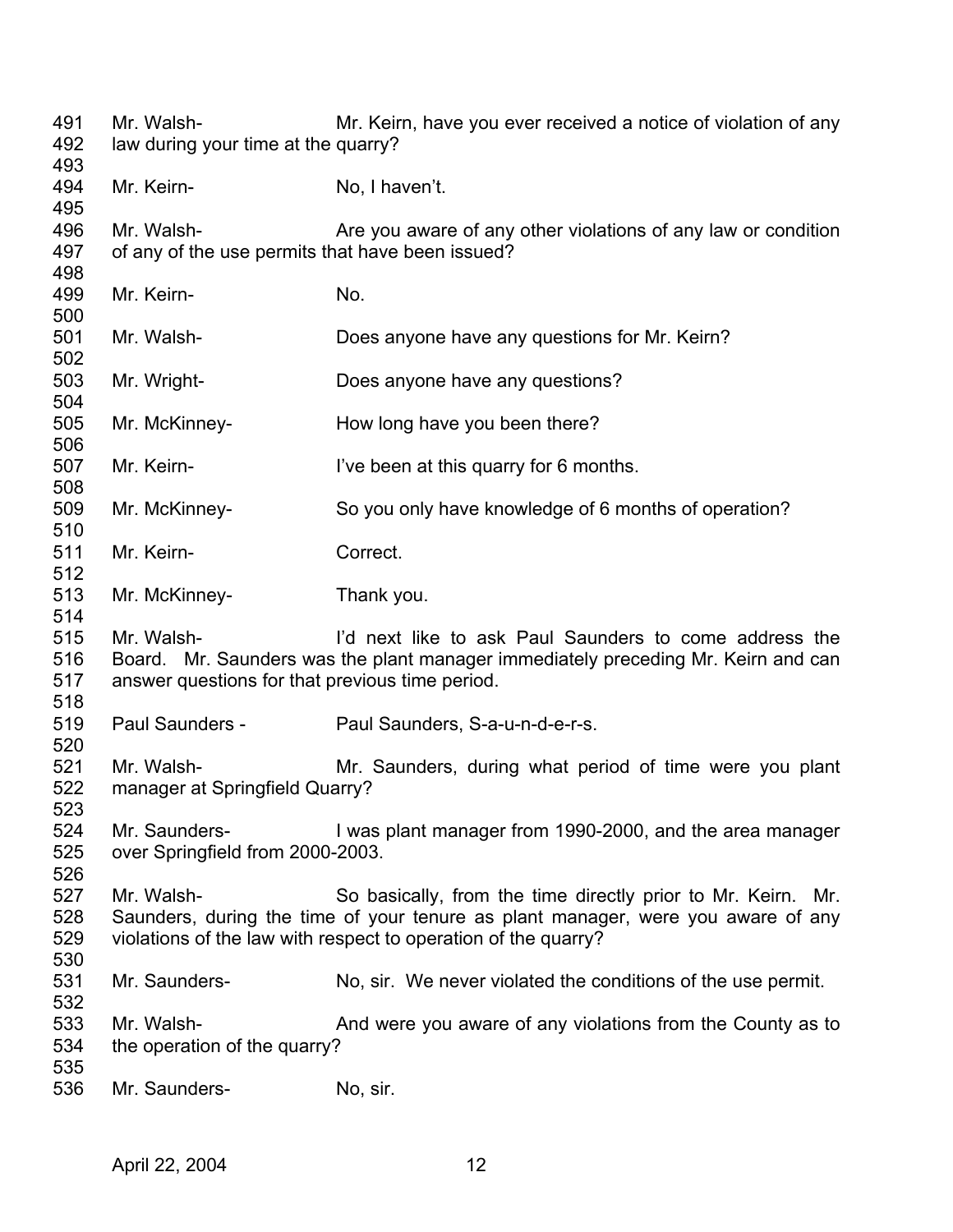491 Mr. Walsh- Mr. Keirn, have you ever received a notice of violation of any
492 law during your time at the quarry?
493
494 Mr. Keirn- No, I haven't.
495
496 Mr. Walsh- Are you aware of any other violations of any law or condition
497 of any of the use permits that have been issued?
498
499 Mr. Keirn- No.
500
501 Mr. Walsh- Does anyone have any questions for Mr. Keirn?
502
503 Mr. Wright- Does anyone have any questions?
504
505 Mr. McKinney- How long have you been there?
506
507 Mr. Keirn- I've been at this quarry for 6 months.
508
509 Mr. McKinney- So you only have knowledge of 6 months of operation?
510
511 Mr. Keirn- Correct.
512
513 Mr. McKinney- Thank you.
514
515 Mr. Walsh- I'd next like to ask Paul Saunders to come address the
516 Board. Mr. Saunders was the plant manager immediately preceding Mr. Keirn and can
517 answer questions for that previous time period.
518
519 Paul Saunders - Paul Saunders, S-a-u-n-d-e-r-s.
520
521 Mr. Walsh- Mr. Saunders, during what period of time were you plant
522 manager at Springfield Quarry?
523
524 Mr. Saunders- I was plant manager from 1990-2000, and the area manager
525 over Springfield from 2000-2003.
526
527 Mr. Walsh- So basically, from the time directly prior to Mr. Keirn. Mr.
528 Saunders, during the time of your tenure as plant manager, were you aware of any
529 violations of the law with respect to operation of the quarry?
530
531 Mr. Saunders- No, sir. We never violated the conditions of the use permit.
532
533 Mr. Walsh- And were you aware of any violations from the County as to
534 the operation of the quarry?
535
536 Mr. Saunders- No, sir.

April 22, 2004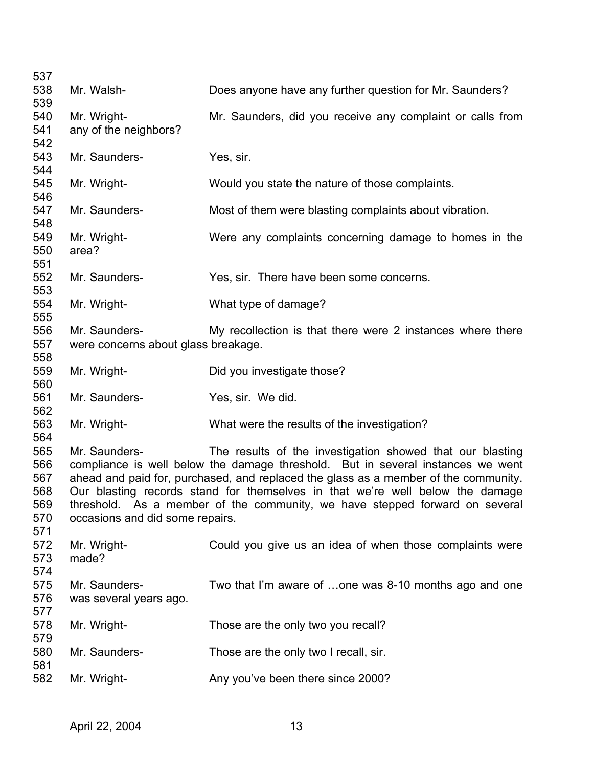537
538 Mr. Walsh- Does anyone have any further question for Mr. Saunders?
539
540 Mr. Wright- Mr. Saunders, did you receive any complaint or calls from
541 any of the neighbors?
542
543 Mr. Saunders- Yes, sir.
544
545 Mr. Wright- Would you state the nature of those complaints.
546
547 Mr. Saunders- Most of them were blasting complaints about vibration.
548
549 Mr. Wright- Were any complaints concerning damage to homes in the
550 area?
551
552 Mr. Saunders- Yes, sir. There have been some concerns.
553
554 Mr. Wright- What type of damage?
555
556 Mr. Saunders- My recollection is that there were 2 instances where there
557 were concerns about glass breakage.
558
559 Mr. Wright- Did you investigate those?
560
561 Mr. Saunders- Yes, sir. We did.
562
563 Mr. Wright- What were the results of the investigation?
564
565 Mr. Saunders- The results of the investigation showed that our blasting
566 compliance is well below the damage threshold. But in several instances we went
567 ahead and paid for, purchased, and replaced the glass as a member of the community.
568 Our blasting records stand for themselves in that we're well below the damage
569 threshold. As a member of the community, we have stepped forward on several
570 occasions and did some repairs.
571
572 Mr. Wright- Could you give us an idea of when those complaints were
573 made?
574
575 Mr. Saunders- Two that I'm aware of …one was 8-10 months ago and one
576 was several years ago.
577
578 Mr. Wright- Those are the only two you recall?
579
580 Mr. Saunders- Those are the only two I recall, sir.
581
582 Mr. Wright- Any you've been there since 2000?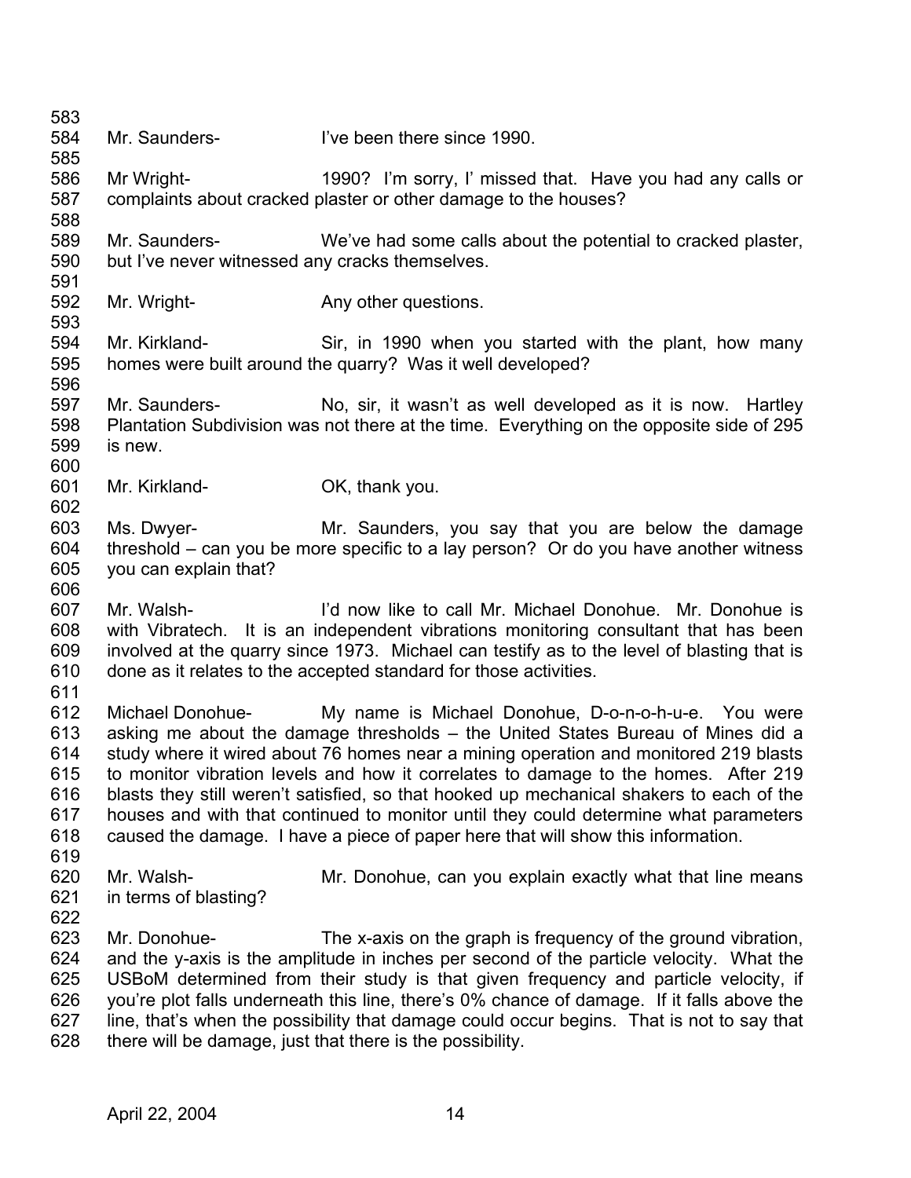Mr. Saunders- I've been there since 1990.

Mr Wright- 1990? I'm sorry, I' missed that. Have you had any calls or complaints about cracked plaster or other damage to the houses?

Mr. Saunders- We've had some calls about the potential to cracked plaster, but I've never witnessed any cracks themselves.

Mr. Wright- Any other questions.

Mr. Kirkland- Sir, in 1990 when you started with the plant, how many homes were built around the quarry? Was it well developed?

Mr. Saunders- No, sir, it wasn't as well developed as it is now. Hartley Plantation Subdivision was not there at the time. Everything on the opposite side of 295 is new.

Mr. Kirkland- OK, thank you.

Ms. Dwyer- Mr. Saunders, you say that you are below the damage threshold – can you be more specific to a lay person? Or do you have another witness you can explain that?

Mr. Walsh- I'd now like to call Mr. Michael Donohue. Mr. Donohue is with Vibratech. It is an independent vibrations monitoring consultant that has been involved at the quarry since 1973. Michael can testify as to the level of blasting that is done as it relates to the accepted standard for those activities.

Michael Donohue- My name is Michael Donohue, D-o-n-o-h-u-e. You were asking me about the damage thresholds – the United States Bureau of Mines did a study where it wired about 76 homes near a mining operation and monitored 219 blasts to monitor vibration levels and how it correlates to damage to the homes. After 219 blasts they still weren't satisfied, so that hooked up mechanical shakers to each of the houses and with that continued to monitor until they could determine what parameters caused the damage. I have a piece of paper here that will show this information.

Mr. Walsh- Mr. Donohue, can you explain exactly what that line means in terms of blasting?

Mr. Donohue- The x-axis on the graph is frequency of the ground vibration, and the y-axis is the amplitude in inches per second of the particle velocity. What the USBoM determined from their study is that given frequency and particle velocity, if you're plot falls underneath this line, there's 0% chance of damage. If it falls above the line, that's when the possibility that damage could occur begins. That is not to say that there will be damage, just that there is the possibility.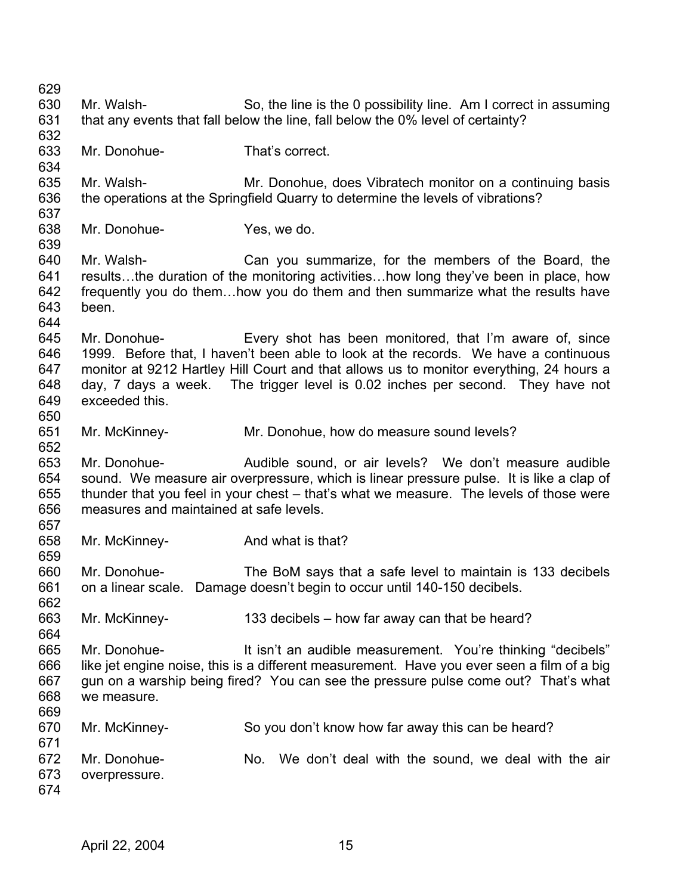Mr. Walsh- So, the line is the 0 possibility line. Am I correct in assuming that any events that fall below the line, fall below the 0% level of certainty?

Mr. Donohue- That's correct.

Mr. Walsh- Mr. Donohue, does Vibratech monitor on a continuing basis the operations at the Springfield Quarry to determine the levels of vibrations?

Mr. Donohue- Yes, we do.

Mr. Walsh- Can you summarize, for the members of the Board, the results…the duration of the monitoring activities…how long they've been in place, how frequently you do them…how you do them and then summarize what the results have been.

Mr. Donohue- Every shot has been monitored, that I'm aware of, since 1999. Before that, I haven't been able to look at the records. We have a continuous monitor at 9212 Hartley Hill Court and that allows us to monitor everything, 24 hours a day, 7 days a week. The trigger level is 0.02 inches per second. They have not exceeded this.

Mr. McKinney- Mr. Donohue, how do measure sound levels?

Mr. Donohue- Audible sound, or air levels? We don't measure audible sound. We measure air overpressure, which is linear pressure pulse. It is like a clap of thunder that you feel in your chest – that's what we measure. The levels of those were measures and maintained at safe levels.

Mr. McKinney- And what is that?

Mr. Donohue- The BoM says that a safe level to maintain is 133 decibels on a linear scale. Damage doesn't begin to occur until 140-150 decibels.

Mr. McKinney- 133 decibels – how far away can that be heard?

Mr. Donohue- It isn't an audible measurement. You're thinking "decibels" like jet engine noise, this is a different measurement. Have you ever seen a film of a big gun on a warship being fired? You can see the pressure pulse come out? That's what we measure.

Mr. McKinney- So you don't know how far away this can be heard?

Mr. Donohue- No. We don't deal with the sound, we deal with the air overpressure.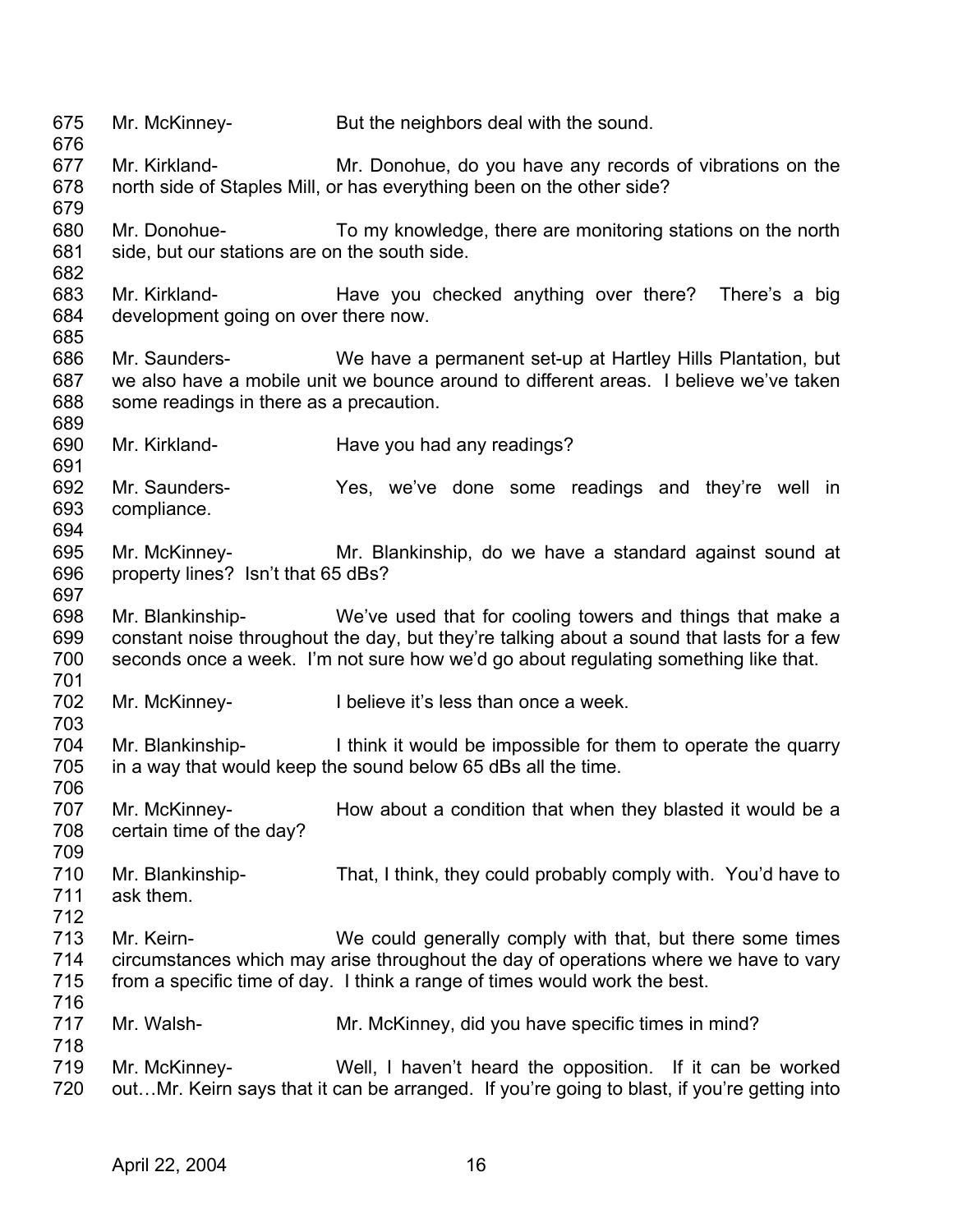675 Mr. McKinney- But the neighbors deal with the sound.
676
677 Mr. Kirkland- Mr. Donohue, do you have any records of vibrations on the
678 north side of Staples Mill, or has everything been on the other side?
679
680 Mr. Donohue- To my knowledge, there are monitoring stations on the north
681 side, but our stations are on the south side.
682
683 Mr. Kirkland- Have you checked anything over there? There's a big
684 development going on over there now.
685
686 Mr. Saunders- We have a permanent set-up at Hartley Hills Plantation, but
687 we also have a mobile unit we bounce around to different areas. I believe we've taken
688 some readings in there as a precaution.
689
690 Mr. Kirkland- Have you had any readings?
691
692 Mr. Saunders- Yes, we've done some readings and they're well in
693 compliance.
694
695 Mr. McKinney- Mr. Blankinship, do we have a standard against sound at
696 property lines? Isn't that 65 dBs?
697
698 Mr. Blankinship- We've used that for cooling towers and things that make a
699 constant noise throughout the day, but they're talking about a sound that lasts for a few
700 seconds once a week. I'm not sure how we'd go about regulating something like that.
701
702 Mr. McKinney- I believe it's less than once a week.
703
704 Mr. Blankinship- I think it would be impossible for them to operate the quarry
705 in a way that would keep the sound below 65 dBs all the time.
706
707 Mr. McKinney- How about a condition that when they blasted it would be a
708 certain time of the day?
709
710 Mr. Blankinship- That, I think, they could probably comply with. You'd have to
711 ask them.
712
713 Mr. Keirn- We could generally comply with that, but there some times
714 circumstances which may arise throughout the day of operations where we have to vary
715 from a specific time of day. I think a range of times would work the best.
716
717 Mr. Walsh- Mr. McKinney, did you have specific times in mind?
718
719 Mr. McKinney- Well, I haven't heard the opposition. If it can be worked
720 out…Mr. Keirn says that it can be arranged. If you're going to blast, if you're getting into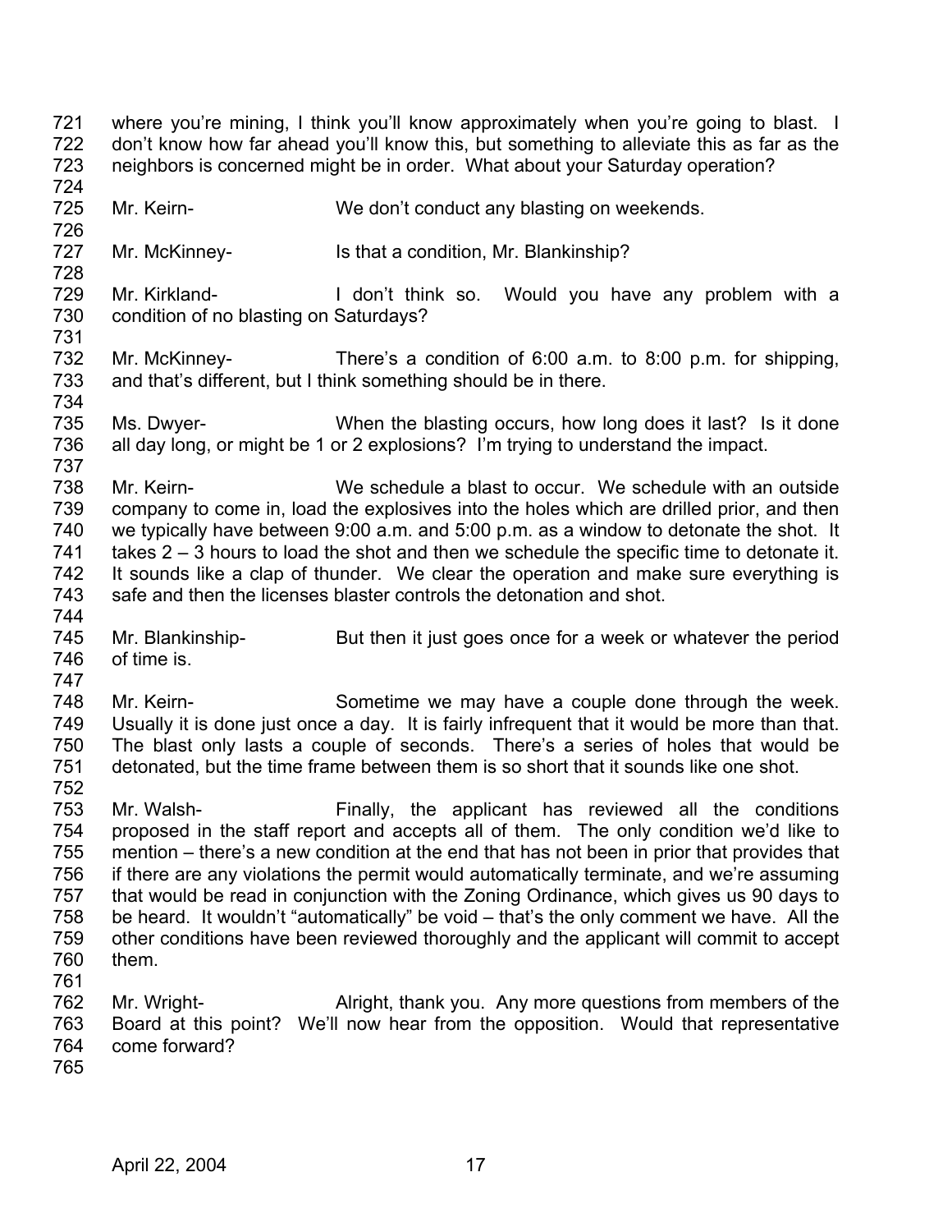where you're mining, I think you'll know approximately when you're going to blast. I don't know how far ahead you'll know this, but something to alleviate this as far as the neighbors is concerned might be in order. What about your Saturday operation?

Mr. Keirn- We don't conduct any blasting on weekends.

Mr. McKinney- Is that a condition, Mr. Blankinship?

Mr. Kirkland- I don't think so. Would you have any problem with a condition of no blasting on Saturdays?

Mr. McKinney- There's a condition of 6:00 a.m. to 8:00 p.m. for shipping, and that's different, but I think something should be in there.

Ms. Dwyer- When the blasting occurs, how long does it last? Is it done all day long, or might be 1 or 2 explosions? I'm trying to understand the impact.

Mr. Keirn- We schedule a blast to occur. We schedule with an outside company to come in, load the explosives into the holes which are drilled prior, and then we typically have between 9:00 a.m. and 5:00 p.m. as a window to detonate the shot. It takes 2 – 3 hours to load the shot and then we schedule the specific time to detonate it. It sounds like a clap of thunder. We clear the operation and make sure everything is safe and then the licenses blaster controls the detonation and shot.

Mr. Blankinship- But then it just goes once for a week or whatever the period of time is.

Mr. Keirn- Sometime we may have a couple done through the week. Usually it is done just once a day. It is fairly infrequent that it would be more than that. The blast only lasts a couple of seconds. There's a series of holes that would be detonated, but the time frame between them is so short that it sounds like one shot.

Mr. Walsh- Finally, the applicant has reviewed all the conditions proposed in the staff report and accepts all of them. The only condition we'd like to mention – there's a new condition at the end that has not been in prior that provides that if there are any violations the permit would automatically terminate, and we're assuming that would be read in conjunction with the Zoning Ordinance, which gives us 90 days to be heard. It wouldn't "automatically" be void – that's the only comment we have. All the other conditions have been reviewed thoroughly and the applicant will commit to accept them.

Mr. Wright- Alright, thank you. Any more questions from members of the Board at this point? We'll now hear from the opposition. Would that representative come forward?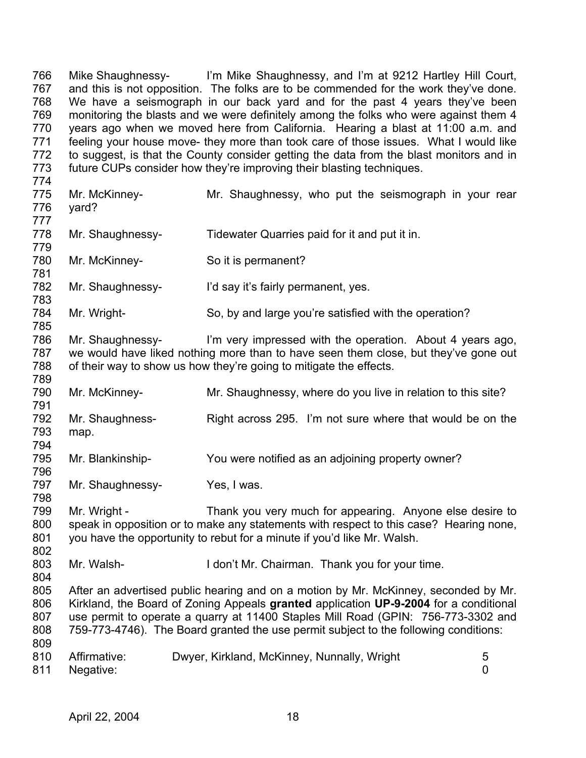766 Mike Shaughnessy- I'm Mike Shaughnessy, and I'm at 9212 Hartley Hill Court,
767 and this is not opposition. The folks are to be commended for the work they've done.
768 We have a seismograph in our back yard and for the past 4 years they've been
769 monitoring the blasts and we were definitely among the folks who were against them 4
770 years ago when we moved here from California. Hearing a blast at 11:00 a.m. and
771 feeling your house move- they more than took care of those issues. What I would like
772 to suggest, is that the County consider getting the data from the blast monitors and in
773 future CUPs consider how they're improving their blasting techniques.
774
775 Mr. McKinney- Mr. Shaughnessy, who put the seismograph in your rear
776 yard?
777
778 Mr. Shaughnessy- Tidewater Quarries paid for it and put it in.
779
780 Mr. McKinney- So it is permanent?
781
782 Mr. Shaughnessy- I'd say it's fairly permanent, yes.
783
784 Mr. Wright- So, by and large you're satisfied with the operation?
785
786 Mr. Shaughnessy- I'm very impressed with the operation. About 4 years ago,
787 we would have liked nothing more than to have seen them close, but they've gone out
788 of their way to show us how they're going to mitigate the effects.
789
790 Mr. McKinney- Mr. Shaughnessy, where do you live in relation to this site?
791
792 Mr. Shaughness- Right across 295. I'm not sure where that would be on the
793 map.
794
795 Mr. Blankinship- You were notified as an adjoining property owner?
796
797 Mr. Shaughnessy- Yes, I was.
798
799 Mr. Wright - Thank you very much for appearing. Anyone else desire to
800 speak in opposition or to make any statements with respect to this case? Hearing none,
801 you have the opportunity to rebut for a minute if you'd like Mr. Walsh.
802
803 Mr. Walsh- I don't Mr. Chairman. Thank you for your time.
804
805 After an advertised public hearing and on a motion by Mr. McKinney, seconded by Mr.
806 Kirkland, the Board of Zoning Appeals **granted** application **UP-9-2004** for a conditional
807 use permit to operate a quarry at 11400 Staples Mill Road (GPIN: 756-773-3302 and
808 759-773-4746). The Board granted the use permit subject to the following conditions:
809
810 Affirmative: Dwyer, Kirkland, McKinney, Nunnally, Wright 5
811 Negative: 0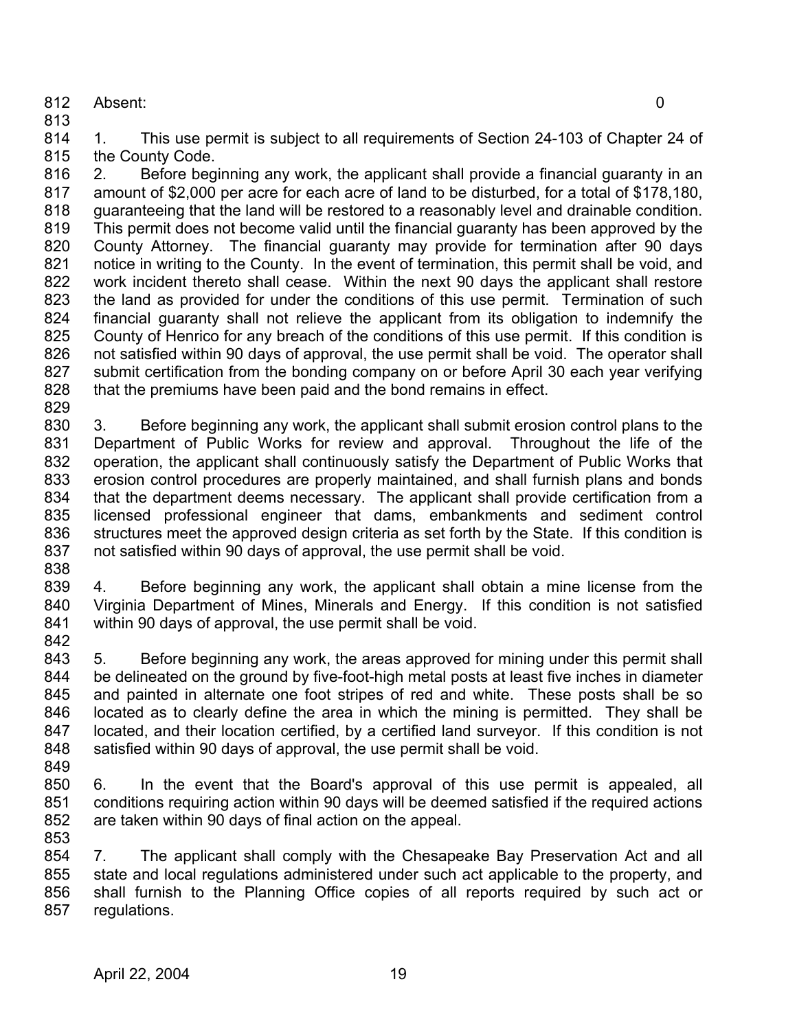Absent: 0

1. This use permit is subject to all requirements of Section 24-103 of Chapter 24 of the County Code.

2. Before beginning any work, the applicant shall provide a financial guaranty in an amount of $2,000 per acre for each acre of land to be disturbed, for a total of $178,180, guaranteeing that the land will be restored to a reasonably level and drainable condition. This permit does not become valid until the financial guaranty has been approved by the County Attorney. The financial guaranty may provide for termination after 90 days notice in writing to the County. In the event of termination, this permit shall be void, and work incident thereto shall cease. Within the next 90 days the applicant shall restore the land as provided for under the conditions of this use permit. Termination of such financial guaranty shall not relieve the applicant from its obligation to indemnify the County of Henrico for any breach of the conditions of this use permit. If this condition is not satisfied within 90 days of approval, the use permit shall be void. The operator shall submit certification from the bonding company on or before April 30 each year verifying that the premiums have been paid and the bond remains in effect.

3. Before beginning any work, the applicant shall submit erosion control plans to the Department of Public Works for review and approval. Throughout the life of the operation, the applicant shall continuously satisfy the Department of Public Works that erosion control procedures are properly maintained, and shall furnish plans and bonds that the department deems necessary. The applicant shall provide certification from a licensed professional engineer that dams, embankments and sediment control structures meet the approved design criteria as set forth by the State. If this condition is not satisfied within 90 days of approval, the use permit shall be void.

4. Before beginning any work, the applicant shall obtain a mine license from the Virginia Department of Mines, Minerals and Energy. If this condition is not satisfied within 90 days of approval, the use permit shall be void.

5. Before beginning any work, the areas approved for mining under this permit shall be delineated on the ground by five-foot-high metal posts at least five inches in diameter and painted in alternate one foot stripes of red and white. These posts shall be so located as to clearly define the area in which the mining is permitted. They shall be located, and their location certified, by a certified land surveyor. If this condition is not satisfied within 90 days of approval, the use permit shall be void.

6. In the event that the Board's approval of this use permit is appealed, all conditions requiring action within 90 days will be deemed satisfied if the required actions are taken within 90 days of final action on the appeal.

7. The applicant shall comply with the Chesapeake Bay Preservation Act and all state and local regulations administered under such act applicable to the property, and shall furnish to the Planning Office copies of all reports required by such act or regulations.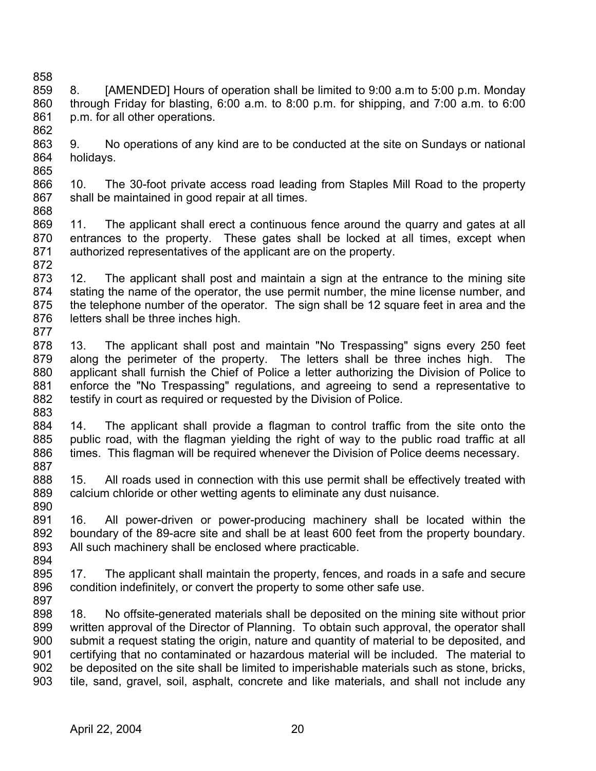8. [AMENDED] Hours of operation shall be limited to 9:00 a.m to 5:00 p.m. Monday through Friday for blasting, 6:00 a.m. to 8:00 p.m. for shipping, and 7:00 a.m. to 6:00 p.m. for all other operations.

9. No operations of any kind are to be conducted at the site on Sundays or national holidays.

10. The 30-foot private access road leading from Staples Mill Road to the property shall be maintained in good repair at all times.

11. The applicant shall erect a continuous fence around the quarry and gates at all entrances to the property. These gates shall be locked at all times, except when authorized representatives of the applicant are on the property.

12. The applicant shall post and maintain a sign at the entrance to the mining site stating the name of the operator, the use permit number, the mine license number, and the telephone number of the operator. The sign shall be 12 square feet in area and the letters shall be three inches high.

13. The applicant shall post and maintain "No Trespassing" signs every 250 feet along the perimeter of the property. The letters shall be three inches high. The applicant shall furnish the Chief of Police a letter authorizing the Division of Police to enforce the "No Trespassing" regulations, and agreeing to send a representative to testify in court as required or requested by the Division of Police.

14. The applicant shall provide a flagman to control traffic from the site onto the public road, with the flagman yielding the right of way to the public road traffic at all times. This flagman will be required whenever the Division of Police deems necessary.

15. All roads used in connection with this use permit shall be effectively treated with calcium chloride or other wetting agents to eliminate any dust nuisance.

16. All power-driven or power-producing machinery shall be located within the boundary of the 89-acre site and shall be at least 600 feet from the property boundary. All such machinery shall be enclosed where practicable.

17. The applicant shall maintain the property, fences, and roads in a safe and secure condition indefinitely, or convert the property to some other safe use.

18. No offsite-generated materials shall be deposited on the mining site without prior written approval of the Director of Planning. To obtain such approval, the operator shall submit a request stating the origin, nature and quantity of material to be deposited, and certifying that no contaminated or hazardous material will be included. The material to be deposited on the site shall be limited to imperishable materials such as stone, bricks, tile, sand, gravel, soil, asphalt, concrete and like materials, and shall not include any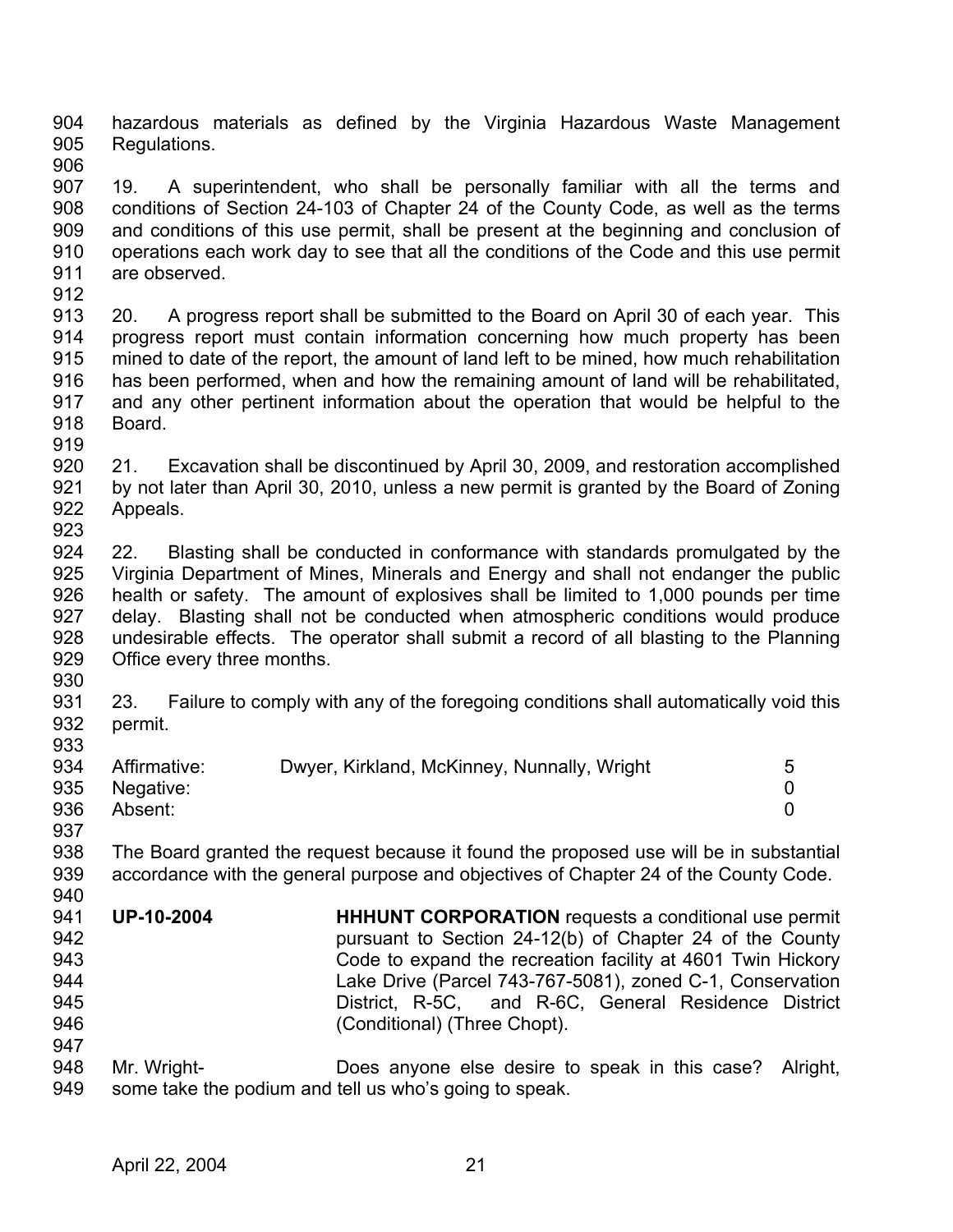hazardous materials as defined by the Virginia Hazardous Waste Management Regulations.

19. A superintendent, who shall be personally familiar with all the terms and conditions of Section 24-103 of Chapter 24 of the County Code, as well as the terms and conditions of this use permit, shall be present at the beginning and conclusion of operations each work day to see that all the conditions of the Code and this use permit are observed.

20. A progress report shall be submitted to the Board on April 30 of each year. This progress report must contain information concerning how much property has been mined to date of the report, the amount of land left to be mined, how much rehabilitation has been performed, when and how the remaining amount of land will be rehabilitated, and any other pertinent information about the operation that would be helpful to the Board.

21. Excavation shall be discontinued by April 30, 2009, and restoration accomplished by not later than April 30, 2010, unless a new permit is granted by the Board of Zoning Appeals.

22. Blasting shall be conducted in conformance with standards promulgated by the Virginia Department of Mines, Minerals and Energy and shall not endanger the public health or safety. The amount of explosives shall be limited to 1,000 pounds per time delay. Blasting shall not be conducted when atmospheric conditions would produce undesirable effects. The operator shall submit a record of all blasting to the Planning Office every three months.

23. Failure to comply with any of the foregoing conditions shall automatically void this permit.

| | | |
|---|---|---|
| Affirmative: | Dwyer, Kirkland, McKinney, Nunnally, Wright | 5 |
| Negative: | | 0 |
| Absent: | | 0 |

The Board granted the request because it found the proposed use will be in substantial accordance with the general purpose and objectives of Chapter 24 of the County Code.

**UP-10-2004** **HHHUNT CORPORATION** requests a conditional use permit pursuant to Section 24-12(b) of Chapter 24 of the County Code to expand the recreation facility at 4601 Twin Hickory Lake Drive (Parcel 743-767-5081), zoned C-1, Conservation District, R-5C, and R-6C, General Residence District (Conditional) (Three Chopt).

Mr. Wright- Does anyone else desire to speak in this case? Alright, some take the podium and tell us who's going to speak.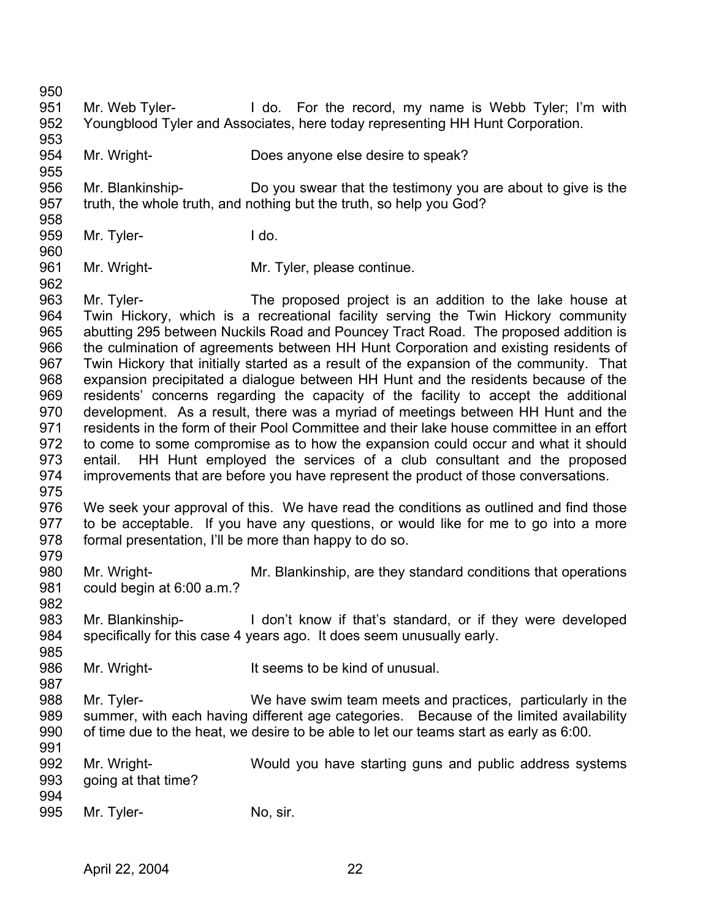Mr. Web Tyler- I do. For the record, my name is Webb Tyler; I'm with Youngblood Tyler and Associates, here today representing HH Hunt Corporation.

Mr. Wright- Does anyone else desire to speak?

Mr. Blankinship- Do you swear that the testimony you are about to give is the truth, the whole truth, and nothing but the truth, so help you God?

Mr. Tyler- I do.

Mr. Wright- Mr. Tyler, please continue.

Mr. Tyler- The proposed project is an addition to the lake house at Twin Hickory, which is a recreational facility serving the Twin Hickory community abutting 295 between Nuckils Road and Pouncey Tract Road. The proposed addition is the culmination of agreements between HH Hunt Corporation and existing residents of Twin Hickory that initially started as a result of the expansion of the community. That expansion precipitated a dialogue between HH Hunt and the residents because of the residents' concerns regarding the capacity of the facility to accept the additional development. As a result, there was a myriad of meetings between HH Hunt and the residents in the form of their Pool Committee and their lake house committee in an effort to come to some compromise as to how the expansion could occur and what it should entail. HH Hunt employed the services of a club consultant and the proposed improvements that are before you have represent the product of those conversations.

We seek your approval of this. We have read the conditions as outlined and find those to be acceptable. If you have any questions, or would like for me to go into a more formal presentation, I'll be more than happy to do so.

Mr. Wright- Mr. Blankinship, are they standard conditions that operations could begin at 6:00 a.m.?

Mr. Blankinship- I don't know if that's standard, or if they were developed specifically for this case 4 years ago. It does seem unusually early.

Mr. Wright- It seems to be kind of unusual.

Mr. Tyler- We have swim team meets and practices, particularly in the summer, with each having different age categories. Because of the limited availability of time due to the heat, we desire to be able to let our teams start as early as 6:00.

Mr. Wright- Would you have starting guns and public address systems going at that time?

Mr. Tyler- No, sir.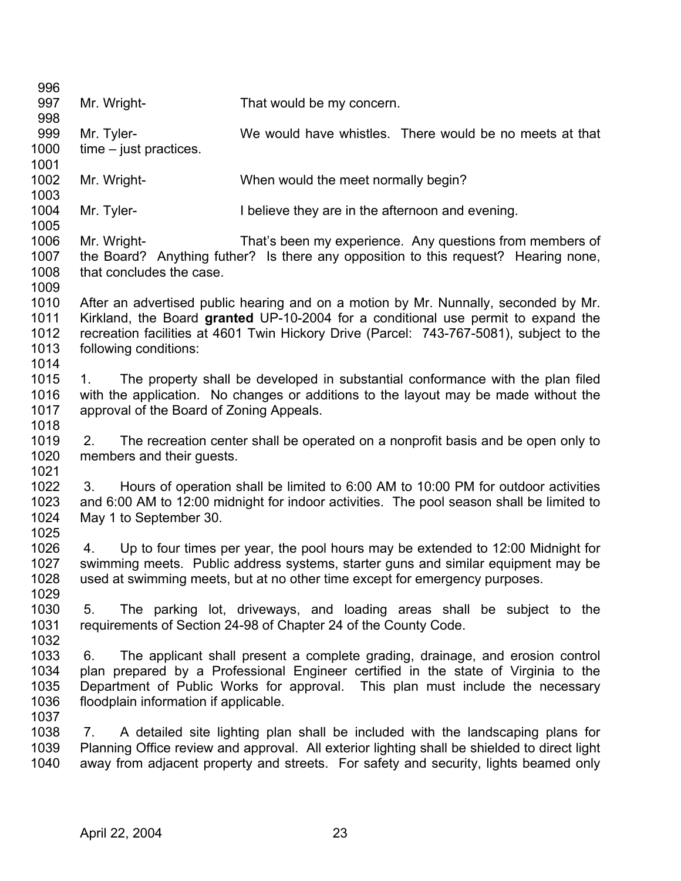Mr. Wright- That would be my concern.

Mr. Tyler- We would have whistles. There would be no meets at that time – just practices.

Mr. Wright- When would the meet normally begin?

Mr. Tyler- I believe they are in the afternoon and evening.

Mr. Wright- That's been my experience. Any questions from members of the Board? Anything futher? Is there any opposition to this request? Hearing none, that concludes the case.

After an advertised public hearing and on a motion by Mr. Nunnally, seconded by Mr. Kirkland, the Board **granted** UP-10-2004 for a conditional use permit to expand the recreation facilities at 4601 Twin Hickory Drive (Parcel: 743-767-5081), subject to the following conditions:

1. The property shall be developed in substantial conformance with the plan filed with the application. No changes or additions to the layout may be made without the approval of the Board of Zoning Appeals.

2. The recreation center shall be operated on a nonprofit basis and be open only to members and their guests.

3. Hours of operation shall be limited to 6:00 AM to 10:00 PM for outdoor activities and 6:00 AM to 12:00 midnight for indoor activities. The pool season shall be limited to May 1 to September 30.

4. Up to four times per year, the pool hours may be extended to 12:00 Midnight for swimming meets. Public address systems, starter guns and similar equipment may be used at swimming meets, but at no other time except for emergency purposes.

5. The parking lot, driveways, and loading areas shall be subject to the requirements of Section 24-98 of Chapter 24 of the County Code.

6. The applicant shall present a complete grading, drainage, and erosion control plan prepared by a Professional Engineer certified in the state of Virginia to the Department of Public Works for approval. This plan must include the necessary floodplain information if applicable.

7. A detailed site lighting plan shall be included with the landscaping plans for Planning Office review and approval. All exterior lighting shall be shielded to direct light away from adjacent property and streets. For safety and security, lights beamed only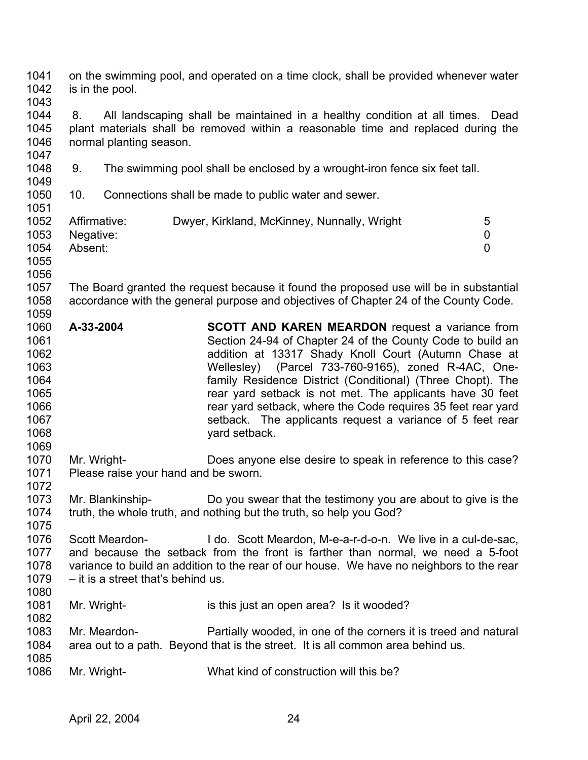on the swimming pool, and operated on a time clock, shall be provided whenever water is in the pool.

8. All landscaping shall be maintained in a healthy condition at all times. Dead plant materials shall be removed within a reasonable time and replaced during the normal planting season.

9. The swimming pool shall be enclosed by a wrought-iron fence six feet tall.

10. Connections shall be made to public water and sewer.

| | | |
|---|---|---|
| Affirmative: | Dwyer, Kirkland, McKinney, Nunnally, Wright | 5 |
| Negative: | | 0 |
| Absent: | | 0 |

The Board granted the request because it found the proposed use will be in substantial accordance with the general purpose and objectives of Chapter 24 of the County Code.

**A-33-2004** **SCOTT AND KAREN MEARDON** request a variance from Section 24-94 of Chapter 24 of the County Code to build an addition at 13317 Shady Knoll Court (Autumn Chase at Wellesley) (Parcel 733-760-9165), zoned R-4AC, One-family Residence District (Conditional) (Three Chopt). The rear yard setback is not met. The applicants have 30 feet rear yard setback, where the Code requires 35 feet rear yard setback. The applicants request a variance of 5 feet rear yard setback.

Mr. Wright- Does anyone else desire to speak in reference to this case? Please raise your hand and be sworn.

Mr. Blankinship- Do you swear that the testimony you are about to give is the truth, the whole truth, and nothing but the truth, so help you God?

Scott Meardon- I do. Scott Meardon, M-e-a-r-d-o-n. We live in a cul-de-sac, and because the setback from the front is farther than normal, we need a 5-foot variance to build an addition to the rear of our house. We have no neighbors to the rear – it is a street that's behind us.

Mr. Wright- is this just an open area? Is it wooded?

Mr. Meardon- Partially wooded, in one of the corners it is treed and natural area out to a path. Beyond that is the street. It is all common area behind us.

Mr. Wright- What kind of construction will this be?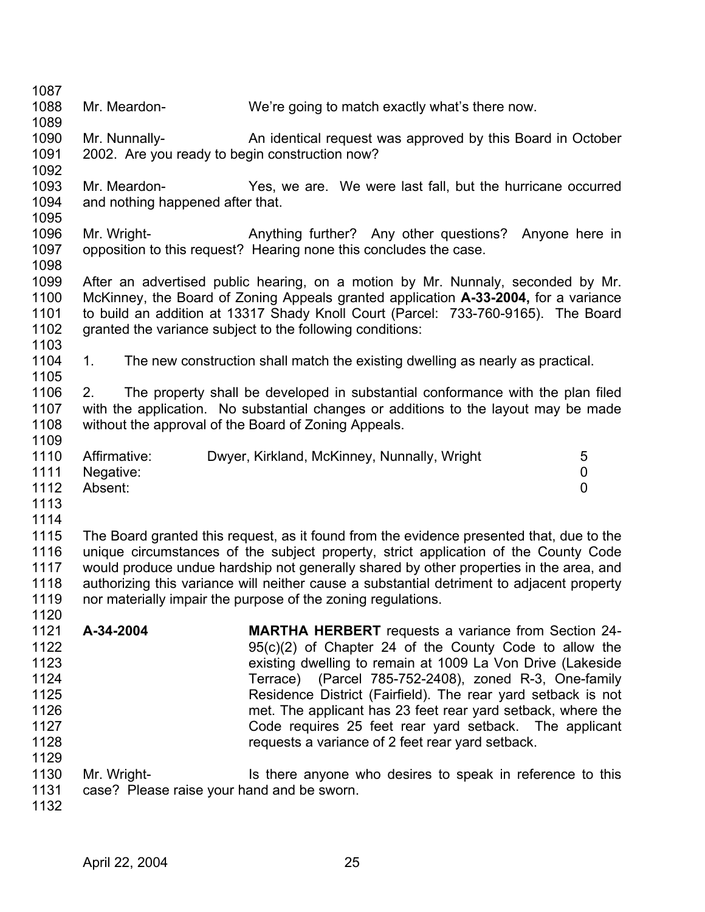Mr. Meardon- We're going to match exactly what's there now.

Mr. Nunnally- An identical request was approved by this Board in October 2002. Are you ready to begin construction now?

Mr. Meardon- Yes, we are. We were last fall, but the hurricane occurred and nothing happened after that.

Mr. Wright- Anything further? Any other questions? Anyone here in opposition to this request? Hearing none this concludes the case.

After an advertised public hearing, on a motion by Mr. Nunnaly, seconded by Mr. McKinney, the Board of Zoning Appeals granted application **A-33-2004,** for a variance to build an addition at 13317 Shady Knoll Court (Parcel: 733-760-9165). The Board granted the variance subject to the following conditions:

1. The new construction shall match the existing dwelling as nearly as practical.

2. The property shall be developed in substantial conformance with the plan filed with the application. No substantial changes or additions to the layout may be made without the approval of the Board of Zoning Appeals.

| | | |
|---|---|---|
| Affirmative: | Dwyer, Kirkland, McKinney, Nunnally, Wright | 5 |
| Negative: | | 0 |
| Absent: | | 0 |

The Board granted this request, as it found from the evidence presented that, due to the unique circumstances of the subject property, strict application of the County Code would produce undue hardship not generally shared by other properties in the area, and authorizing this variance will neither cause a substantial detriment to adjacent property nor materially impair the purpose of the zoning regulations.

**A-34-2004** **MARTHA HERBERT** requests a variance from Section 24-95(c)(2) of Chapter 24 of the County Code to allow the existing dwelling to remain at 1009 La Von Drive (Lakeside Terrace) (Parcel 785-752-2408), zoned R-3, One-family Residence District (Fairfield). The rear yard setback is not met. The applicant has 23 feet rear yard setback, where the Code requires 25 feet rear yard setback. The applicant requests a variance of 2 feet rear yard setback.

Mr. Wright- Is there anyone who desires to speak in reference to this case? Please raise your hand and be sworn.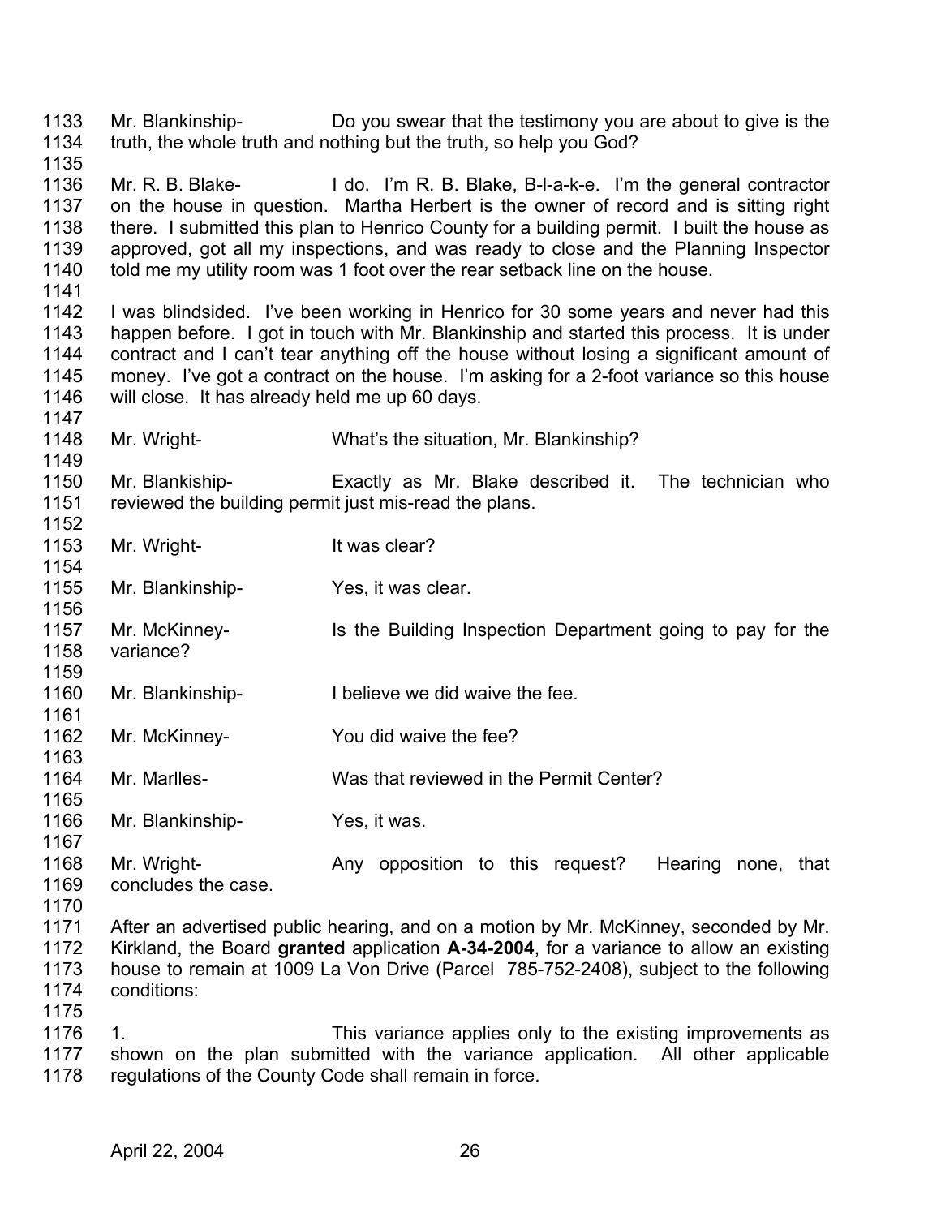1133 Mr. Blankinship- Do you swear that the testimony you are about to give is the
1134 truth, the whole truth and nothing but the truth, so help you God?
1135
1136 Mr. R. B. Blake- I do. I'm R. B. Blake, B-l-a-k-e. I'm the general contractor
1137 on the house in question. Martha Herbert is the owner of record and is sitting right
1138 there. I submitted this plan to Henrico County for a building permit. I built the house as
1139 approved, got all my inspections, and was ready to close and the Planning Inspector
1140 told me my utility room was 1 foot over the rear setback line on the house.
1141
1142 I was blindsided. I've been working in Henrico for 30 some years and never had this
1143 happen before. I got in touch with Mr. Blankinship and started this process. It is under
1144 contract and I can't tear anything off the house without losing a significant amount of
1145 money. I've got a contract on the house. I'm asking for a 2-foot variance so this house
1146 will close. It has already held me up 60 days.
1147
1148 Mr. Wright- What's the situation, Mr. Blankinship?
1149
1150 Mr. Blankiship- Exactly as Mr. Blake described it. The technician who
1151 reviewed the building permit just mis-read the plans.
1152
1153 Mr. Wright- It was clear?
1154
1155 Mr. Blankinship- Yes, it was clear.
1156
1157 Mr. McKinney- Is the Building Inspection Department going to pay for the
1158 variance?
1159
1160 Mr. Blankinship- I believe we did waive the fee.
1161
1162 Mr. McKinney- You did waive the fee?
1163
1164 Mr. Marlles- Was that reviewed in the Permit Center?
1165
1166 Mr. Blankinship- Yes, it was.
1167
1168 Mr. Wright- Any opposition to this request? Hearing none, that
1169 concludes the case.
1170
1171 After an advertised public hearing, and on a motion by Mr. McKinney, seconded by Mr.
1172 Kirkland, the Board **granted** application **A-34-2004**, for a variance to allow an existing
1173 house to remain at 1009 La Von Drive (Parcel 785-752-2408), subject to the following
1174 conditions:
1175
1176 1. This variance applies only to the existing improvements as
1177 shown on the plan submitted with the variance application. All other applicable
1178 regulations of the County Code shall remain in force.

April 22, 2004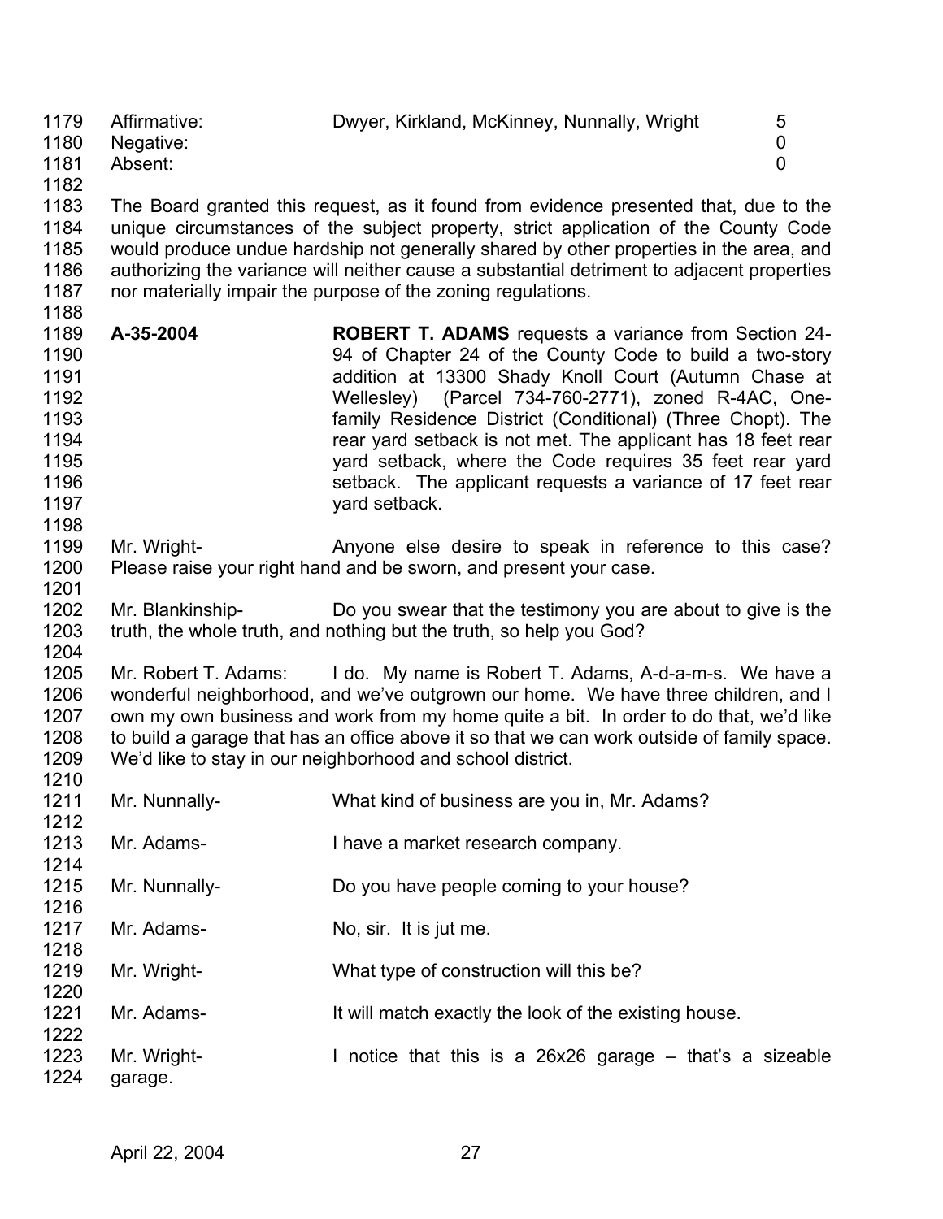| | | |
|---|---|---|
| Affirmative: | Dwyer, Kirkland, McKinney, Nunnally, Wright | 5 |
| Negative: | | 0 |
| Absent: | | 0 |

The Board granted this request, as it found from evidence presented that, due to the unique circumstances of the subject property, strict application of the County Code would produce undue hardship not generally shared by other properties in the area, and authorizing the variance will neither cause a substantial detriment to adjacent properties nor materially impair the purpose of the zoning regulations.

**A-35-2004** **ROBERT T. ADAMS** requests a variance from Section 24-94 of Chapter 24 of the County Code to build a two-story addition at 13300 Shady Knoll Court (Autumn Chase at Wellesley) (Parcel 734-760-2771), zoned R-4AC, One-family Residence District (Conditional) (Three Chopt). The rear yard setback is not met. The applicant has 18 feet rear yard setback, where the Code requires 35 feet rear yard setback. The applicant requests a variance of 17 feet rear yard setback.

Mr. Wright- Anyone else desire to speak in reference to this case? Please raise your right hand and be sworn, and present your case.

Mr. Blankinship- Do you swear that the testimony you are about to give is the truth, the whole truth, and nothing but the truth, so help you God?

Mr. Robert T. Adams: I do. My name is Robert T. Adams, A-d-a-m-s. We have a wonderful neighborhood, and we've outgrown our home. We have three children, and I own my own business and work from my home quite a bit. In order to do that, we'd like to build a garage that has an office above it so that we can work outside of family space. We'd like to stay in our neighborhood and school district.

Mr. Nunnally- What kind of business are you in, Mr. Adams?

Mr. Adams- I have a market research company.

Mr. Nunnally- Do you have people coming to your house?

Mr. Adams- No, sir. It is jut me.

Mr. Wright- What type of construction will this be?

Mr. Adams- It will match exactly the look of the existing house.

Mr. Wright- I notice that this is a 26x26 garage – that's a sizeable garage.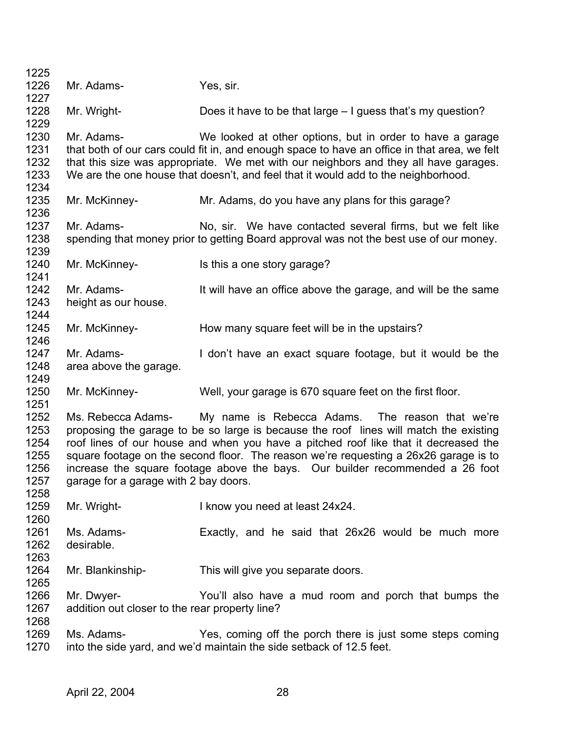1225
1226 Mr. Adams- Yes, sir.
1227
1228 Mr. Wright- Does it have to be that large – I guess that's my question?
1229
1230 Mr. Adams- We looked at other options, but in order to have a garage
1231 that both of our cars could fit in, and enough space to have an office in that area, we felt
1232 that this size was appropriate. We met with our neighbors and they all have garages.
1233 We are the one house that doesn't, and feel that it would add to the neighborhood.
1234
1235 Mr. McKinney- Mr. Adams, do you have any plans for this garage?
1236
1237 Mr. Adams- No, sir. We have contacted several firms, but we felt like
1238 spending that money prior to getting Board approval was not the best use of our money.
1239
1240 Mr. McKinney- Is this a one story garage?
1241
1242 Mr. Adams- It will have an office above the garage, and will be the same
1243 height as our house.
1244
1245 Mr. McKinney- How many square feet will be in the upstairs?
1246
1247 Mr. Adams- I don't have an exact square footage, but it would be the
1248 area above the garage.
1249
1250 Mr. McKinney- Well, your garage is 670 square feet on the first floor.
1251
1252 Ms. Rebecca Adams- My name is Rebecca Adams. The reason that we're
1253 proposing the garage to be so large is because the roof lines will match the existing
1254 roof lines of our house and when you have a pitched roof like that it decreased the
1255 square footage on the second floor. The reason we're requesting a 26x26 garage is to
1256 increase the square footage above the bays. Our builder recommended a 26 foot
1257 garage for a garage with 2 bay doors.
1258
1259 Mr. Wright- I know you need at least 24x24.
1260
1261 Ms. Adams- Exactly, and he said that 26x26 would be much more
1262 desirable.
1263
1264 Mr. Blankinship- This will give you separate doors.
1265
1266 Mr. Dwyer- You'll also have a mud room and porch that bumps the
1267 addition out closer to the rear property line?
1268
1269 Ms. Adams- Yes, coming off the porch there is just some steps coming
1270 into the side yard, and we'd maintain the side setback of 12.5 feet.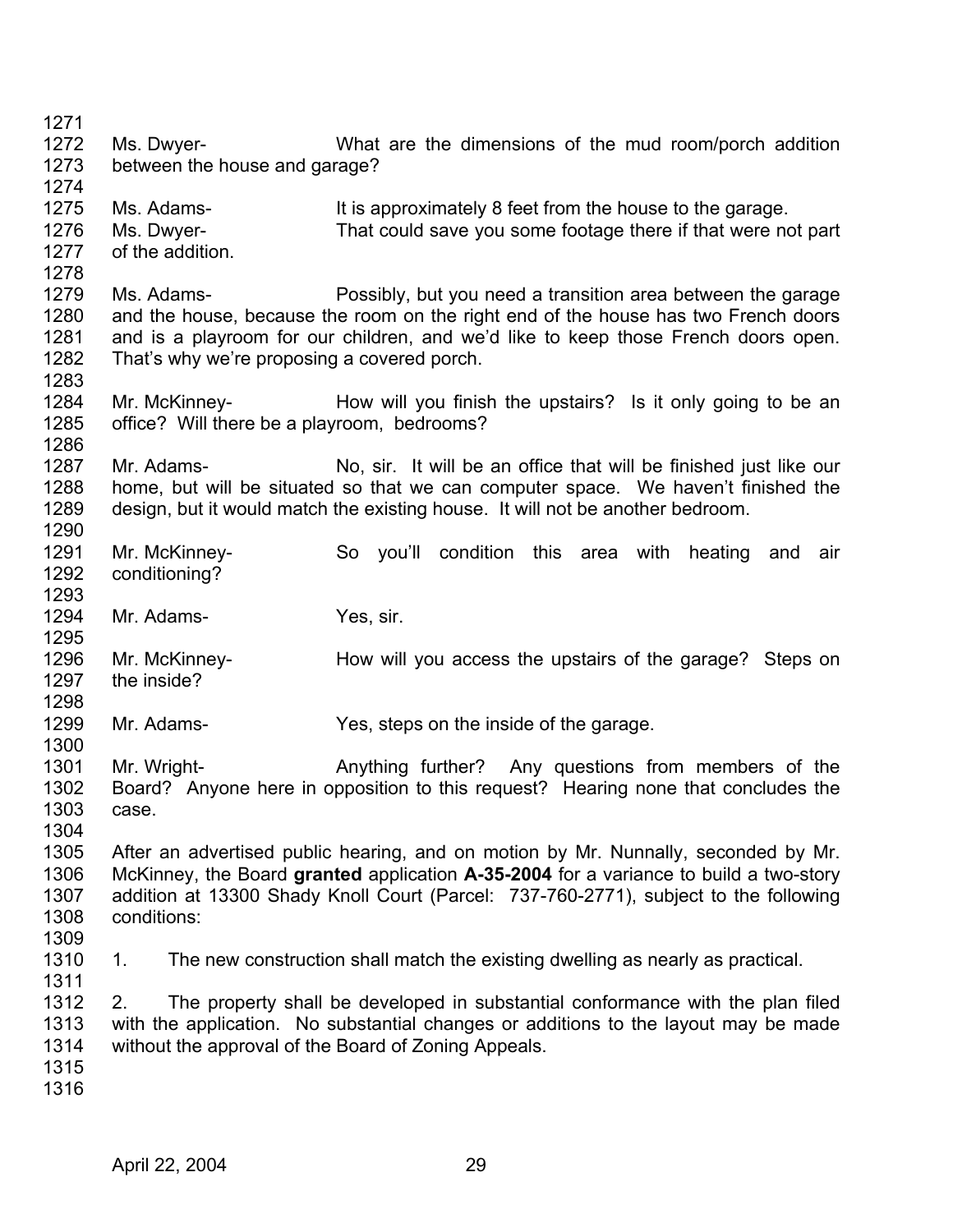Ms. Dwyer- What are the dimensions of the mud room/porch addition between the house and garage?

Ms. Adams- It is approximately 8 feet from the house to the garage.

Ms. Dwyer- That could save you some footage there if that were not part of the addition.

Ms. Adams- Possibly, but you need a transition area between the garage and the house, because the room on the right end of the house has two French doors and is a playroom for our children, and we'd like to keep those French doors open. That's why we're proposing a covered porch.

Mr. McKinney- How will you finish the upstairs? Is it only going to be an office? Will there be a playroom, bedrooms?

Mr. Adams- No, sir. It will be an office that will be finished just like our home, but will be situated so that we can computer space. We haven't finished the design, but it would match the existing house. It will not be another bedroom.

Mr. McKinney- So you'll condition this area with heating and air conditioning?

Mr. Adams- Yes, sir.

Mr. McKinney- How will you access the upstairs of the garage? Steps on the inside?

Mr. Adams- Yes, steps on the inside of the garage.

Mr. Wright- Anything further? Any questions from members of the Board? Anyone here in opposition to this request? Hearing none that concludes the case.

After an advertised public hearing, and on motion by Mr. Nunnally, seconded by Mr. McKinney, the Board **granted** application **A-35-2004** for a variance to build a two-story addition at 13300 Shady Knoll Court (Parcel: 737-760-2771), subject to the following conditions:

1. The new construction shall match the existing dwelling as nearly as practical.

2. The property shall be developed in substantial conformance with the plan filed with the application. No substantial changes or additions to the layout may be made without the approval of the Board of Zoning Appeals.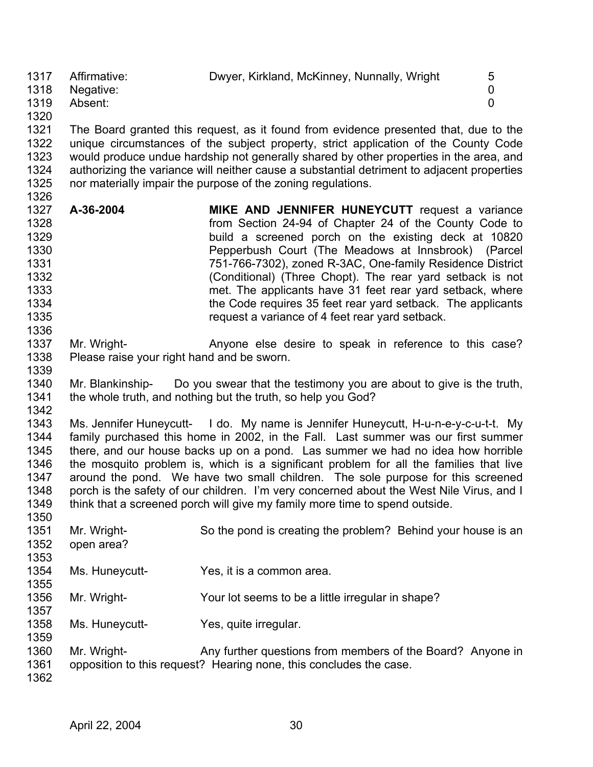| | | |
|---|---|---|
| Affirmative: | Dwyer, Kirkland, McKinney, Nunnally, Wright | 5 |
| Negative: | | 0 |
| Absent: | | 0 |

The Board granted this request, as it found from evidence presented that, due to the unique circumstances of the subject property, strict application of the County Code would produce undue hardship not generally shared by other properties in the area, and authorizing the variance will neither cause a substantial detriment to adjacent properties nor materially impair the purpose of the zoning regulations.

**A-36-2004** **MIKE AND JENNIFER HUNEYCUTT** request a variance from Section 24-94 of Chapter 24 of the County Code to build a screened porch on the existing deck at 10820 Pepperbush Court (The Meadows at Innsbrook) (Parcel 751-766-7302), zoned R-3AC, One-family Residence District (Conditional) (Three Chopt). The rear yard setback is not met. The applicants have 31 feet rear yard setback, where the Code requires 35 feet rear yard setback. The applicants request a variance of 4 feet rear yard setback.

Mr. Wright- Anyone else desire to speak in reference to this case? Please raise your right hand and be sworn.

Mr. Blankinship- Do you swear that the testimony you are about to give is the truth, the whole truth, and nothing but the truth, so help you God?

Ms. Jennifer Huneycutt- I do. My name is Jennifer Huneycutt, H-u-n-e-y-c-u-t-t. My family purchased this home in 2002, in the Fall. Last summer was our first summer there, and our house backs up on a pond. Las summer we had no idea how horrible the mosquito problem is, which is a significant problem for all the families that live around the pond. We have two small children. The sole purpose for this screened porch is the safety of our children. I'm very concerned about the West Nile Virus, and I think that a screened porch will give my family more time to spend outside.

Mr. Wright- So the pond is creating the problem? Behind your house is an open area?

Ms. Huneycutt- Yes, it is a common area.

Mr. Wright- Your lot seems to be a little irregular in shape?

Ms. Huneycutt- Yes, quite irregular.

Mr. Wright- Any further questions from members of the Board? Anyone in opposition to this request? Hearing none, this concludes the case.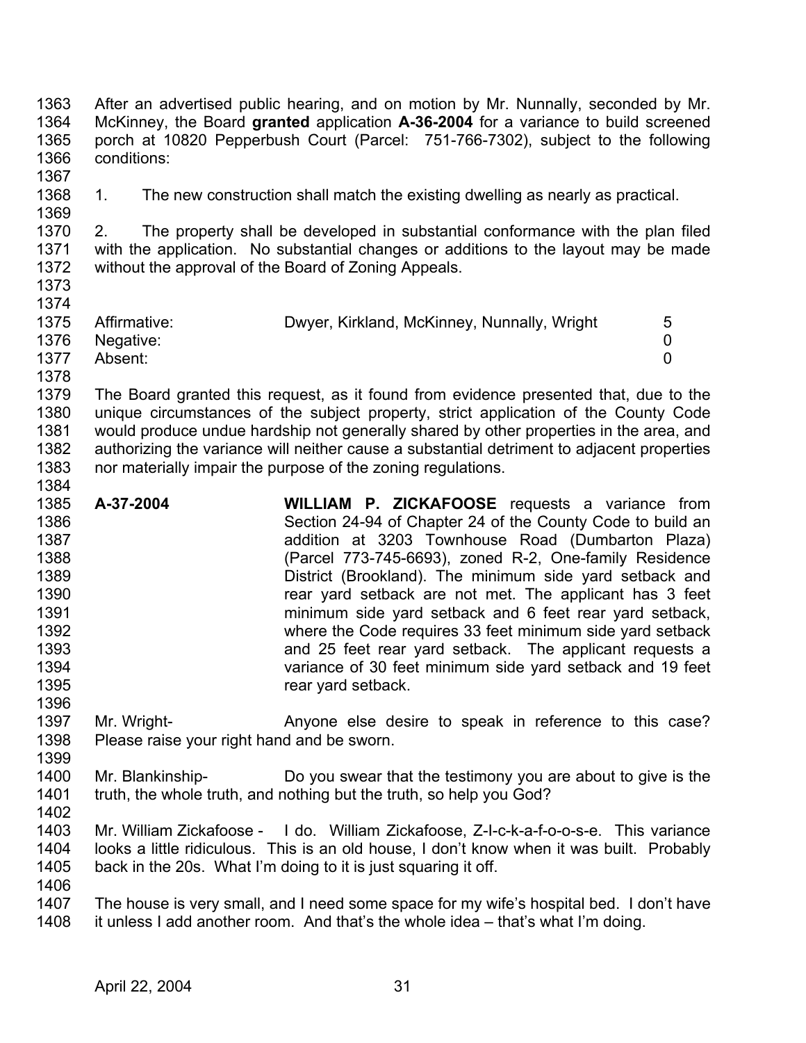After an advertised public hearing, and on motion by Mr. Nunnally, seconded by Mr. McKinney, the Board **granted** application **A-36-2004** for a variance to build screened porch at 10820 Pepperbush Court (Parcel: 751-766-7302), subject to the following conditions:

1. The new construction shall match the existing dwelling as nearly as practical.

2. The property shall be developed in substantial conformance with the plan filed with the application. No substantial changes or additions to the layout may be made without the approval of the Board of Zoning Appeals.

| | | |
|---|---|---|
| Affirmative: | Dwyer, Kirkland, McKinney, Nunnally, Wright | 5 |
| Negative: | | 0 |
| Absent: | | 0 |

The Board granted this request, as it found from evidence presented that, due to the unique circumstances of the subject property, strict application of the County Code would produce undue hardship not generally shared by other properties in the area, and authorizing the variance will neither cause a substantial detriment to adjacent properties nor materially impair the purpose of the zoning regulations.

**A-37-2004** **WILLIAM P. ZICKAFOOSE** requests a variance from Section 24-94 of Chapter 24 of the County Code to build an addition at 3203 Townhouse Road (Dumbarton Plaza) (Parcel 773-745-6693), zoned R-2, One-family Residence District (Brookland). The minimum side yard setback and rear yard setback are not met. The applicant has 3 feet minimum side yard setback and 6 feet rear yard setback, where the Code requires 33 feet minimum side yard setback and 25 feet rear yard setback. The applicant requests a variance of 30 feet minimum side yard setback and 19 feet rear yard setback.

Mr. Wright- Anyone else desire to speak in reference to this case? Please raise your right hand and be sworn.

Mr. Blankinship- Do you swear that the testimony you are about to give is the truth, the whole truth, and nothing but the truth, so help you God?

Mr. William Zickafoose - I do. William Zickafoose, Z-I-c-k-a-f-o-o-s-e. This variance looks a little ridiculous. This is an old house, I don't know when it was built. Probably back in the 20s. What I'm doing to it is just squaring it off.

The house is very small, and I need some space for my wife's hospital bed. I don't have it unless I add another room. And that's the whole idea – that's what I'm doing.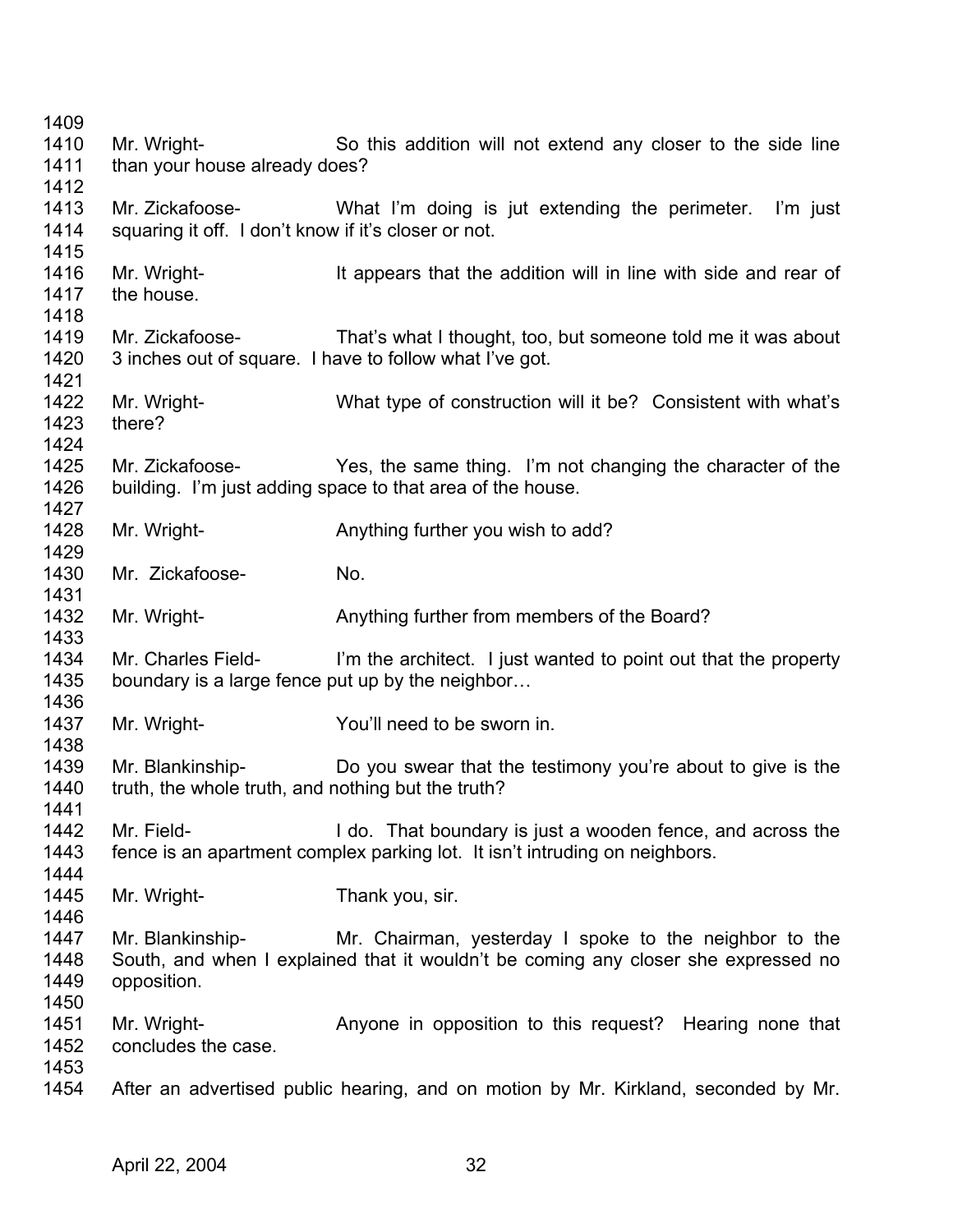Mr. Wright- So this addition will not extend any closer to the side line than your house already does?

Mr. Zickafoose- What I'm doing is jut extending the perimeter. I'm just squaring it off. I don't know if it's closer or not.

Mr. Wright- It appears that the addition will in line with side and rear of the house.

Mr. Zickafoose- That's what I thought, too, but someone told me it was about 3 inches out of square. I have to follow what I've got.

Mr. Wright- What type of construction will it be? Consistent with what's there?

Mr. Zickafoose- Yes, the same thing. I'm not changing the character of the building. I'm just adding space to that area of the house.

Mr. Wright- Anything further you wish to add?

Mr. Zickafoose- No.

Mr. Wright- Anything further from members of the Board?

Mr. Charles Field- I'm the architect. I just wanted to point out that the property boundary is a large fence put up by the neighbor…

Mr. Wright- You'll need to be sworn in.

Mr. Blankinship- Do you swear that the testimony you're about to give is the truth, the whole truth, and nothing but the truth?

Mr. Field- I do. That boundary is just a wooden fence, and across the fence is an apartment complex parking lot. It isn't intruding on neighbors.

Mr. Wright- Thank you, sir.

Mr. Blankinship- Mr. Chairman, yesterday I spoke to the neighbor to the South, and when I explained that it wouldn't be coming any closer she expressed no opposition.

Mr. Wright- Anyone in opposition to this request? Hearing none that concludes the case.

After an advertised public hearing, and on motion by Mr. Kirkland, seconded by Mr.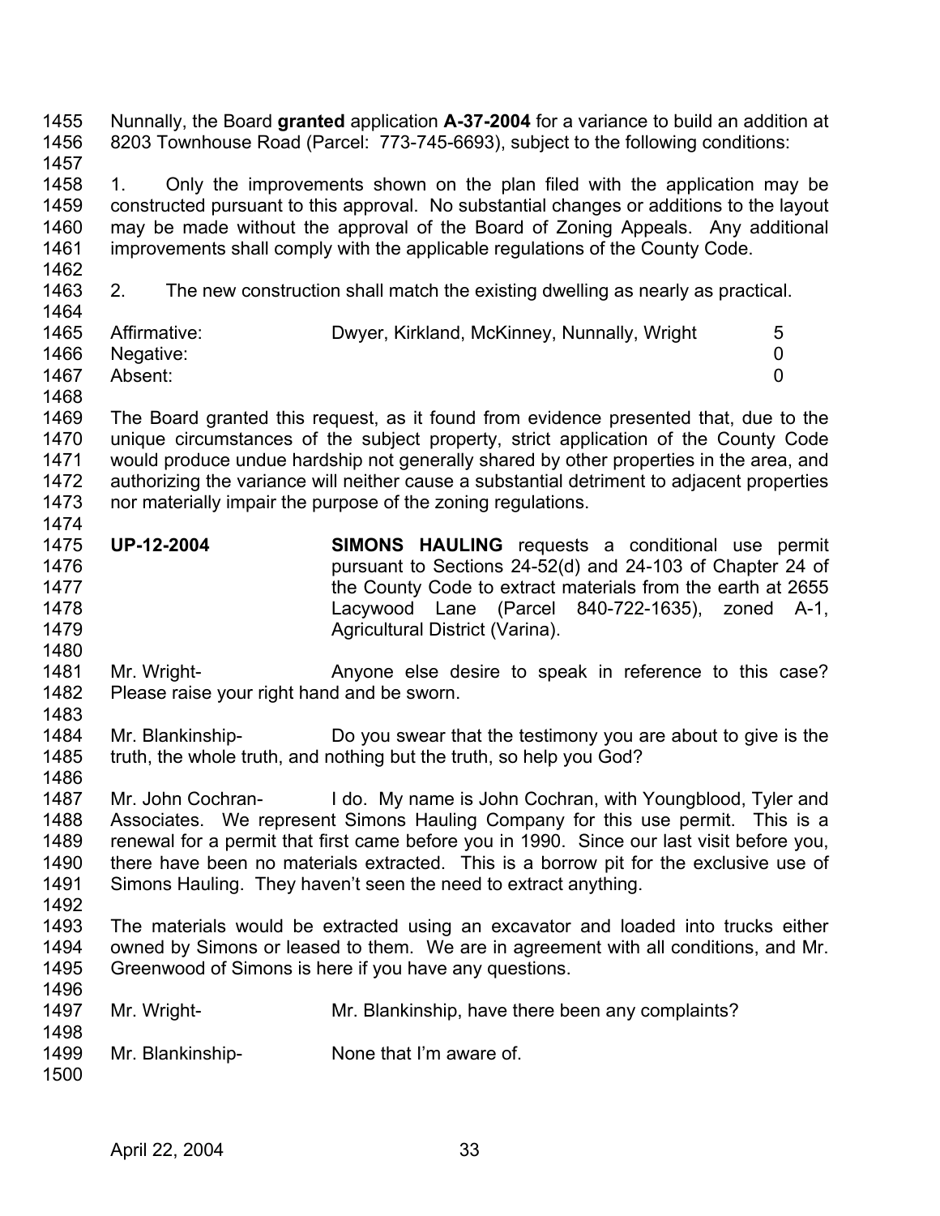Nunnally, the Board **granted** application **A-37-2004** for a variance to build an addition at 8203 Townhouse Road (Parcel: 773-745-6693), subject to the following conditions:

1. Only the improvements shown on the plan filed with the application may be constructed pursuant to this approval. No substantial changes or additions to the layout may be made without the approval of the Board of Zoning Appeals. Any additional improvements shall comply with the applicable regulations of the County Code.

2. The new construction shall match the existing dwelling as nearly as practical.

| | | |
|---|---|---|
| Affirmative: | Dwyer, Kirkland, McKinney, Nunnally, Wright | 5 |
| Negative: | | 0 |
| Absent: | | 0 |

The Board granted this request, as it found from evidence presented that, due to the unique circumstances of the subject property, strict application of the County Code would produce undue hardship not generally shared by other properties in the area, and authorizing the variance will neither cause a substantial detriment to adjacent properties nor materially impair the purpose of the zoning regulations.

**UP-12-2004** **SIMONS HAULING** requests a conditional use permit pursuant to Sections 24-52(d) and 24-103 of Chapter 24 of the County Code to extract materials from the earth at 2655 Lacywood Lane (Parcel 840-722-1635), zoned A-1, Agricultural District (Varina).

Mr. Wright- Anyone else desire to speak in reference to this case? Please raise your right hand and be sworn.

Mr. Blankinship- Do you swear that the testimony you are about to give is the truth, the whole truth, and nothing but the truth, so help you God?

Mr. John Cochran- I do. My name is John Cochran, with Youngblood, Tyler and Associates. We represent Simons Hauling Company for this use permit. This is a renewal for a permit that first came before you in 1990. Since our last visit before you, there have been no materials extracted. This is a borrow pit for the exclusive use of Simons Hauling. They haven't seen the need to extract anything.

The materials would be extracted using an excavator and loaded into trucks either owned by Simons or leased to them. We are in agreement with all conditions, and Mr. Greenwood of Simons is here if you have any questions.

Mr. Wright- Mr. Blankinship, have there been any complaints?

Mr. Blankinship- None that I'm aware of.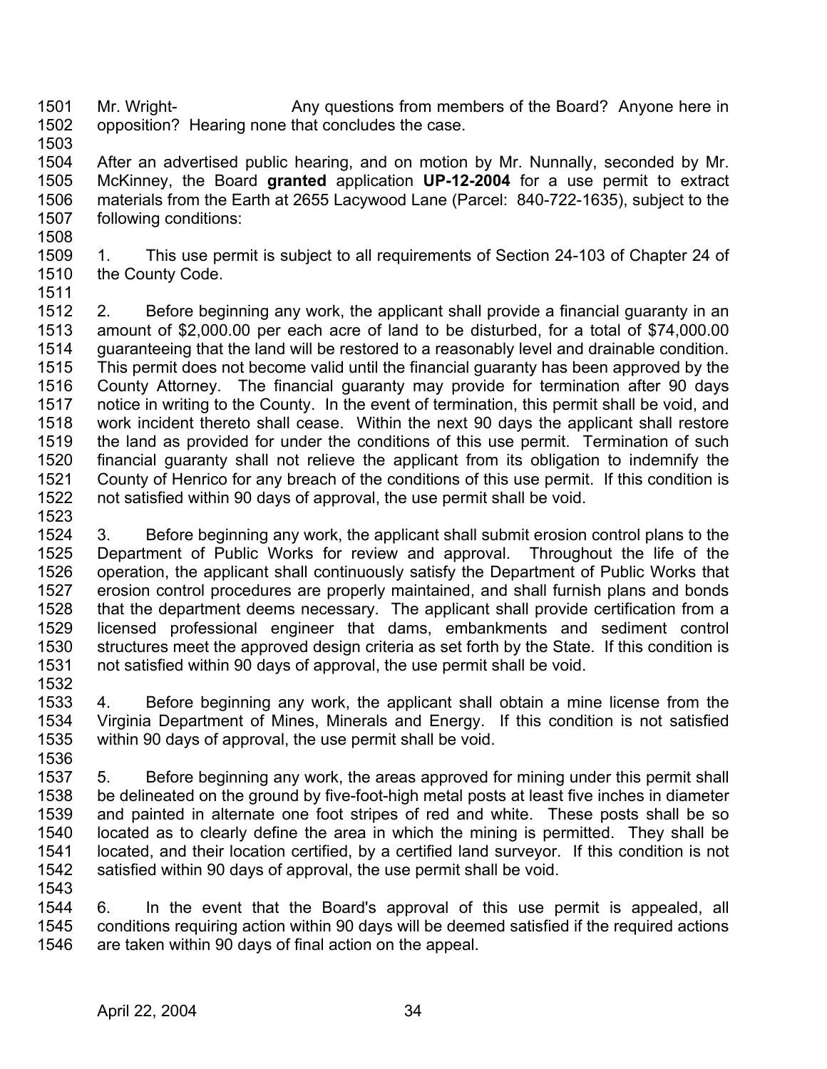Mr. Wright- Any questions from members of the Board? Anyone here in opposition? Hearing none that concludes the case.

After an advertised public hearing, and on motion by Mr. Nunnally, seconded by Mr. McKinney, the Board **granted** application **UP-12-2004** for a use permit to extract materials from the Earth at 2655 Lacywood Lane (Parcel: 840-722-1635), subject to the following conditions:

1. This use permit is subject to all requirements of Section 24-103 of Chapter 24 of the County Code.

2. Before beginning any work, the applicant shall provide a financial guaranty in an amount of $2,000.00 per each acre of land to be disturbed, for a total of $74,000.00 guaranteeing that the land will be restored to a reasonably level and drainable condition. This permit does not become valid until the financial guaranty has been approved by the County Attorney. The financial guaranty may provide for termination after 90 days notice in writing to the County. In the event of termination, this permit shall be void, and work incident thereto shall cease. Within the next 90 days the applicant shall restore the land as provided for under the conditions of this use permit. Termination of such financial guaranty shall not relieve the applicant from its obligation to indemnify the County of Henrico for any breach of the conditions of this use permit. If this condition is not satisfied within 90 days of approval, the use permit shall be void.

3. Before beginning any work, the applicant shall submit erosion control plans to the Department of Public Works for review and approval. Throughout the life of the operation, the applicant shall continuously satisfy the Department of Public Works that erosion control procedures are properly maintained, and shall furnish plans and bonds that the department deems necessary. The applicant shall provide certification from a licensed professional engineer that dams, embankments and sediment control structures meet the approved design criteria as set forth by the State. If this condition is not satisfied within 90 days of approval, the use permit shall be void.

4. Before beginning any work, the applicant shall obtain a mine license from the Virginia Department of Mines, Minerals and Energy. If this condition is not satisfied within 90 days of approval, the use permit shall be void.

5. Before beginning any work, the areas approved for mining under this permit shall be delineated on the ground by five-foot-high metal posts at least five inches in diameter and painted in alternate one foot stripes of red and white. These posts shall be so located as to clearly define the area in which the mining is permitted. They shall be located, and their location certified, by a certified land surveyor. If this condition is not satisfied within 90 days of approval, the use permit shall be void.

6. In the event that the Board's approval of this use permit is appealed, all conditions requiring action within 90 days will be deemed satisfied if the required actions are taken within 90 days of final action on the appeal.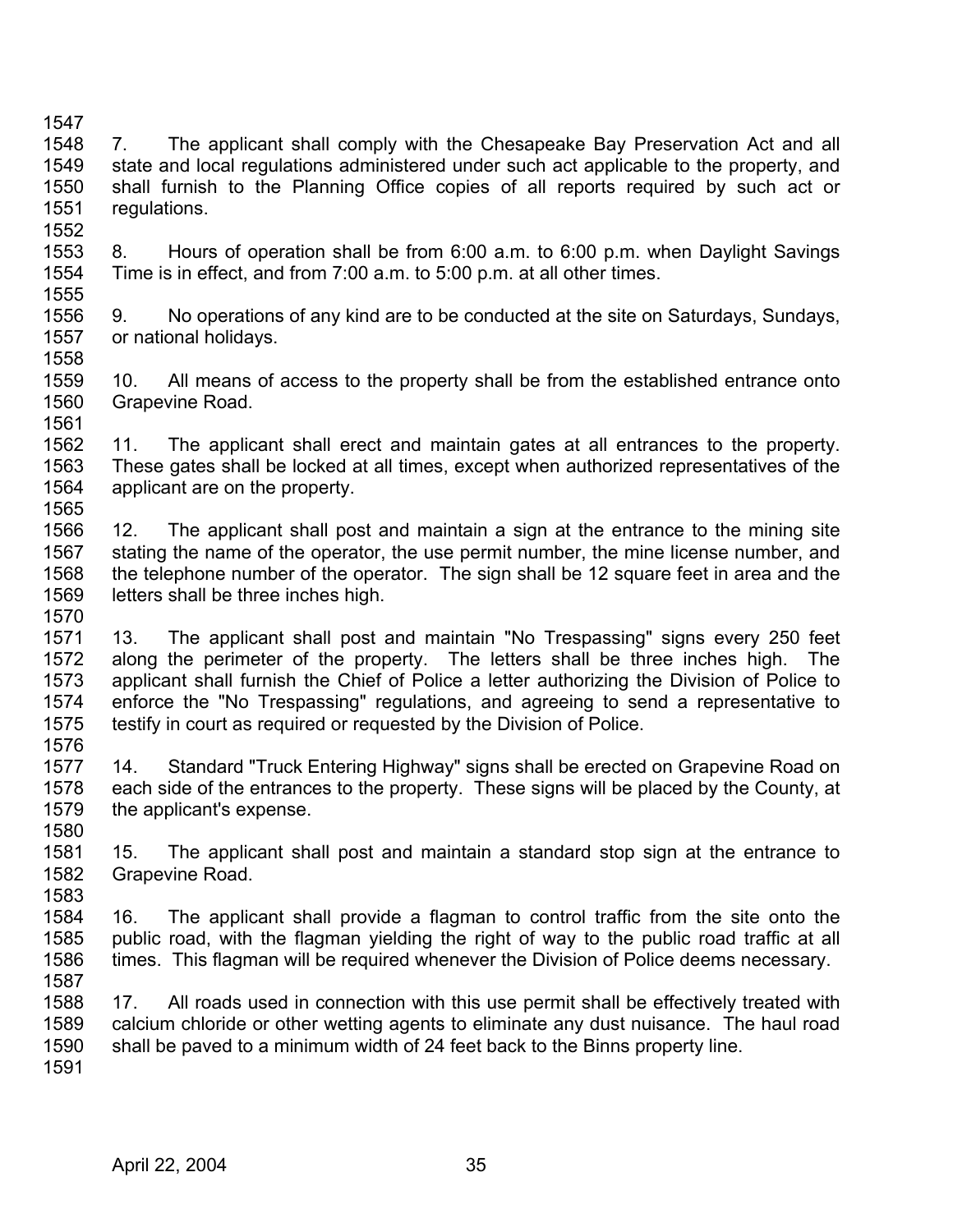7. The applicant shall comply with the Chesapeake Bay Preservation Act and all state and local regulations administered under such act applicable to the property, and shall furnish to the Planning Office copies of all reports required by such act or regulations.

8. Hours of operation shall be from 6:00 a.m. to 6:00 p.m. when Daylight Savings Time is in effect, and from 7:00 a.m. to 5:00 p.m. at all other times.

9. No operations of any kind are to be conducted at the site on Saturdays, Sundays, or national holidays.

10. All means of access to the property shall be from the established entrance onto Grapevine Road.

11. The applicant shall erect and maintain gates at all entrances to the property. These gates shall be locked at all times, except when authorized representatives of the applicant are on the property.

12. The applicant shall post and maintain a sign at the entrance to the mining site stating the name of the operator, the use permit number, the mine license number, and the telephone number of the operator. The sign shall be 12 square feet in area and the letters shall be three inches high.

13. The applicant shall post and maintain "No Trespassing" signs every 250 feet along the perimeter of the property. The letters shall be three inches high. The applicant shall furnish the Chief of Police a letter authorizing the Division of Police to enforce the "No Trespassing" regulations, and agreeing to send a representative to testify in court as required or requested by the Division of Police.

14. Standard "Truck Entering Highway" signs shall be erected on Grapevine Road on each side of the entrances to the property. These signs will be placed by the County, at the applicant's expense.

15. The applicant shall post and maintain a standard stop sign at the entrance to Grapevine Road.

16. The applicant shall provide a flagman to control traffic from the site onto the public road, with the flagman yielding the right of way to the public road traffic at all times. This flagman will be required whenever the Division of Police deems necessary.

17. All roads used in connection with this use permit shall be effectively treated with calcium chloride or other wetting agents to eliminate any dust nuisance. The haul road shall be paved to a minimum width of 24 feet back to the Binns property line.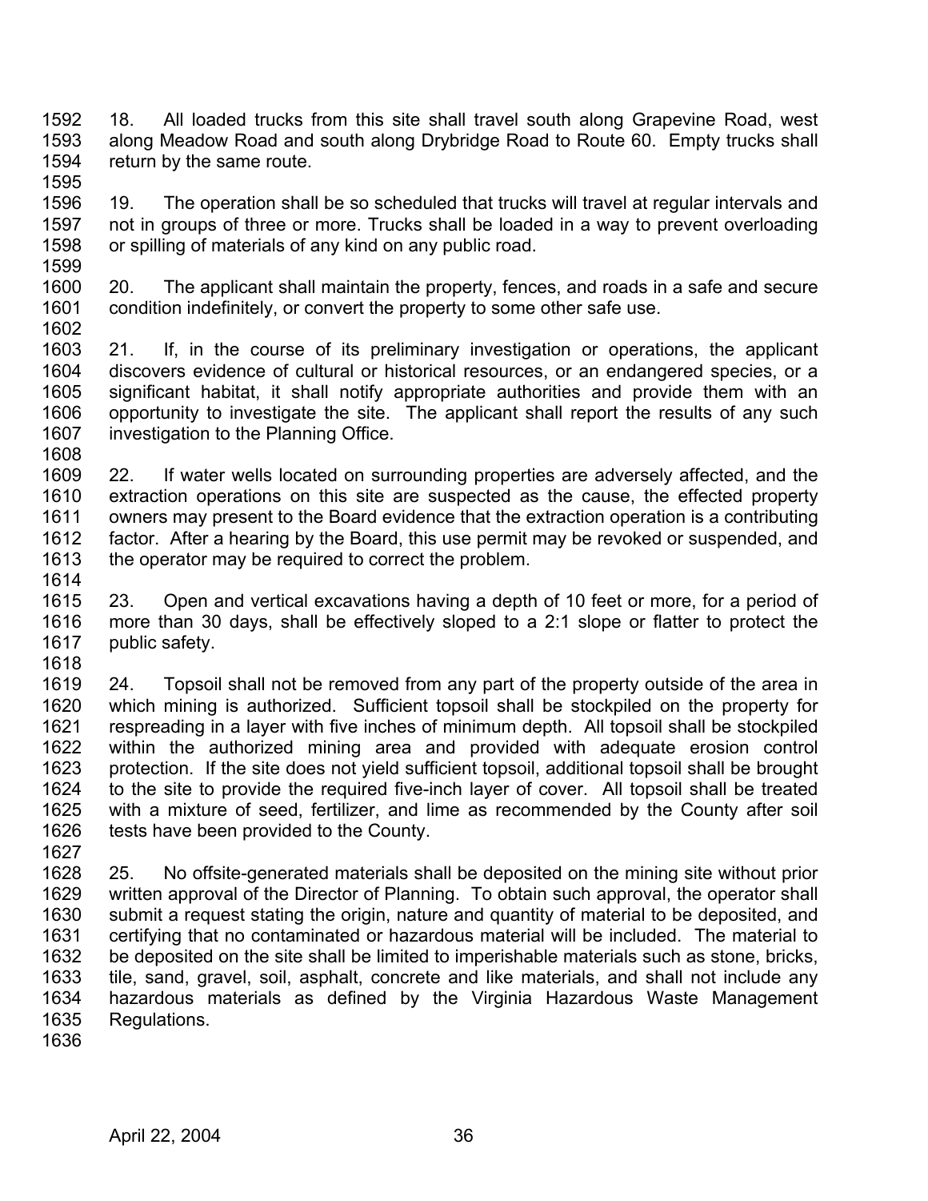18. All loaded trucks from this site shall travel south along Grapevine Road, west along Meadow Road and south along Drybridge Road to Route 60. Empty trucks shall return by the same route.

19. The operation shall be so scheduled that trucks will travel at regular intervals and not in groups of three or more. Trucks shall be loaded in a way to prevent overloading or spilling of materials of any kind on any public road.

20. The applicant shall maintain the property, fences, and roads in a safe and secure condition indefinitely, or convert the property to some other safe use.

21. If, in the course of its preliminary investigation or operations, the applicant discovers evidence of cultural or historical resources, or an endangered species, or a significant habitat, it shall notify appropriate authorities and provide them with an opportunity to investigate the site. The applicant shall report the results of any such investigation to the Planning Office.

22. If water wells located on surrounding properties are adversely affected, and the extraction operations on this site are suspected as the cause, the effected property owners may present to the Board evidence that the extraction operation is a contributing factor. After a hearing by the Board, this use permit may be revoked or suspended, and the operator may be required to correct the problem.

23. Open and vertical excavations having a depth of 10 feet or more, for a period of more than 30 days, shall be effectively sloped to a 2:1 slope or flatter to protect the public safety.

24. Topsoil shall not be removed from any part of the property outside of the area in which mining is authorized. Sufficient topsoil shall be stockpiled on the property for respreading in a layer with five inches of minimum depth. All topsoil shall be stockpiled within the authorized mining area and provided with adequate erosion control protection. If the site does not yield sufficient topsoil, additional topsoil shall be brought to the site to provide the required five-inch layer of cover. All topsoil shall be treated with a mixture of seed, fertilizer, and lime as recommended by the County after soil tests have been provided to the County.

25. No offsite-generated materials shall be deposited on the mining site without prior written approval of the Director of Planning. To obtain such approval, the operator shall submit a request stating the origin, nature and quantity of material to be deposited, and certifying that no contaminated or hazardous material will be included. The material to be deposited on the site shall be limited to imperishable materials such as stone, bricks, tile, sand, gravel, soil, asphalt, concrete and like materials, and shall not include any hazardous materials as defined by the Virginia Hazardous Waste Management Regulations.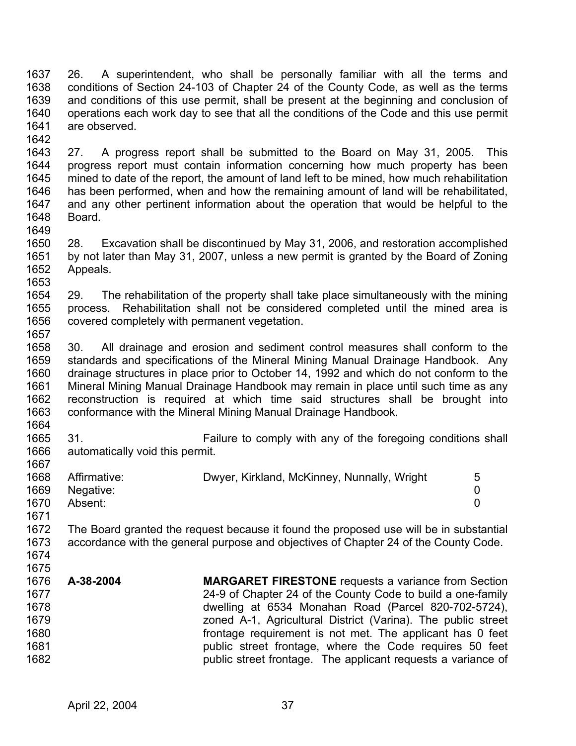26. A superintendent, who shall be personally familiar with all the terms and conditions of Section 24-103 of Chapter 24 of the County Code, as well as the terms and conditions of this use permit, shall be present at the beginning and conclusion of operations each work day to see that all the conditions of the Code and this use permit are observed.

27. A progress report shall be submitted to the Board on May 31, 2005. This progress report must contain information concerning how much property has been mined to date of the report, the amount of land left to be mined, how much rehabilitation has been performed, when and how the remaining amount of land will be rehabilitated, and any other pertinent information about the operation that would be helpful to the Board.

28. Excavation shall be discontinued by May 31, 2006, and restoration accomplished by not later than May 31, 2007, unless a new permit is granted by the Board of Zoning Appeals.

29. The rehabilitation of the property shall take place simultaneously with the mining process. Rehabilitation shall not be considered completed until the mined area is covered completely with permanent vegetation.

30. All drainage and erosion and sediment control measures shall conform to the standards and specifications of the Mineral Mining Manual Drainage Handbook. Any drainage structures in place prior to October 14, 1992 and which do not conform to the Mineral Mining Manual Drainage Handbook may remain in place until such time as any reconstruction is required at which time said structures shall be brought into conformance with the Mineral Mining Manual Drainage Handbook.

31. Failure to comply with any of the foregoing conditions shall automatically void this permit.

| | | |
|---|---|---|
| Affirmative: | Dwyer, Kirkland, McKinney, Nunnally, Wright | 5 |
| Negative: | | 0 |
| Absent: | | 0 |

The Board granted the request because it found the proposed use will be in substantial accordance with the general purpose and objectives of Chapter 24 of the County Code.

**A-38-2004** **MARGARET FIRESTONE** requests a variance from Section 24-9 of Chapter 24 of the County Code to build a one-family dwelling at 6534 Monahan Road (Parcel 820-702-5724), zoned A-1, Agricultural District (Varina). The public street frontage requirement is not met. The applicant has 0 feet public street frontage, where the Code requires 50 feet public street frontage. The applicant requests a variance of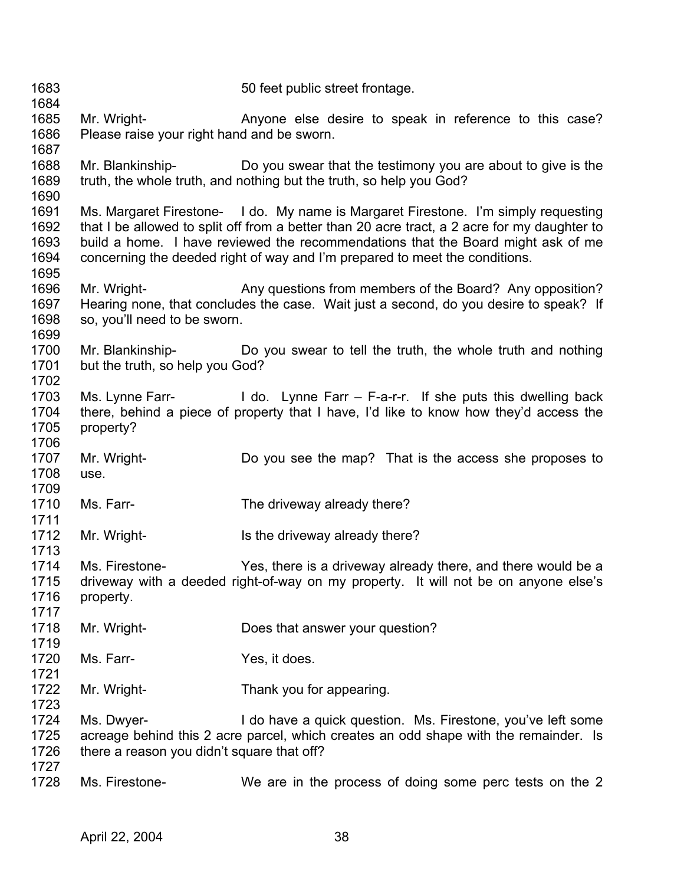1683 50 feet public street frontage.

1684

1685 Mr. Wright- Anyone else desire to speak in reference to this case?
1686 Please raise your right hand and be sworn.

1687

1688 Mr. Blankinship- Do you swear that the testimony you are about to give is the
1689 truth, the whole truth, and nothing but the truth, so help you God?

1690

1691 Ms. Margaret Firestone- I do. My name is Margaret Firestone. I'm simply requesting
1692 that I be allowed to split off from a better than 20 acre tract, a 2 acre for my daughter to
1693 build a home. I have reviewed the recommendations that the Board might ask of me
1694 concerning the deeded right of way and I'm prepared to meet the conditions.

1695

1696 Mr. Wright- Any questions from members of the Board? Any opposition?
1697 Hearing none, that concludes the case. Wait just a second, do you desire to speak? If
1698 so, you'll need to be sworn.

1699

1700 Mr. Blankinship- Do you swear to tell the truth, the whole truth and nothing
1701 but the truth, so help you God?

1702

1703 Ms. Lynne Farr- I do. Lynne Farr – F-a-r-r. If she puts this dwelling back
1704 there, behind a piece of property that I have, I'd like to know how they'd access the
1705 property?

1706

1707 Mr. Wright- Do you see the map? That is the access she proposes to
1708 use.

1709

1710 Ms. Farr- The driveway already there?

1711

1712 Mr. Wright- Is the driveway already there?

1713

1714 Ms. Firestone- Yes, there is a driveway already there, and there would be a
1715 driveway with a deeded right-of-way on my property. It will not be on anyone else's
1716 property.

1717

1718 Mr. Wright- Does that answer your question?

1719

1720 Ms. Farr- Yes, it does.

1721

1722 Mr. Wright- Thank you for appearing.

1723

1724 Ms. Dwyer- I do have a quick question. Ms. Firestone, you've left some
1725 acreage behind this 2 acre parcel, which creates an odd shape with the remainder. Is
1726 there a reason you didn't square that off?

1727

1728 Ms. Firestone- We are in the process of doing some perc tests on the 2

April 22, 2004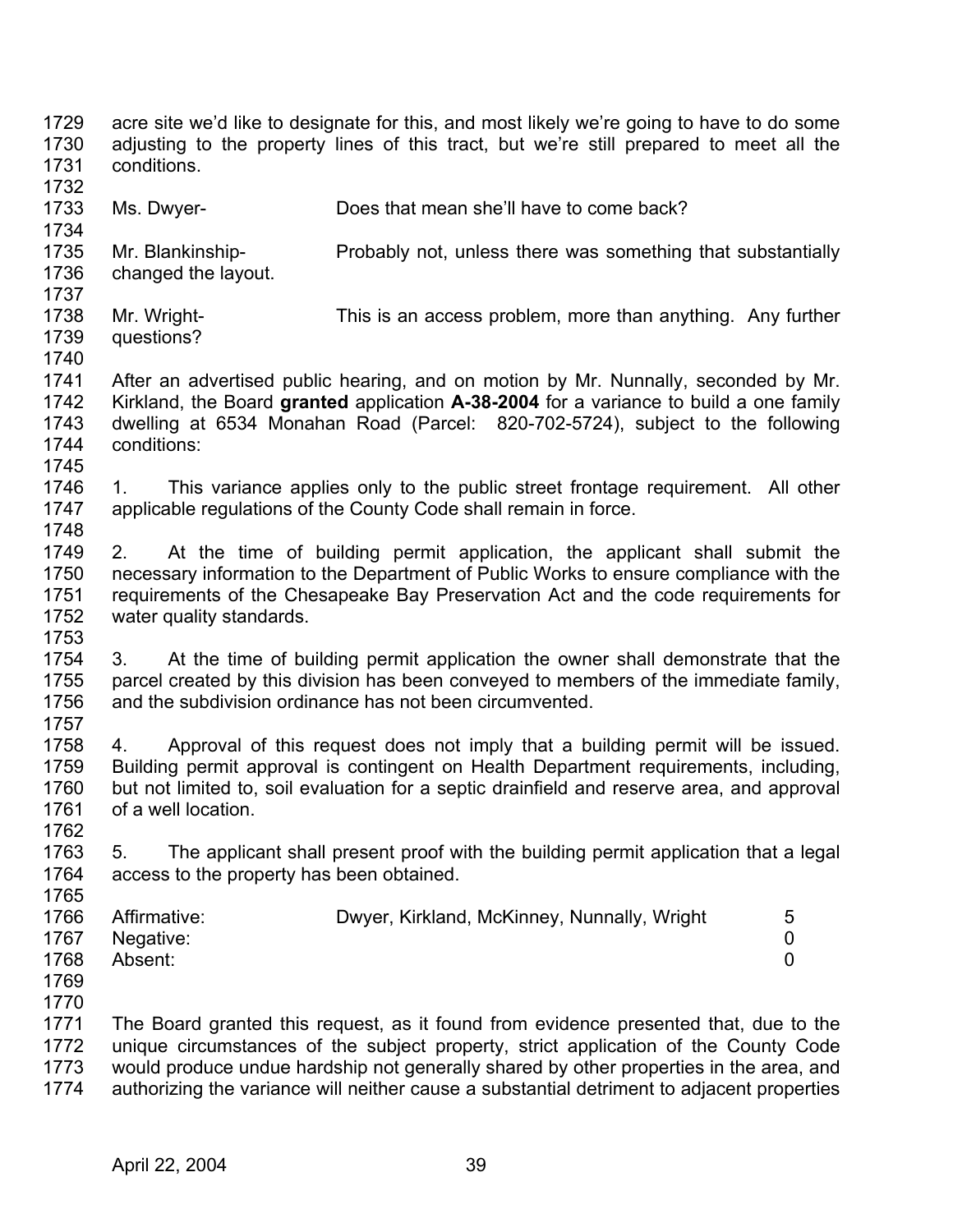acre site we'd like to designate for this, and most likely we're going to have to do some adjusting to the property lines of this tract, but we're still prepared to meet all the conditions.

Ms. Dwyer- Does that mean she'll have to come back?

Mr. Blankinship- Probably not, unless there was something that substantially changed the layout.

Mr. Wright- This is an access problem, more than anything. Any further questions?

After an advertised public hearing, and on motion by Mr. Nunnally, seconded by Mr. Kirkland, the Board **granted** application **A-38-2004** for a variance to build a one family dwelling at 6534 Monahan Road (Parcel: 820-702-5724), subject to the following conditions:

1. This variance applies only to the public street frontage requirement. All other applicable regulations of the County Code shall remain in force.

2. At the time of building permit application, the applicant shall submit the necessary information to the Department of Public Works to ensure compliance with the requirements of the Chesapeake Bay Preservation Act and the code requirements for water quality standards.

3. At the time of building permit application the owner shall demonstrate that the parcel created by this division has been conveyed to members of the immediate family, and the subdivision ordinance has not been circumvented.

4. Approval of this request does not imply that a building permit will be issued. Building permit approval is contingent on Health Department requirements, including, but not limited to, soil evaluation for a septic drainfield and reserve area, and approval of a well location.

5. The applicant shall present proof with the building permit application that a legal access to the property has been obtained.

| | | |
|---|---|---|
| Affirmative: | Dwyer, Kirkland, McKinney, Nunnally, Wright | 5 |
| Negative: | | 0 |
| Absent: | | 0 |

The Board granted this request, as it found from evidence presented that, due to the unique circumstances of the subject property, strict application of the County Code would produce undue hardship not generally shared by other properties in the area, and authorizing the variance will neither cause a substantial detriment to adjacent properties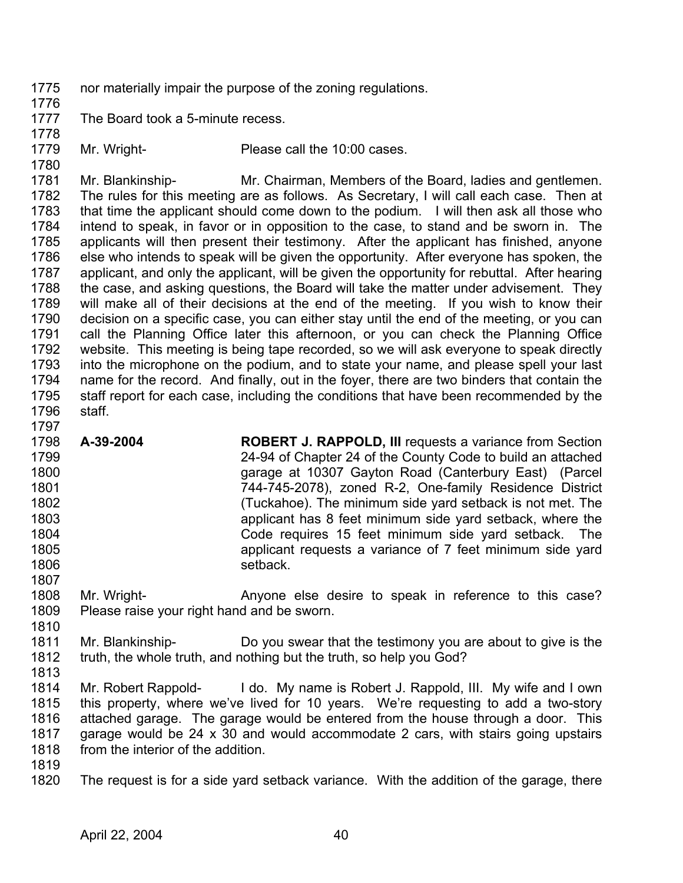nor materially impair the purpose of the zoning regulations.

The Board took a 5-minute recess.

Mr. Wright- Please call the 10:00 cases.

Mr. Blankinship- Mr. Chairman, Members of the Board, ladies and gentlemen. The rules for this meeting are as follows. As Secretary, I will call each case. Then at that time the applicant should come down to the podium. I will then ask all those who intend to speak, in favor or in opposition to the case, to stand and be sworn in. The applicants will then present their testimony. After the applicant has finished, anyone else who intends to speak will be given the opportunity. After everyone has spoken, the applicant, and only the applicant, will be given the opportunity for rebuttal. After hearing the case, and asking questions, the Board will take the matter under advisement. They will make all of their decisions at the end of the meeting. If you wish to know their decision on a specific case, you can either stay until the end of the meeting, or you can call the Planning Office later this afternoon, or you can check the Planning Office website. This meeting is being tape recorded, so we will ask everyone to speak directly into the microphone on the podium, and to state your name, and please spell your last name for the record. And finally, out in the foyer, there are two binders that contain the staff report for each case, including the conditions that have been recommended by the staff.

**A-39-2004** **ROBERT J. RAPPOLD, III** requests a variance from Section 24-94 of Chapter 24 of the County Code to build an attached garage at 10307 Gayton Road (Canterbury East) (Parcel 744-745-2078), zoned R-2, One-family Residence District (Tuckahoe). The minimum side yard setback is not met. The applicant has 8 feet minimum side yard setback, where the Code requires 15 feet minimum side yard setback. The applicant requests a variance of 7 feet minimum side yard setback.

Mr. Wright- Anyone else desire to speak in reference to this case? Please raise your right hand and be sworn.

Mr. Blankinship- Do you swear that the testimony you are about to give is the truth, the whole truth, and nothing but the truth, so help you God?

Mr. Robert Rappold- I do. My name is Robert J. Rappold, III. My wife and I own this property, where we've lived for 10 years. We're requesting to add a two-story attached garage. The garage would be entered from the house through a door. This garage would be 24 x 30 and would accommodate 2 cars, with stairs going upstairs from the interior of the addition.

The request is for a side yard setback variance. With the addition of the garage, there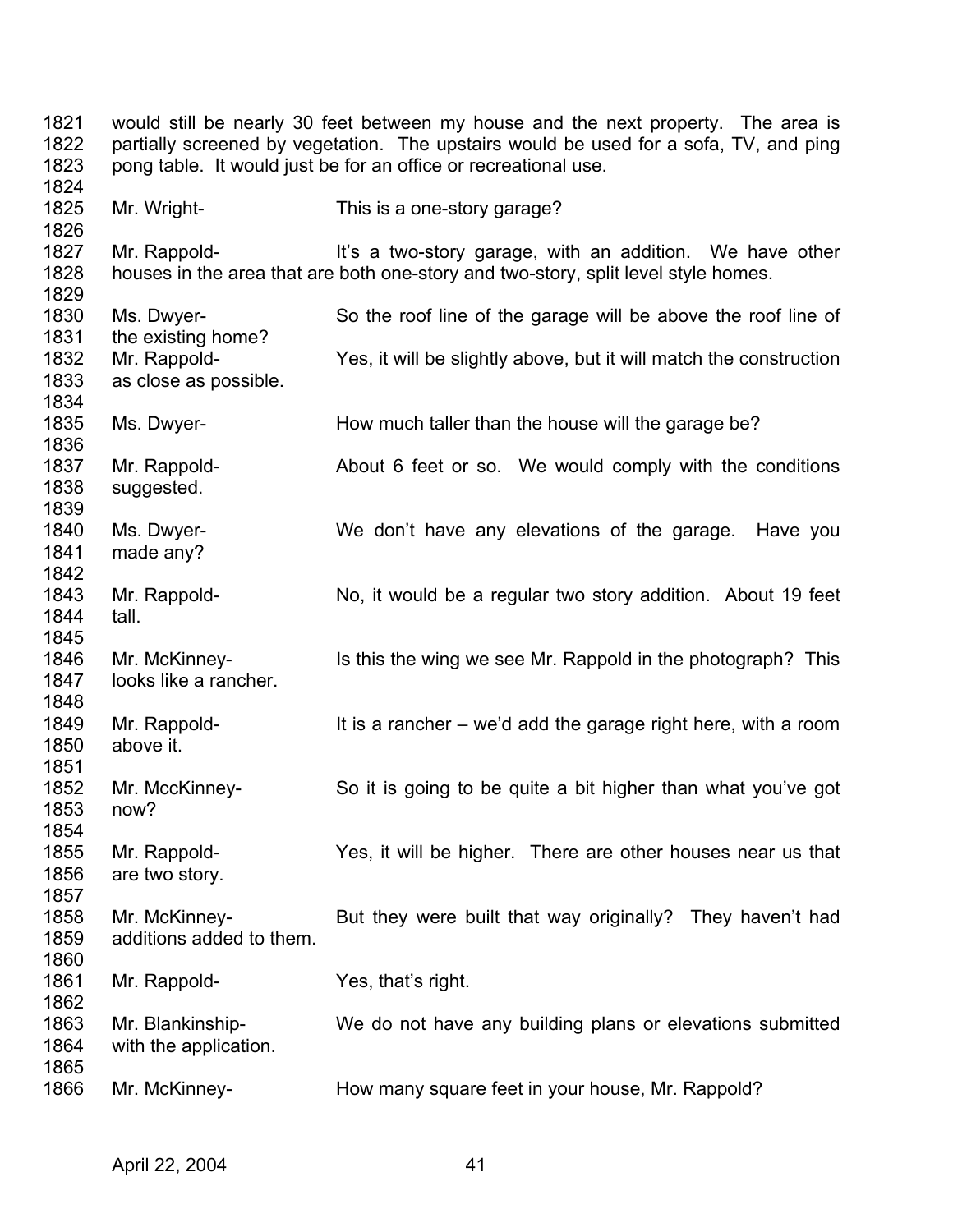1821 would still be nearly 30 feet between my house and the next property. The area is
1822 partially screened by vegetation. The upstairs would be used for a sofa, TV, and ping
1823 pong table. It would just be for an office or recreational use.
1824
1825 Mr. Wright- This is a one-story garage?
1826
1827 Mr. Rappold- It's a two-story garage, with an addition. We have other
1828 houses in the area that are both one-story and two-story, split level style homes.
1829
1830 Ms. Dwyer- So the roof line of the garage will be above the roof line of
1831 the existing home?
1832 Mr. Rappold- Yes, it will be slightly above, but it will match the construction
1833 as close as possible.
1834
1835 Ms. Dwyer- How much taller than the house will the garage be?
1836
1837 Mr. Rappold- About 6 feet or so. We would comply with the conditions
1838 suggested.
1839
1840 Ms. Dwyer- We don't have any elevations of the garage. Have you
1841 made any?
1842
1843 Mr. Rappold- No, it would be a regular two story addition. About 19 feet
1844 tall.
1845
1846 Mr. McKinney- Is this the wing we see Mr. Rappold in the photograph? This
1847 looks like a rancher.
1848
1849 Mr. Rappold- It is a rancher – we'd add the garage right here, with a room
1850 above it.
1851
1852 Mr. MccKinney- So it is going to be quite a bit higher than what you've got
1853 now?
1854
1855 Mr. Rappold- Yes, it will be higher. There are other houses near us that
1856 are two story.
1857
1858 Mr. McKinney- But they were built that way originally? They haven't had
1859 additions added to them.
1860
1861 Mr. Rappold- Yes, that's right.
1862
1863 Mr. Blankinship- We do not have any building plans or elevations submitted
1864 with the application.
1865
1866 Mr. McKinney- How many square feet in your house, Mr. Rappold?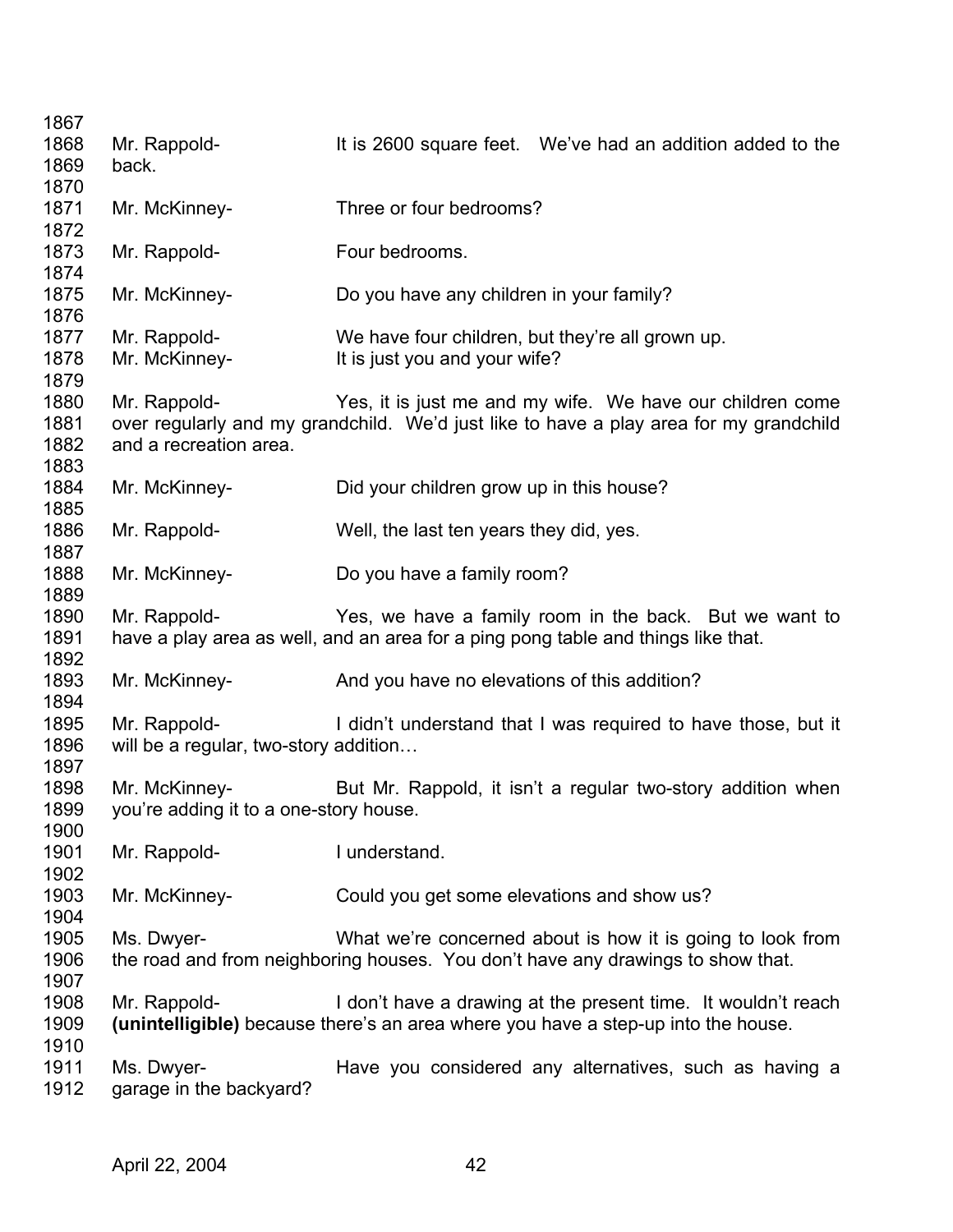Mr. Rappold- It is 2600 square feet. We've had an addition added to the back.

Mr. McKinney- Three or four bedrooms?

Mr. Rappold- Four bedrooms.

Mr. McKinney- Do you have any children in your family?

Mr. Rappold- We have four children, but they're all grown up.
Mr. McKinney- It is just you and your wife?

Mr. Rappold- Yes, it is just me and my wife. We have our children come over regularly and my grandchild. We'd just like to have a play area for my grandchild and a recreation area.

Mr. McKinney- Did your children grow up in this house?

Mr. Rappold- Well, the last ten years they did, yes.

Mr. McKinney- Do you have a family room?

Mr. Rappold- Yes, we have a family room in the back. But we want to have a play area as well, and an area for a ping pong table and things like that.

Mr. McKinney- And you have no elevations of this addition?

Mr. Rappold- I didn't understand that I was required to have those, but it will be a regular, two-story addition…

Mr. McKinney- But Mr. Rappold, it isn't a regular two-story addition when you're adding it to a one-story house.

Mr. Rappold- I understand.

Mr. McKinney- Could you get some elevations and show us?

Ms. Dwyer- What we're concerned about is how it is going to look from the road and from neighboring houses. You don't have any drawings to show that.

Mr. Rappold- I don't have a drawing at the present time. It wouldn't reach **(unintelligible)** because there's an area where you have a step-up into the house.

Ms. Dwyer- Have you considered any alternatives, such as having a garage in the backyard?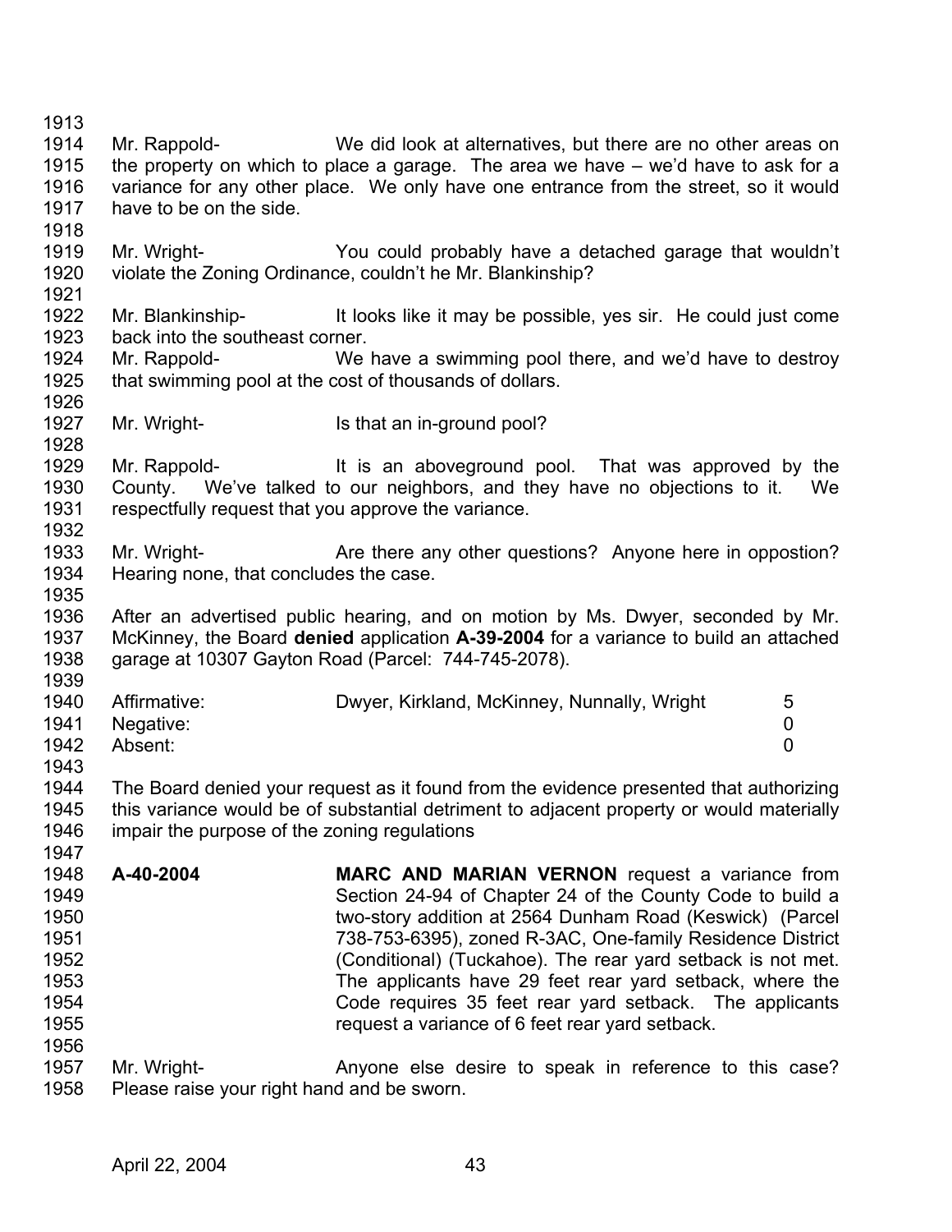Mr. Rappold- We did look at alternatives, but there are no other areas on the property on which to place a garage. The area we have – we'd have to ask for a variance for any other place. We only have one entrance from the street, so it would have to be on the side.

Mr. Wright- You could probably have a detached garage that wouldn't violate the Zoning Ordinance, couldn't he Mr. Blankinship?

Mr. Blankinship- It looks like it may be possible, yes sir. He could just come back into the southeast corner.

Mr. Rappold- We have a swimming pool there, and we'd have to destroy that swimming pool at the cost of thousands of dollars.

Mr. Wright- Is that an in-ground pool?

Mr. Rappold- It is an aboveground pool. That was approved by the County. We've talked to our neighbors, and they have no objections to it. We respectfully request that you approve the variance.

Mr. Wright- Are there any other questions? Anyone here in oppostion? Hearing none, that concludes the case.

After an advertised public hearing, and on motion by Ms. Dwyer, seconded by Mr. McKinney, the Board **denied** application **A-39-2004** for a variance to build an attached garage at 10307 Gayton Road (Parcel: 744-745-2078).

| | | |
|---|---|---|
| Affirmative: | Dwyer, Kirkland, McKinney, Nunnally, Wright | 5 |
| Negative: | | 0 |
| Absent: | | 0 |

The Board denied your request as it found from the evidence presented that authorizing this variance would be of substantial detriment to adjacent property or would materially impair the purpose of the zoning regulations

**A-40-2004** **MARC AND MARIAN VERNON** request a variance from Section 24-94 of Chapter 24 of the County Code to build a two-story addition at 2564 Dunham Road (Keswick) (Parcel 738-753-6395), zoned R-3AC, One-family Residence District (Conditional) (Tuckahoe). The rear yard setback is not met. The applicants have 29 feet rear yard setback, where the Code requires 35 feet rear yard setback. The applicants request a variance of 6 feet rear yard setback.

Mr. Wright- Anyone else desire to speak in reference to this case? Please raise your right hand and be sworn.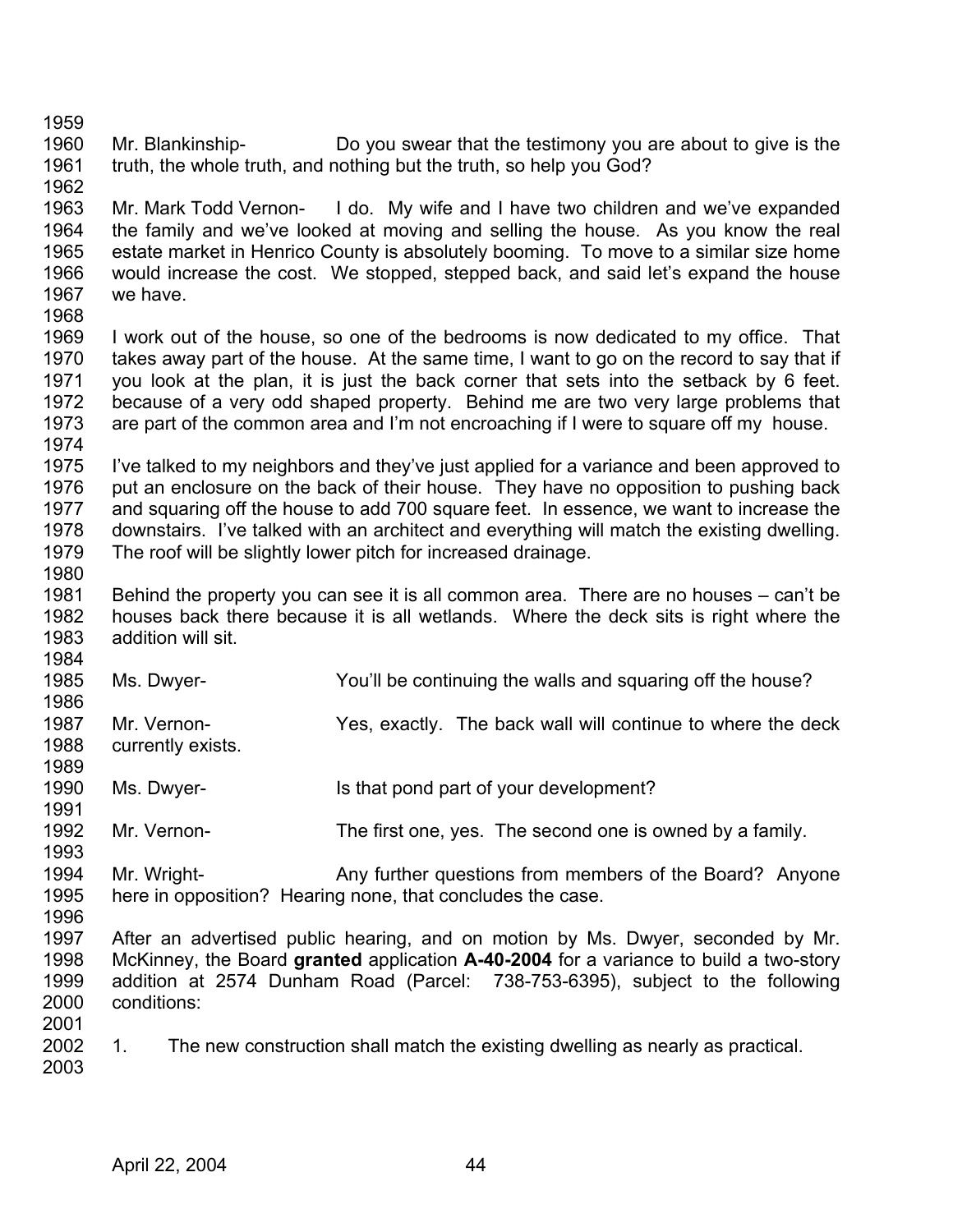Mr. Blankinship- Do you swear that the testimony you are about to give is the truth, the whole truth, and nothing but the truth, so help you God?

Mr. Mark Todd Vernon- I do. My wife and I have two children and we've expanded the family and we've looked at moving and selling the house. As you know the real estate market in Henrico County is absolutely booming. To move to a similar size home would increase the cost. We stopped, stepped back, and said let's expand the house we have.

I work out of the house, so one of the bedrooms is now dedicated to my office. That takes away part of the house. At the same time, I want to go on the record to say that if you look at the plan, it is just the back corner that sets into the setback by 6 feet. because of a very odd shaped property. Behind me are two very large problems that are part of the common area and I'm not encroaching if I were to square off my house.

I've talked to my neighbors and they've just applied for a variance and been approved to put an enclosure on the back of their house. They have no opposition to pushing back and squaring off the house to add 700 square feet. In essence, we want to increase the downstairs. I've talked with an architect and everything will match the existing dwelling. The roof will be slightly lower pitch for increased drainage.

Behind the property you can see it is all common area. There are no houses – can't be houses back there because it is all wetlands. Where the deck sits is right where the addition will sit.

Ms. Dwyer- You'll be continuing the walls and squaring off the house?

Mr. Vernon- Yes, exactly. The back wall will continue to where the deck currently exists.

Ms. Dwyer- Is that pond part of your development?

Mr. Vernon- The first one, yes. The second one is owned by a family.

Mr. Wright- Any further questions from members of the Board? Anyone here in opposition? Hearing none, that concludes the case.

After an advertised public hearing, and on motion by Ms. Dwyer, seconded by Mr. McKinney, the Board **granted** application **A-40-2004** for a variance to build a two-story addition at 2574 Dunham Road (Parcel: 738-753-6395), subject to the following conditions:

1. The new construction shall match the existing dwelling as nearly as practical.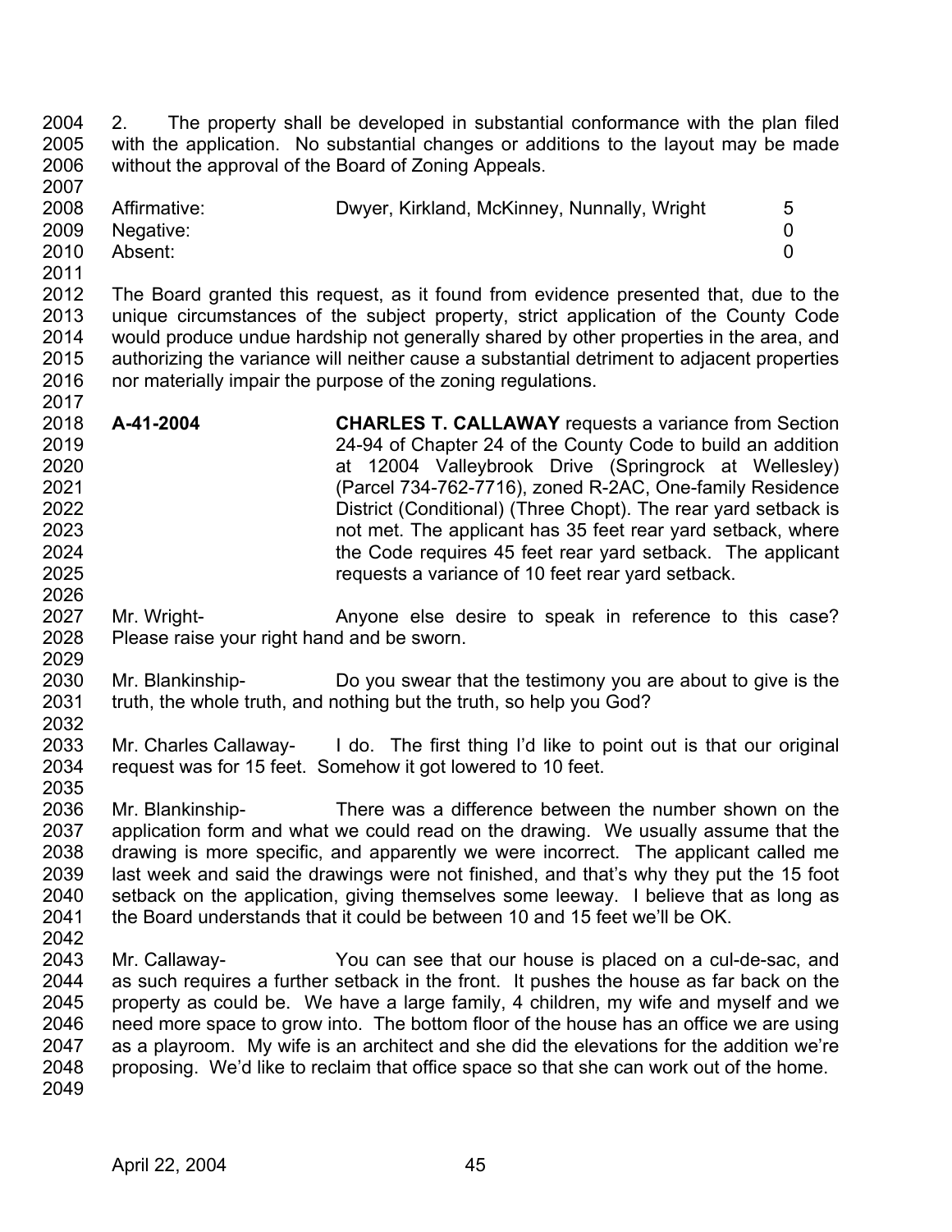2. The property shall be developed in substantial conformance with the plan filed with the application. No substantial changes or additions to the layout may be made without the approval of the Board of Zoning Appeals.

| | | |
|---|---|---|
| Affirmative: | Dwyer, Kirkland, McKinney, Nunnally, Wright | 5 |
| Negative: | | 0 |
| Absent: | | 0 |

The Board granted this request, as it found from evidence presented that, due to the unique circumstances of the subject property, strict application of the County Code would produce undue hardship not generally shared by other properties in the area, and authorizing the variance will neither cause a substantial detriment to adjacent properties nor materially impair the purpose of the zoning regulations.

**A-41-2004** **CHARLES T. CALLAWAY** requests a variance from Section 24-94 of Chapter 24 of the County Code to build an addition at 12004 Valleybrook Drive (Springrock at Wellesley) (Parcel 734-762-7716), zoned R-2AC, One-family Residence District (Conditional) (Three Chopt). The rear yard setback is not met. The applicant has 35 feet rear yard setback, where the Code requires 45 feet rear yard setback. The applicant requests a variance of 10 feet rear yard setback.

Mr. Wright- Anyone else desire to speak in reference to this case? Please raise your right hand and be sworn.

Mr. Blankinship- Do you swear that the testimony you are about to give is the truth, the whole truth, and nothing but the truth, so help you God?

Mr. Charles Callaway- I do. The first thing I'd like to point out is that our original request was for 15 feet. Somehow it got lowered to 10 feet.

Mr. Blankinship- There was a difference between the number shown on the application form and what we could read on the drawing. We usually assume that the drawing is more specific, and apparently we were incorrect. The applicant called me last week and said the drawings were not finished, and that's why they put the 15 foot setback on the application, giving themselves some leeway. I believe that as long as the Board understands that it could be between 10 and 15 feet we'll be OK.

Mr. Callaway- You can see that our house is placed on a cul-de-sac, and as such requires a further setback in the front. It pushes the house as far back on the property as could be. We have a large family, 4 children, my wife and myself and we need more space to grow into. The bottom floor of the house has an office we are using as a playroom. My wife is an architect and she did the elevations for the addition we're proposing. We'd like to reclaim that office space so that she can work out of the home.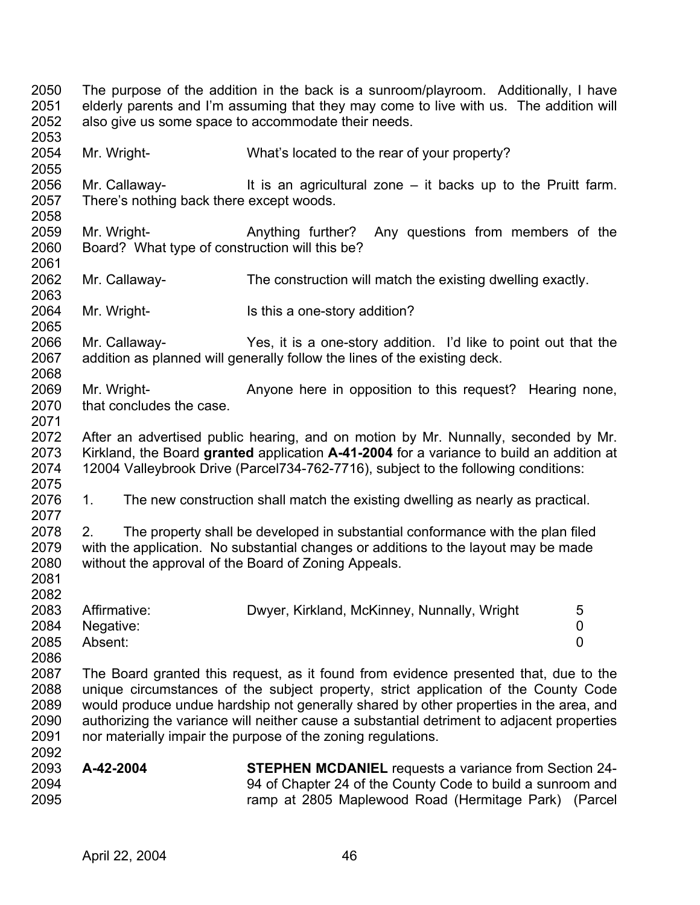The purpose of the addition in the back is a sunroom/playroom. Additionally, I have elderly parents and I'm assuming that they may come to live with us. The addition will also give us some space to accommodate their needs.

Mr. Wright- What's located to the rear of your property?

Mr. Callaway- It is an agricultural zone – it backs up to the Pruitt farm. There's nothing back there except woods.

Mr. Wright- Anything further? Any questions from members of the Board? What type of construction will this be?

Mr. Callaway- The construction will match the existing dwelling exactly.

Mr. Wright- Is this a one-story addition?

Mr. Callaway- Yes, it is a one-story addition. I'd like to point out that the addition as planned will generally follow the lines of the existing deck.

Mr. Wright- Anyone here in opposition to this request? Hearing none, that concludes the case.

After an advertised public hearing, and on motion by Mr. Nunnally, seconded by Mr. Kirkland, the Board **granted** application **A-41-2004** for a variance to build an addition at 12004 Valleybrook Drive (Parcel734-762-7716), subject to the following conditions:

1. The new construction shall match the existing dwelling as nearly as practical.

2. The property shall be developed in substantial conformance with the plan filed with the application. No substantial changes or additions to the layout may be made without the approval of the Board of Zoning Appeals.

| | | |
|---|---|---|
| Affirmative: | Dwyer, Kirkland, McKinney, Nunnally, Wright | 5 |
| Negative: | | 0 |
| Absent: | | 0 |

The Board granted this request, as it found from evidence presented that, due to the unique circumstances of the subject property, strict application of the County Code would produce undue hardship not generally shared by other properties in the area, and authorizing the variance will neither cause a substantial detriment to adjacent properties nor materially impair the purpose of the zoning regulations.

**A-42-2004** **STEPHEN MCDANIEL** requests a variance from Section 24-94 of Chapter 24 of the County Code to build a sunroom and ramp at 2805 Maplewood Road (Hermitage Park) (Parcel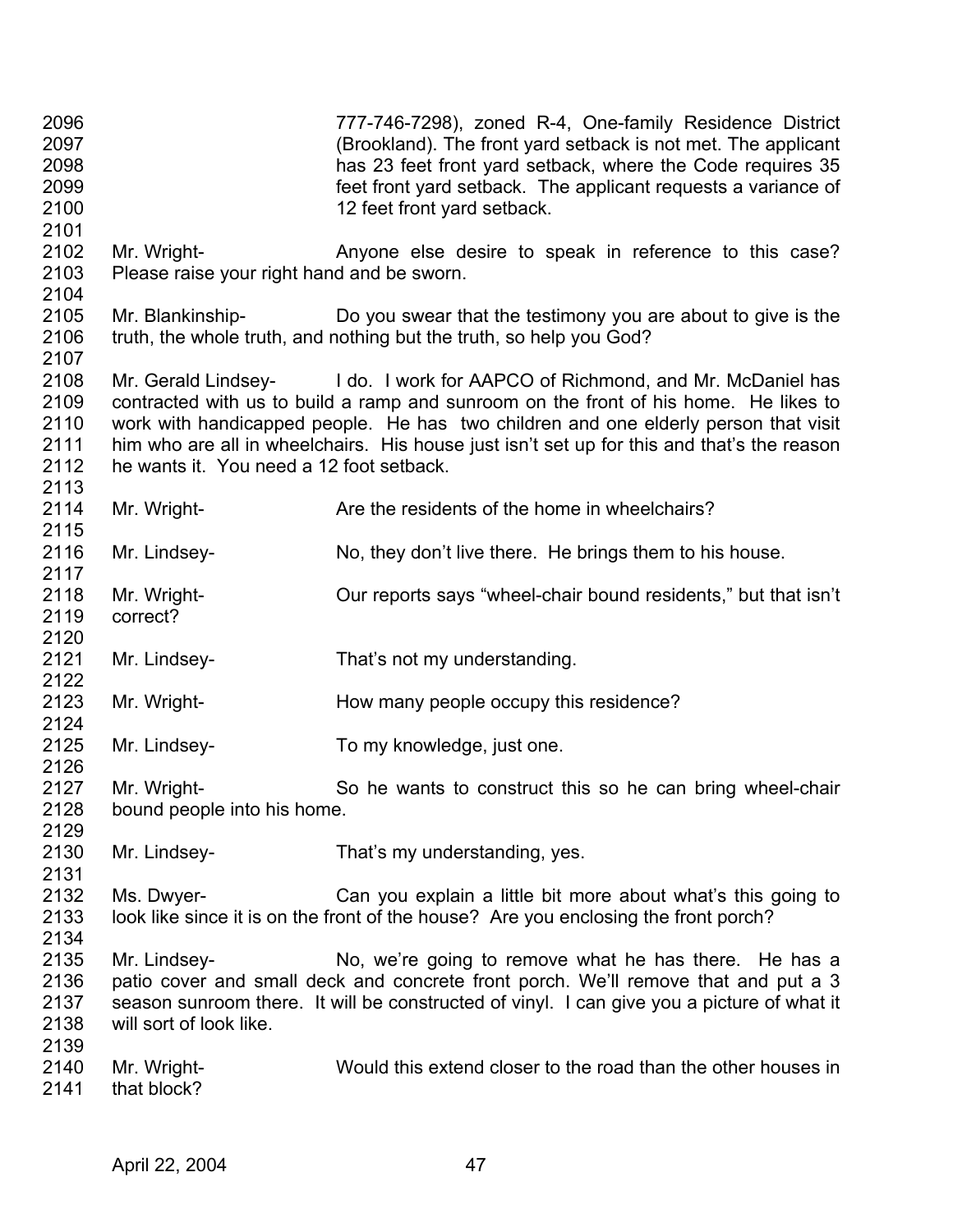777-746-7298), zoned R-4, One-family Residence District (Brookland). The front yard setback is not met. The applicant has 23 feet front yard setback, where the Code requires 35 feet front yard setback. The applicant requests a variance of 12 feet front yard setback.

Mr. Wright- Anyone else desire to speak in reference to this case? Please raise your right hand and be sworn.

Mr. Blankinship- Do you swear that the testimony you are about to give is the truth, the whole truth, and nothing but the truth, so help you God?

Mr. Gerald Lindsey- I do. I work for AAPCO of Richmond, and Mr. McDaniel has contracted with us to build a ramp and sunroom on the front of his home. He likes to work with handicapped people. He has two children and one elderly person that visit him who are all in wheelchairs. His house just isn't set up for this and that's the reason he wants it. You need a 12 foot setback.

Mr. Wright- Are the residents of the home in wheelchairs?

Mr. Lindsey- No, they don't live there. He brings them to his house.

Mr. Wright- Our reports says "wheel-chair bound residents," but that isn't correct?

Mr. Lindsey- That's not my understanding.

Mr. Wright- How many people occupy this residence?

Mr. Lindsey- To my knowledge, just one.

Mr. Wright- So he wants to construct this so he can bring wheel-chair bound people into his home.

Mr. Lindsey- That's my understanding, yes.

Ms. Dwyer- Can you explain a little bit more about what's this going to look like since it is on the front of the house? Are you enclosing the front porch?

Mr. Lindsey- No, we're going to remove what he has there. He has a patio cover and small deck and concrete front porch. We'll remove that and put a 3 season sunroom there. It will be constructed of vinyl. I can give you a picture of what it will sort of look like.

Mr. Wright- Would this extend closer to the road than the other houses in that block?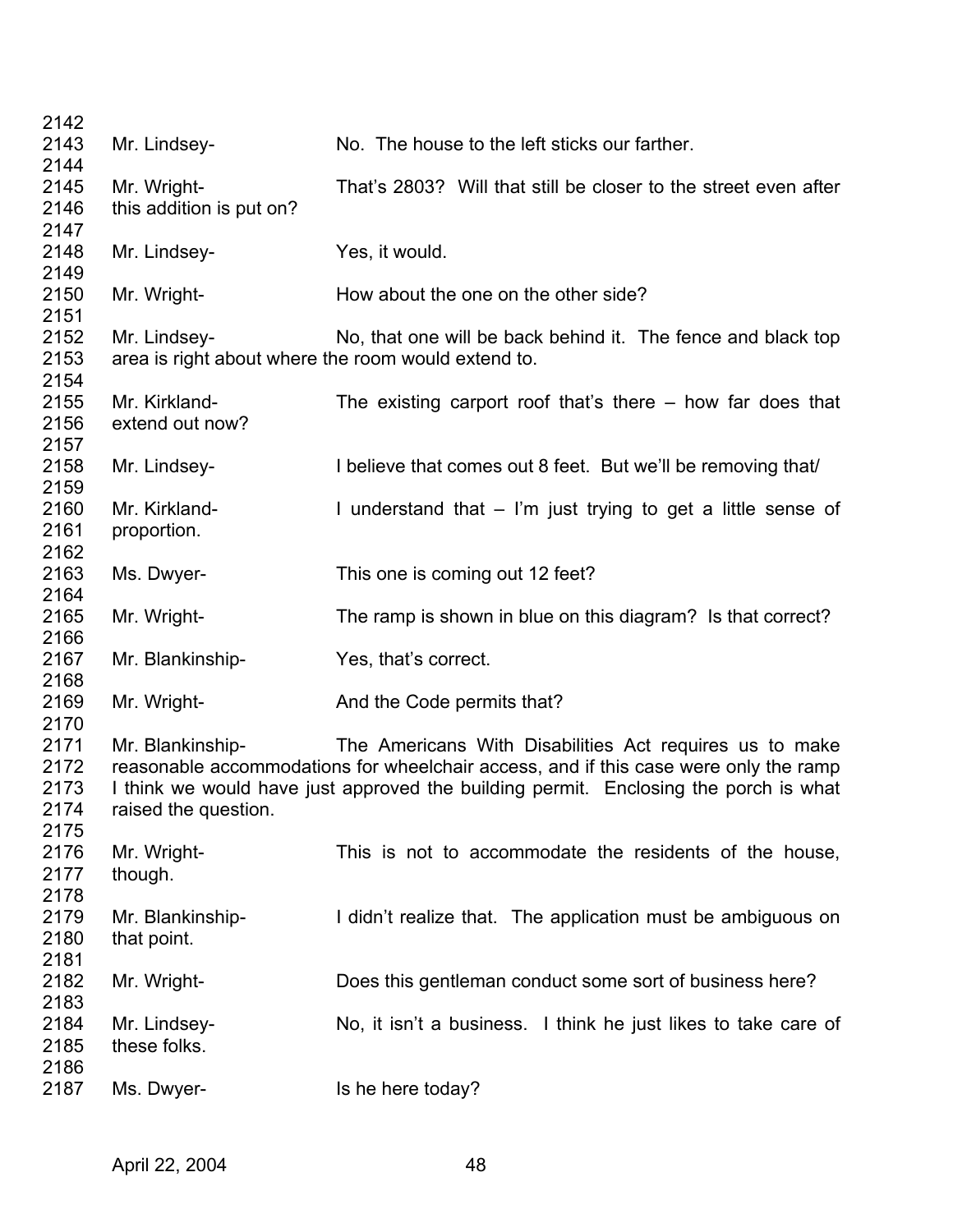2142

2143 Mr. Lindsey- No. The house to the left sticks our farther.

2144

2145 Mr. Wright- That's 2803? Will that still be closer to the street even after
2146 this addition is put on?

2147

2148 Mr. Lindsey- Yes, it would.

2149

2150 Mr. Wright- How about the one on the other side?

2151

2152 Mr. Lindsey- No, that one will be back behind it. The fence and black top
2153 area is right about where the room would extend to.

2154

2155 Mr. Kirkland- The existing carport roof that's there – how far does that
2156 extend out now?

2157

2158 Mr. Lindsey- I believe that comes out 8 feet. But we'll be removing that/

2159

2160 Mr. Kirkland- I understand that – I'm just trying to get a little sense of
2161 proportion.

2162

2163 Ms. Dwyer- This one is coming out 12 feet?

2164

2165 Mr. Wright- The ramp is shown in blue on this diagram? Is that correct?

2166

2167 Mr. Blankinship- Yes, that's correct.

2168

2169 Mr. Wright- And the Code permits that?

2170

2171 Mr. Blankinship- The Americans With Disabilities Act requires us to make
2172 reasonable accommodations for wheelchair access, and if this case were only the ramp
2173 I think we would have just approved the building permit. Enclosing the porch is what
2174 raised the question.

2175

2176 Mr. Wright- This is not to accommodate the residents of the house,
2177 though.

2178

2179 Mr. Blankinship- I didn't realize that. The application must be ambiguous on
2180 that point.

2181

2182 Mr. Wright- Does this gentleman conduct some sort of business here?

2183

2184 Mr. Lindsey- No, it isn't a business. I think he just likes to take care of
2185 these folks.

2186

2187 Ms. Dwyer- Is he here today?

April 22, 2004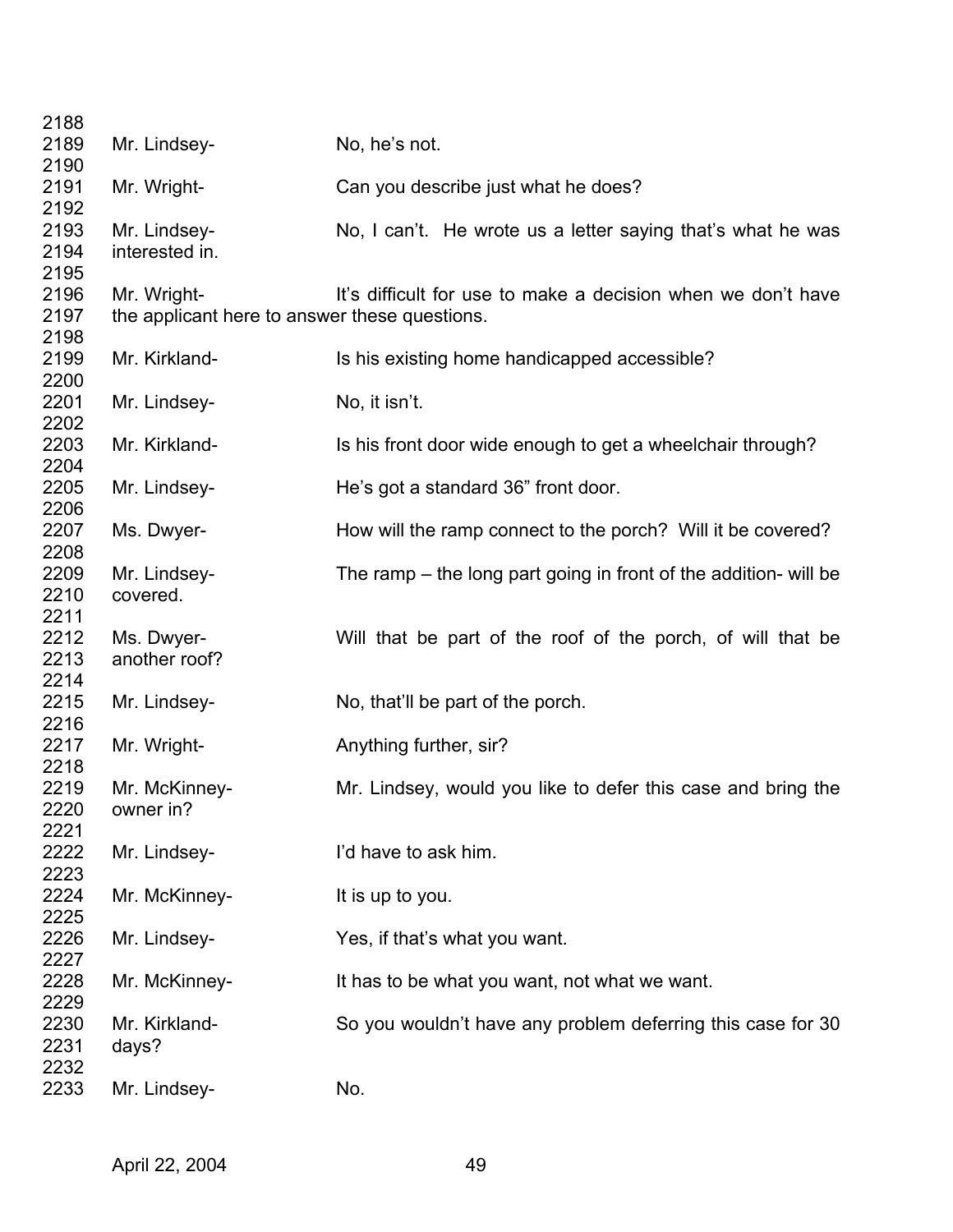2188
2189 Mr. Lindsey- No, he's not.
2190
2191 Mr. Wright- Can you describe just what he does?
2192
2193 Mr. Lindsey- No, I can't. He wrote us a letter saying that's what he was
2194 interested in.
2195
2196 Mr. Wright- It's difficult for use to make a decision when we don't have
2197 the applicant here to answer these questions.
2198
2199 Mr. Kirkland- Is his existing home handicapped accessible?
2200
2201 Mr. Lindsey- No, it isn't.
2202
2203 Mr. Kirkland- Is his front door wide enough to get a wheelchair through?
2204
2205 Mr. Lindsey- He's got a standard 36" front door.
2206
2207 Ms. Dwyer- How will the ramp connect to the porch? Will it be covered?
2208
2209 Mr. Lindsey- The ramp – the long part going in front of the addition- will be
2210 covered.
2211
2212 Ms. Dwyer- Will that be part of the roof of the porch, of will that be
2213 another roof?
2214
2215 Mr. Lindsey- No, that'll be part of the porch.
2216
2217 Mr. Wright- Anything further, sir?
2218
2219 Mr. McKinney- Mr. Lindsey, would you like to defer this case and bring the
2220 owner in?
2221
2222 Mr. Lindsey- I'd have to ask him.
2223
2224 Mr. McKinney- It is up to you.
2225
2226 Mr. Lindsey- Yes, if that's what you want.
2227
2228 Mr. McKinney- It has to be what you want, not what we want.
2229
2230 Mr. Kirkland- So you wouldn't have any problem deferring this case for 30
2231 days?
2232
2233 Mr. Lindsey- No.

April 22, 2004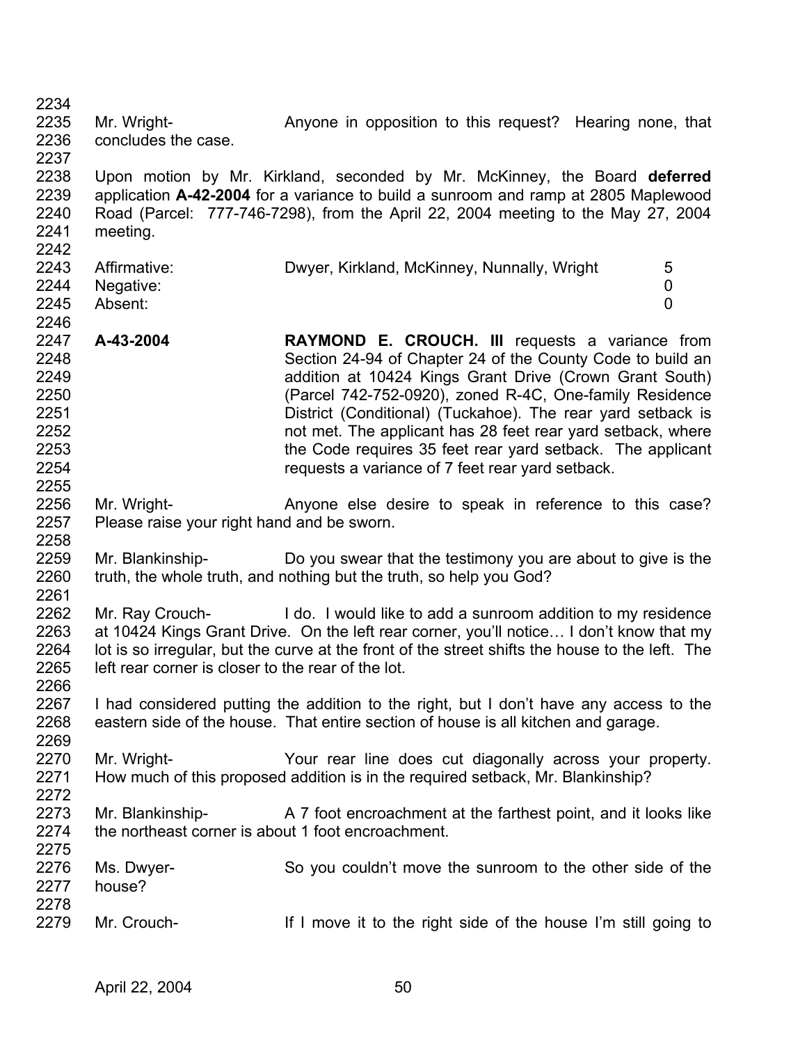Mr. Wright- Anyone in opposition to this request? Hearing none, that concludes the case.

Upon motion by Mr. Kirkland, seconded by Mr. McKinney, the Board **deferred** application **A-42-2004** for a variance to build a sunroom and ramp at 2805 Maplewood Road (Parcel: 777-746-7298), from the April 22, 2004 meeting to the May 27, 2004 meeting.

| | | |
|---|---|---|
| Affirmative: | Dwyer, Kirkland, McKinney, Nunnally, Wright | 5 |
| Negative: | | 0 |
| Absent: | | 0 |

**A-43-2004** **RAYMOND E. CROUCH. III** requests a variance from Section 24-94 of Chapter 24 of the County Code to build an addition at 10424 Kings Grant Drive (Crown Grant South) (Parcel 742-752-0920), zoned R-4C, One-family Residence District (Conditional) (Tuckahoe). The rear yard setback is not met. The applicant has 28 feet rear yard setback, where the Code requires 35 feet rear yard setback. The applicant requests a variance of 7 feet rear yard setback.

Mr. Wright- Anyone else desire to speak in reference to this case? Please raise your right hand and be sworn.

Mr. Blankinship- Do you swear that the testimony you are about to give is the truth, the whole truth, and nothing but the truth, so help you God?

Mr. Ray Crouch- I do. I would like to add a sunroom addition to my residence at 10424 Kings Grant Drive. On the left rear corner, you'll notice… I don't know that my lot is so irregular, but the curve at the front of the street shifts the house to the left. The left rear corner is closer to the rear of the lot.

I had considered putting the addition to the right, but I don't have any access to the eastern side of the house. That entire section of house is all kitchen and garage.

Mr. Wright- Your rear line does cut diagonally across your property. How much of this proposed addition is in the required setback, Mr. Blankinship?

Mr. Blankinship- A 7 foot encroachment at the farthest point, and it looks like the northeast corner is about 1 foot encroachment.

Ms. Dwyer- So you couldn't move the sunroom to the other side of the house?

Mr. Crouch- If I move it to the right side of the house I'm still going to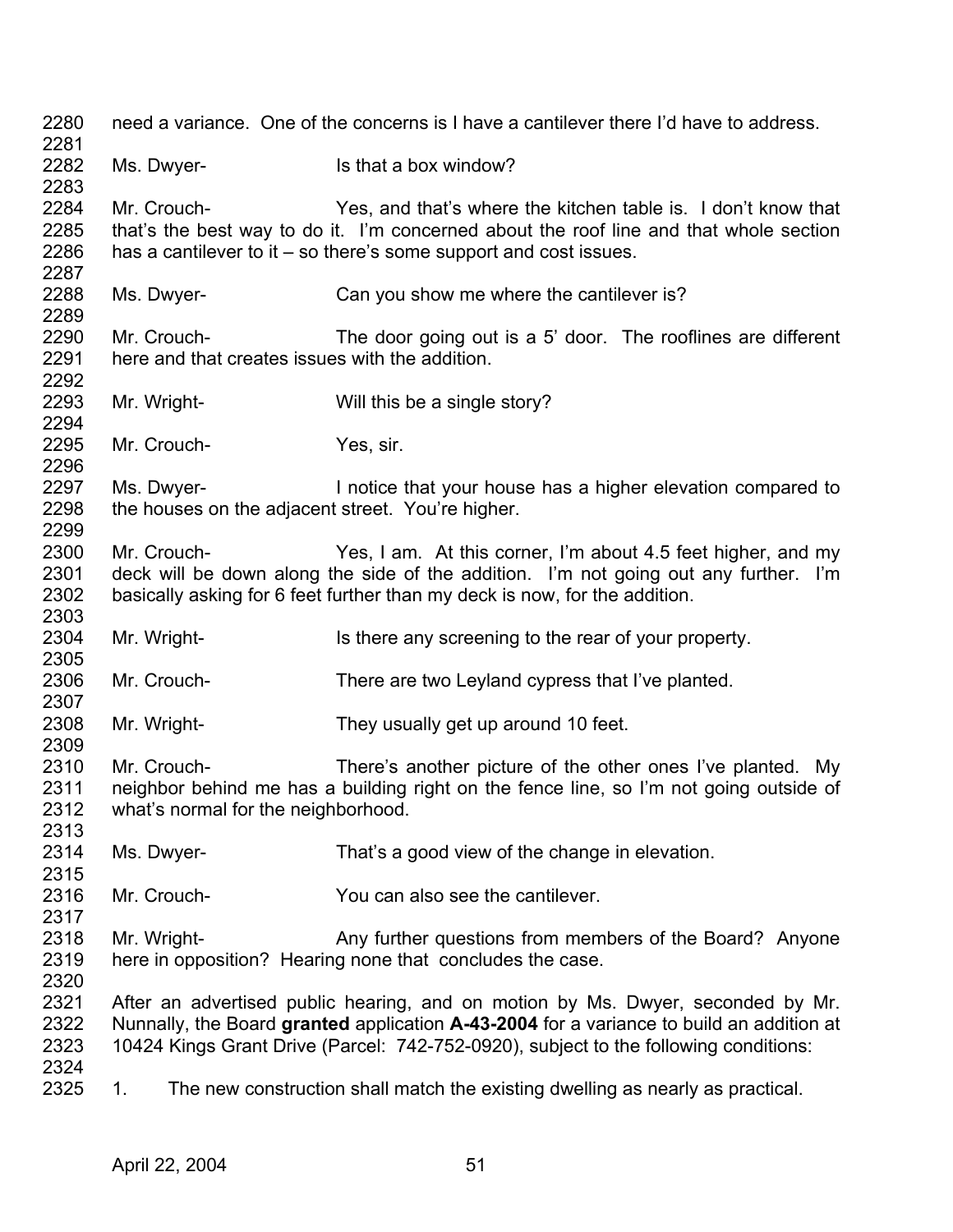need a variance. One of the concerns is I have a cantilever there I'd have to address.

Ms. Dwyer- Is that a box window?

Mr. Crouch- Yes, and that's where the kitchen table is. I don't know that that's the best way to do it. I'm concerned about the roof line and that whole section has a cantilever to it – so there's some support and cost issues.

Ms. Dwyer- Can you show me where the cantilever is?

Mr. Crouch- The door going out is a 5' door. The rooflines are different here and that creates issues with the addition.

Mr. Wright- Will this be a single story?

Mr. Crouch- Yes, sir.

Ms. Dwyer- I notice that your house has a higher elevation compared to the houses on the adjacent street. You're higher.

Mr. Crouch- Yes, I am. At this corner, I'm about 4.5 feet higher, and my deck will be down along the side of the addition. I'm not going out any further. I'm basically asking for 6 feet further than my deck is now, for the addition.

Mr. Wright- Is there any screening to the rear of your property.

Mr. Crouch- There are two Leyland cypress that I've planted.

Mr. Wright- They usually get up around 10 feet.

Mr. Crouch- There's another picture of the other ones I've planted. My neighbor behind me has a building right on the fence line, so I'm not going outside of what's normal for the neighborhood.

Ms. Dwyer- That's a good view of the change in elevation.

Mr. Crouch- You can also see the cantilever.

Mr. Wright- Any further questions from members of the Board? Anyone here in opposition? Hearing none that concludes the case.

After an advertised public hearing, and on motion by Ms. Dwyer, seconded by Mr. Nunnally, the Board **granted** application **A-43-2004** for a variance to build an addition at 10424 Kings Grant Drive (Parcel: 742-752-0920), subject to the following conditions:

1. The new construction shall match the existing dwelling as nearly as practical.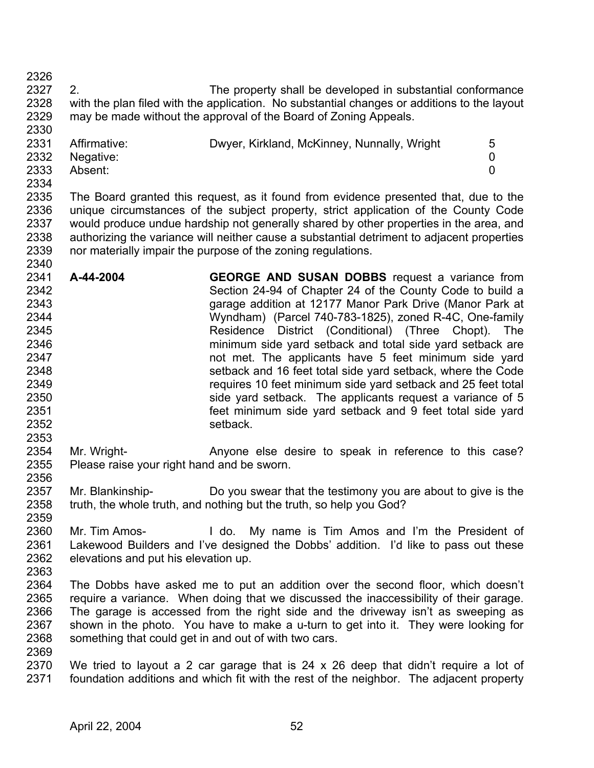2. The property shall be developed in substantial conformance with the plan filed with the application. No substantial changes or additions to the layout may be made without the approval of the Board of Zoning Appeals.

| | | |
|---|---|---|
| Affirmative: | Dwyer, Kirkland, McKinney, Nunnally, Wright | 5 |
| Negative: | | 0 |
| Absent: | | 0 |

The Board granted this request, as it found from evidence presented that, due to the unique circumstances of the subject property, strict application of the County Code would produce undue hardship not generally shared by other properties in the area, and authorizing the variance will neither cause a substantial detriment to adjacent properties nor materially impair the purpose of the zoning regulations.

**A-44-2004** **GEORGE AND SUSAN DOBBS** request a variance from Section 24-94 of Chapter 24 of the County Code to build a garage addition at 12177 Manor Park Drive (Manor Park at Wyndham) (Parcel 740-783-1825), zoned R-4C, One-family Residence District (Conditional) (Three Chopt). The minimum side yard setback and total side yard setback are not met. The applicants have 5 feet minimum side yard setback and 16 feet total side yard setback, where the Code requires 10 feet minimum side yard setback and 25 feet total side yard setback. The applicants request a variance of 5 feet minimum side yard setback and 9 feet total side yard setback.

Mr. Wright- Anyone else desire to speak in reference to this case? Please raise your right hand and be sworn.

Mr. Blankinship- Do you swear that the testimony you are about to give is the truth, the whole truth, and nothing but the truth, so help you God?

Mr. Tim Amos- I do. My name is Tim Amos and I'm the President of Lakewood Builders and I've designed the Dobbs' addition. I'd like to pass out these elevations and put his elevation up.

The Dobbs have asked me to put an addition over the second floor, which doesn't require a variance. When doing that we discussed the inaccessibility of their garage. The garage is accessed from the right side and the driveway isn't as sweeping as shown in the photo. You have to make a u-turn to get into it. They were looking for something that could get in and out of with two cars.

We tried to layout a 2 car garage that is 24 x 26 deep that didn't require a lot of foundation additions and which fit with the rest of the neighbor. The adjacent property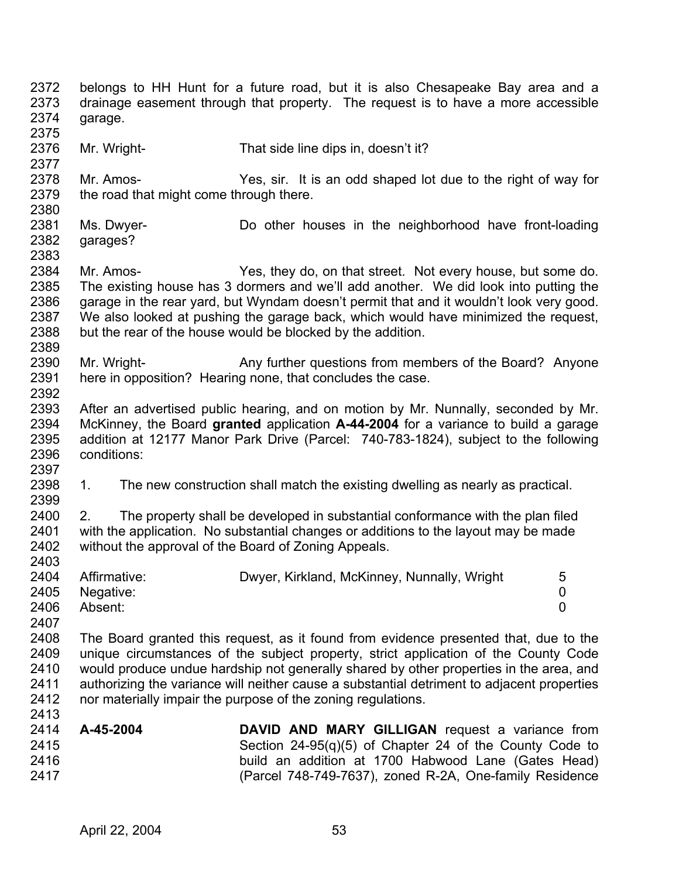belongs to HH Hunt for a future road, but it is also Chesapeake Bay area and a drainage easement through that property. The request is to have a more accessible garage.

Mr. Wright- That side line dips in, doesn't it?

Mr. Amos- Yes, sir. It is an odd shaped lot due to the right of way for the road that might come through there.

Ms. Dwyer- Do other houses in the neighborhood have front-loading garages?

Mr. Amos- Yes, they do, on that street. Not every house, but some do. The existing house has 3 dormers and we'll add another. We did look into putting the garage in the rear yard, but Wyndam doesn't permit that and it wouldn't look very good. We also looked at pushing the garage back, which would have minimized the request, but the rear of the house would be blocked by the addition.

Mr. Wright- Any further questions from members of the Board? Anyone here in opposition? Hearing none, that concludes the case.

After an advertised public hearing, and on motion by Mr. Nunnally, seconded by Mr. McKinney, the Board **granted** application **A-44-2004** for a variance to build a garage addition at 12177 Manor Park Drive (Parcel: 740-783-1824), subject to the following conditions:

1. The new construction shall match the existing dwelling as nearly as practical.

2. The property shall be developed in substantial conformance with the plan filed with the application. No substantial changes or additions to the layout may be made without the approval of the Board of Zoning Appeals.

| | | |
|---|---|---|
| Affirmative: | Dwyer, Kirkland, McKinney, Nunnally, Wright | 5 |
| Negative: | | 0 |
| Absent: | | 0 |

The Board granted this request, as it found from evidence presented that, due to the unique circumstances of the subject property, strict application of the County Code would produce undue hardship not generally shared by other properties in the area, and authorizing the variance will neither cause a substantial detriment to adjacent properties nor materially impair the purpose of the zoning regulations.

**A-45-2004** **DAVID AND MARY GILLIGAN** request a variance from Section 24-95(q)(5) of Chapter 24 of the County Code to build an addition at 1700 Habwood Lane (Gates Head) (Parcel 748-749-7637), zoned R-2A, One-family Residence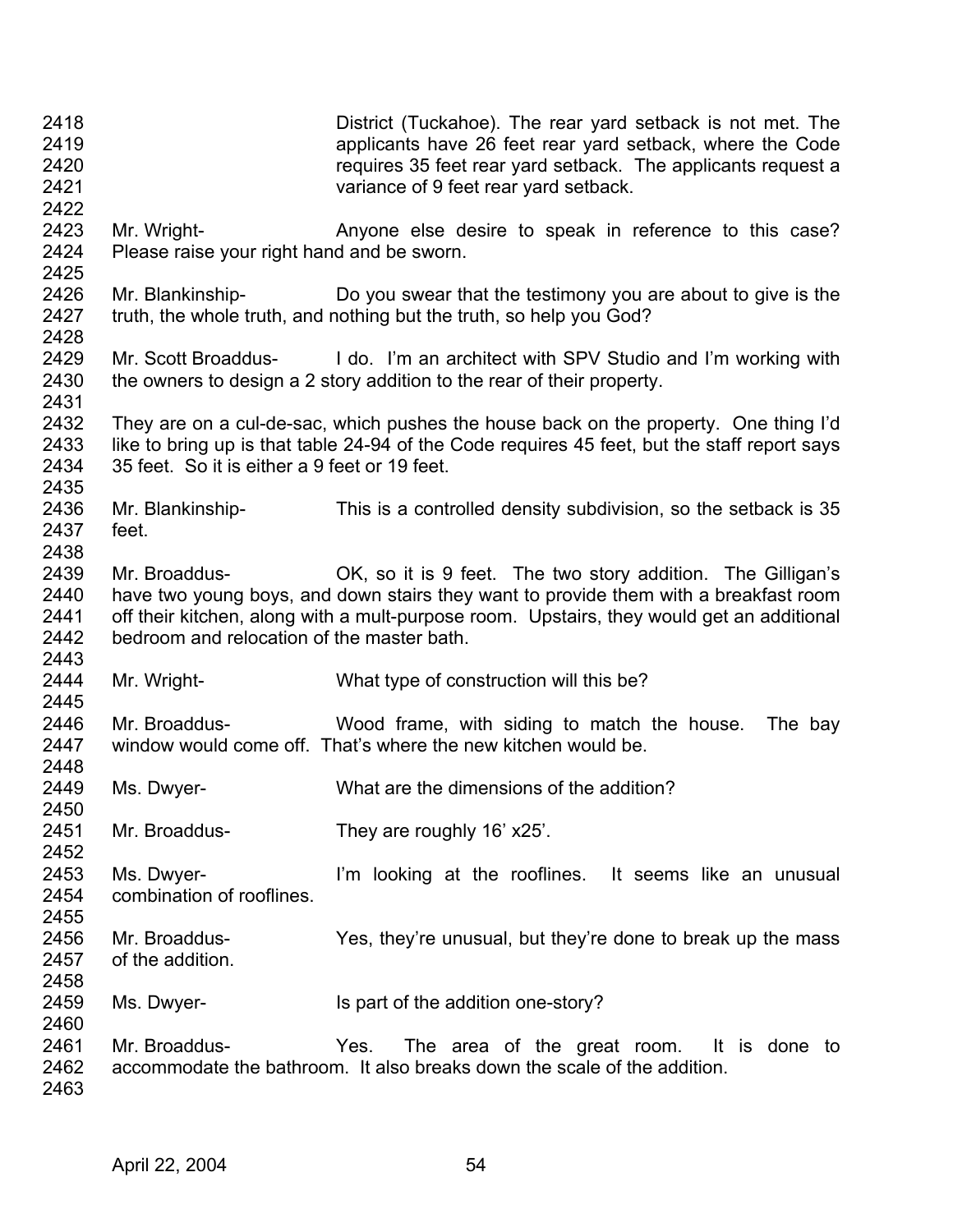District (Tuckahoe). The rear yard setback is not met. The applicants have 26 feet rear yard setback, where the Code requires 35 feet rear yard setback. The applicants request a variance of 9 feet rear yard setback.

Mr. Wright- Anyone else desire to speak in reference to this case? Please raise your right hand and be sworn.

Mr. Blankinship- Do you swear that the testimony you are about to give is the truth, the whole truth, and nothing but the truth, so help you God?

Mr. Scott Broaddus- I do. I'm an architect with SPV Studio and I'm working with the owners to design a 2 story addition to the rear of their property.

They are on a cul-de-sac, which pushes the house back on the property. One thing I'd like to bring up is that table 24-94 of the Code requires 45 feet, but the staff report says 35 feet. So it is either a 9 feet or 19 feet.

Mr. Blankinship- This is a controlled density subdivision, so the setback is 35 feet.

Mr. Broaddus- OK, so it is 9 feet. The two story addition. The Gilligan's have two young boys, and down stairs they want to provide them with a breakfast room off their kitchen, along with a mult-purpose room. Upstairs, they would get an additional bedroom and relocation of the master bath.

Mr. Wright- What type of construction will this be?

Mr. Broaddus- Wood frame, with siding to match the house. The bay window would come off. That's where the new kitchen would be.

Ms. Dwyer- What are the dimensions of the addition?

Mr. Broaddus- They are roughly 16' x25'.

Ms. Dwyer- I'm looking at the rooflines. It seems like an unusual combination of rooflines.

Mr. Broaddus- Yes, they're unusual, but they're done to break up the mass of the addition.

Ms. Dwyer- Is part of the addition one-story?

Mr. Broaddus- Yes. The area of the great room. It is done to accommodate the bathroom. It also breaks down the scale of the addition.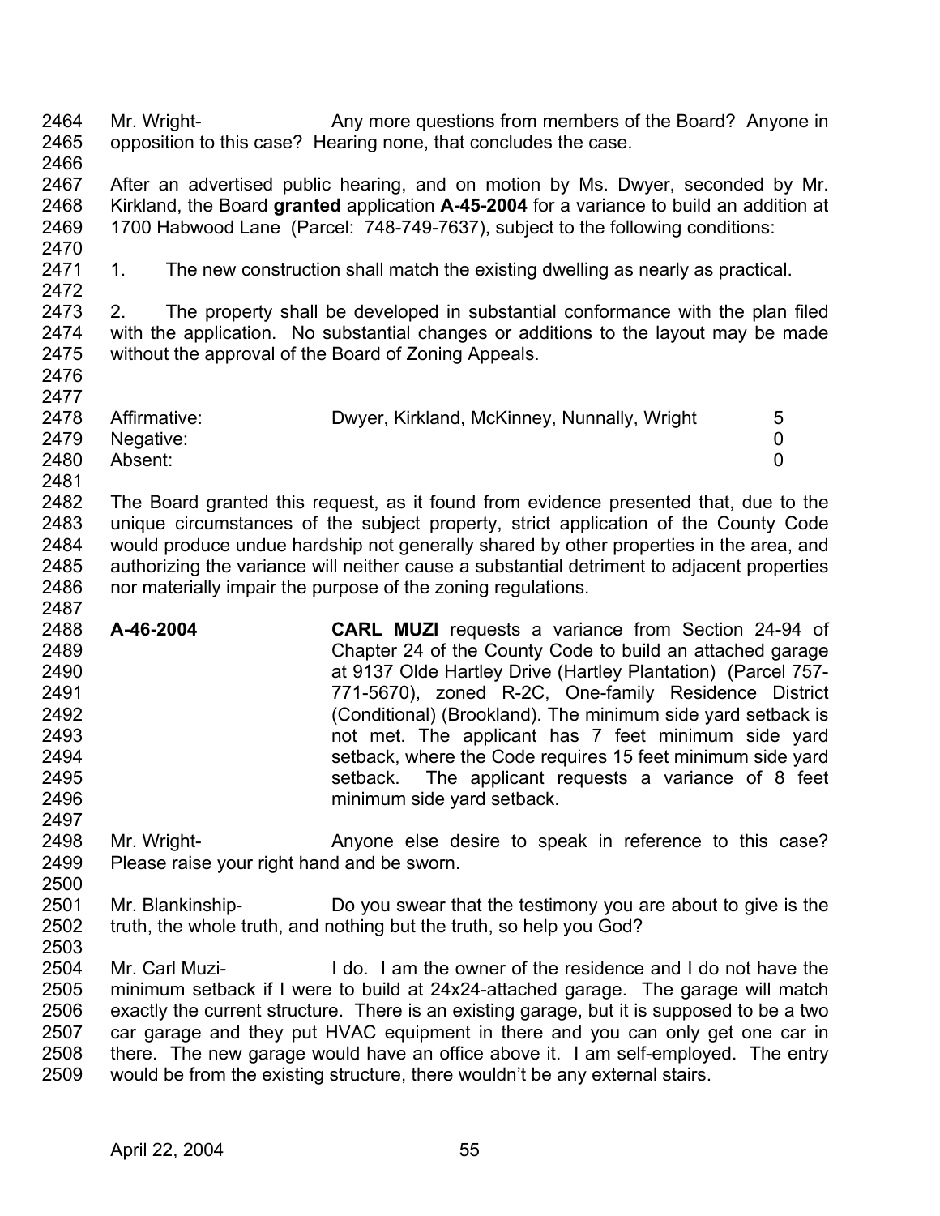Mr. Wright- Any more questions from members of the Board? Anyone in opposition to this case? Hearing none, that concludes the case.

After an advertised public hearing, and on motion by Ms. Dwyer, seconded by Mr. Kirkland, the Board **granted** application **A-45-2004** for a variance to build an addition at 1700 Habwood Lane (Parcel: 748-749-7637), subject to the following conditions:

1. The new construction shall match the existing dwelling as nearly as practical.

2. The property shall be developed in substantial conformance with the plan filed with the application. No substantial changes or additions to the layout may be made without the approval of the Board of Zoning Appeals.

| | | |
|---|---|---|
| Affirmative: | Dwyer, Kirkland, McKinney, Nunnally, Wright | 5 |
| Negative: | | 0 |
| Absent: | | 0 |

The Board granted this request, as it found from evidence presented that, due to the unique circumstances of the subject property, strict application of the County Code would produce undue hardship not generally shared by other properties in the area, and authorizing the variance will neither cause a substantial detriment to adjacent properties nor materially impair the purpose of the zoning regulations.

**A-46-2004** **CARL MUZI** requests a variance from Section 24-94 of Chapter 24 of the County Code to build an attached garage at 9137 Olde Hartley Drive (Hartley Plantation) (Parcel 757-771-5670), zoned R-2C, One-family Residence District (Conditional) (Brookland). The minimum side yard setback is not met. The applicant has 7 feet minimum side yard setback, where the Code requires 15 feet minimum side yard setback. The applicant requests a variance of 8 feet minimum side yard setback.

Mr. Wright- Anyone else desire to speak in reference to this case? Please raise your right hand and be sworn.

Mr. Blankinship- Do you swear that the testimony you are about to give is the truth, the whole truth, and nothing but the truth, so help you God?

Mr. Carl Muzi- I do. I am the owner of the residence and I do not have the minimum setback if I were to build at 24x24-attached garage. The garage will match exactly the current structure. There is an existing garage, but it is supposed to be a two car garage and they put HVAC equipment in there and you can only get one car in there. The new garage would have an office above it. I am self-employed. The entry would be from the existing structure, there wouldn't be any external stairs.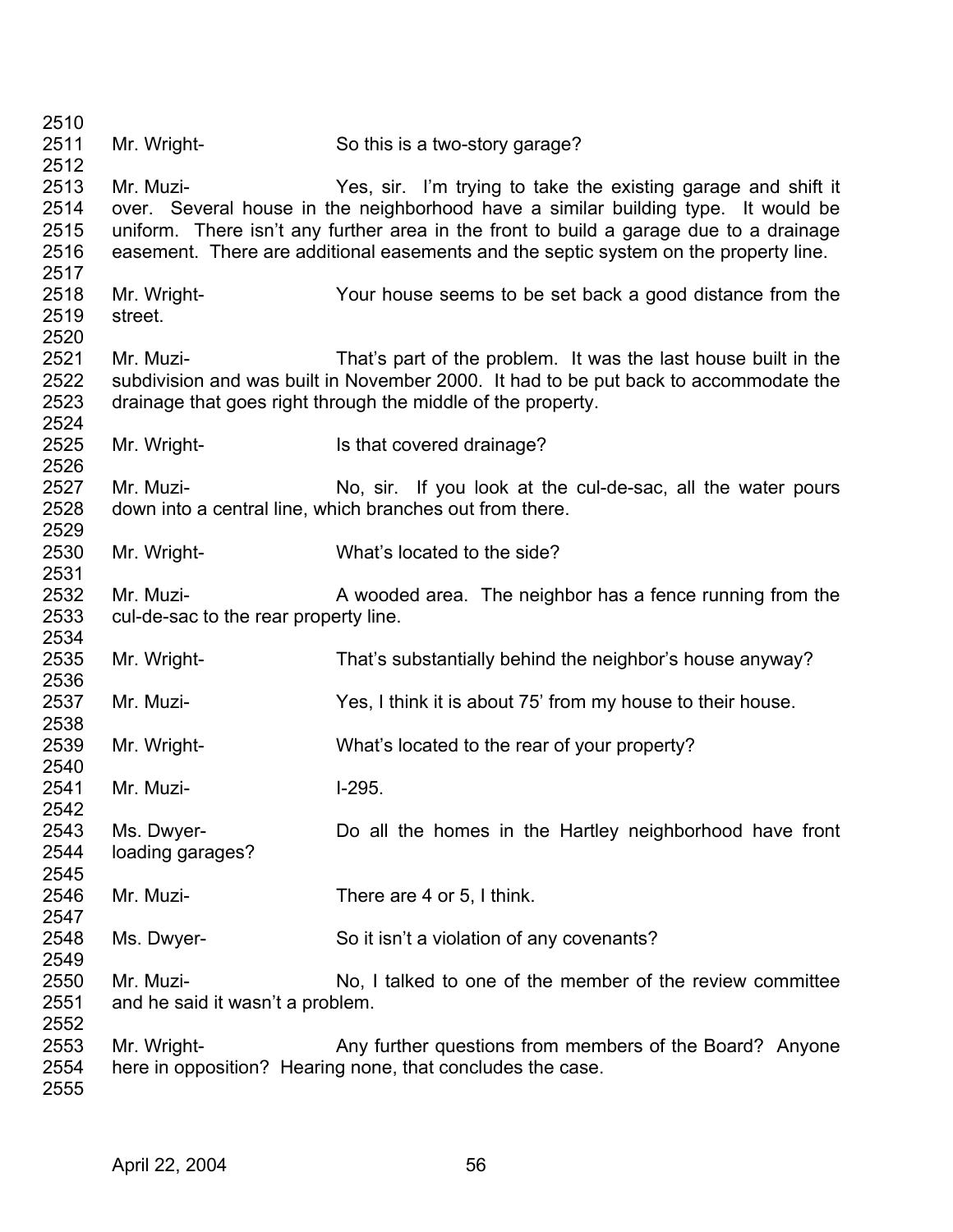Mr. Wright- So this is a two-story garage?

Mr. Muzi- Yes, sir. I'm trying to take the existing garage and shift it over. Several house in the neighborhood have a similar building type. It would be uniform. There isn't any further area in the front to build a garage due to a drainage easement. There are additional easements and the septic system on the property line.

Mr. Wright- Your house seems to be set back a good distance from the street.

Mr. Muzi- That's part of the problem. It was the last house built in the subdivision and was built in November 2000. It had to be put back to accommodate the drainage that goes right through the middle of the property.

Mr. Wright- Is that covered drainage?

Mr. Muzi- No, sir. If you look at the cul-de-sac, all the water pours down into a central line, which branches out from there.

Mr. Wright- What's located to the side?

Mr. Muzi- A wooded area. The neighbor has a fence running from the cul-de-sac to the rear property line.

Mr. Wright- That's substantially behind the neighbor's house anyway?

Mr. Muzi- Yes, I think it is about 75' from my house to their house.

Mr. Wright- What's located to the rear of your property?

Mr. Muzi- I-295.

Ms. Dwyer- Do all the homes in the Hartley neighborhood have front loading garages?

Mr. Muzi- There are 4 or 5, I think.

Ms. Dwyer- So it isn't a violation of any covenants?

Mr. Muzi- No, I talked to one of the member of the review committee and he said it wasn't a problem.

Mr. Wright- Any further questions from members of the Board? Anyone here in opposition? Hearing none, that concludes the case.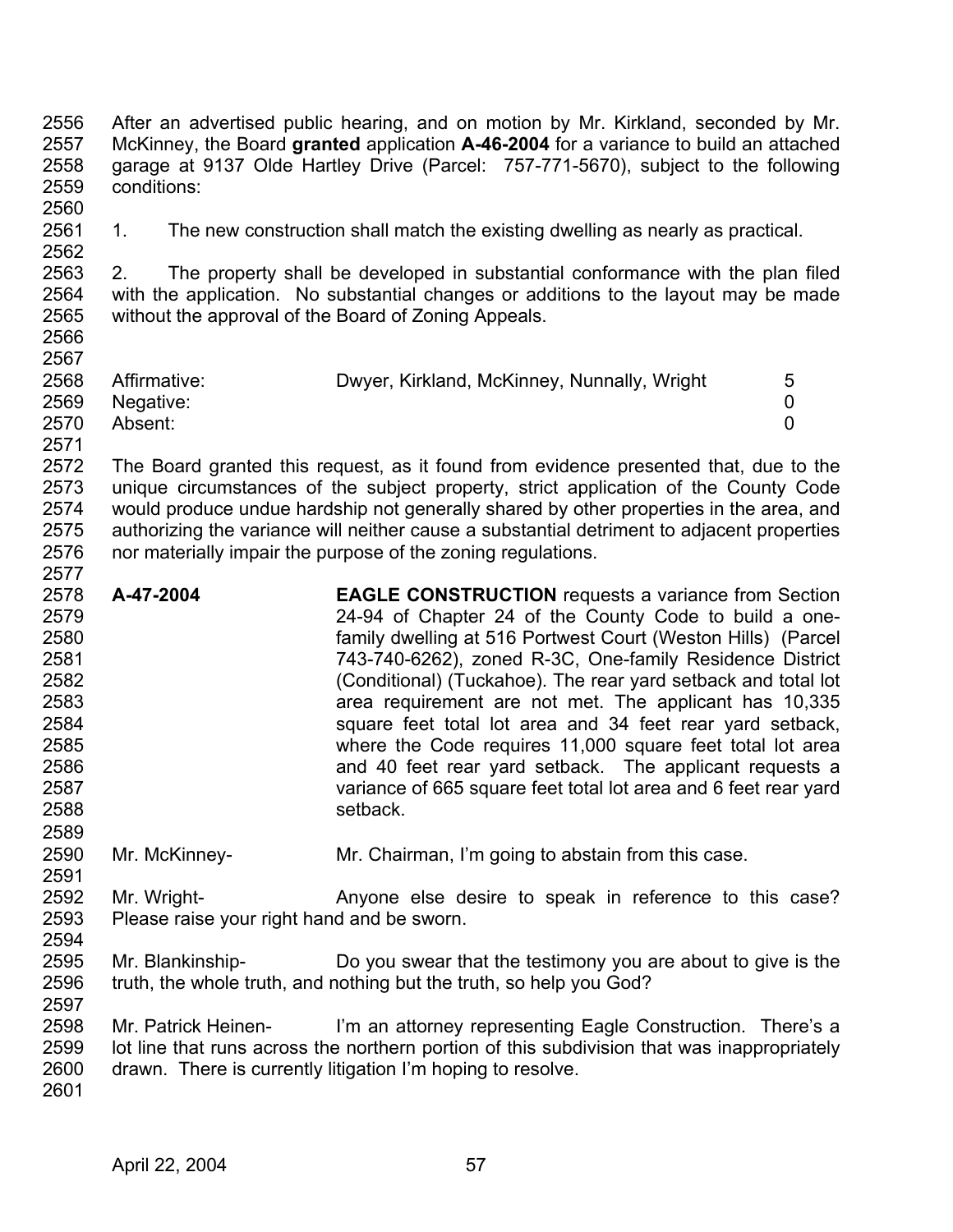After an advertised public hearing, and on motion by Mr. Kirkland, seconded by Mr. McKinney, the Board **granted** application **A-46-2004** for a variance to build an attached garage at 9137 Olde Hartley Drive (Parcel: 757-771-5670), subject to the following conditions:

1. The new construction shall match the existing dwelling as nearly as practical.

2. The property shall be developed in substantial conformance with the plan filed with the application. No substantial changes or additions to the layout may be made without the approval of the Board of Zoning Appeals.

| | | |
|---|---|---|
| Affirmative: | Dwyer, Kirkland, McKinney, Nunnally, Wright | 5 |
| Negative: | | 0 |
| Absent: | | 0 |

The Board granted this request, as it found from evidence presented that, due to the unique circumstances of the subject property, strict application of the County Code would produce undue hardship not generally shared by other properties in the area, and authorizing the variance will neither cause a substantial detriment to adjacent properties nor materially impair the purpose of the zoning regulations.

**A-47-2004** **EAGLE CONSTRUCTION** requests a variance from Section 24-94 of Chapter 24 of the County Code to build a one-family dwelling at 516 Portwest Court (Weston Hills) (Parcel 743-740-6262), zoned R-3C, One-family Residence District (Conditional) (Tuckahoe). The rear yard setback and total lot area requirement are not met. The applicant has 10,335 square feet total lot area and 34 feet rear yard setback, where the Code requires 11,000 square feet total lot area and 40 feet rear yard setback. The applicant requests a variance of 665 square feet total lot area and 6 feet rear yard setback.

Mr. McKinney- Mr. Chairman, I'm going to abstain from this case.

Mr. Wright- Anyone else desire to speak in reference to this case? Please raise your right hand and be sworn.

Mr. Blankinship- Do you swear that the testimony you are about to give is the truth, the whole truth, and nothing but the truth, so help you God?

Mr. Patrick Heinen- I'm an attorney representing Eagle Construction. There's a lot line that runs across the northern portion of this subdivision that was inappropriately drawn. There is currently litigation I'm hoping to resolve.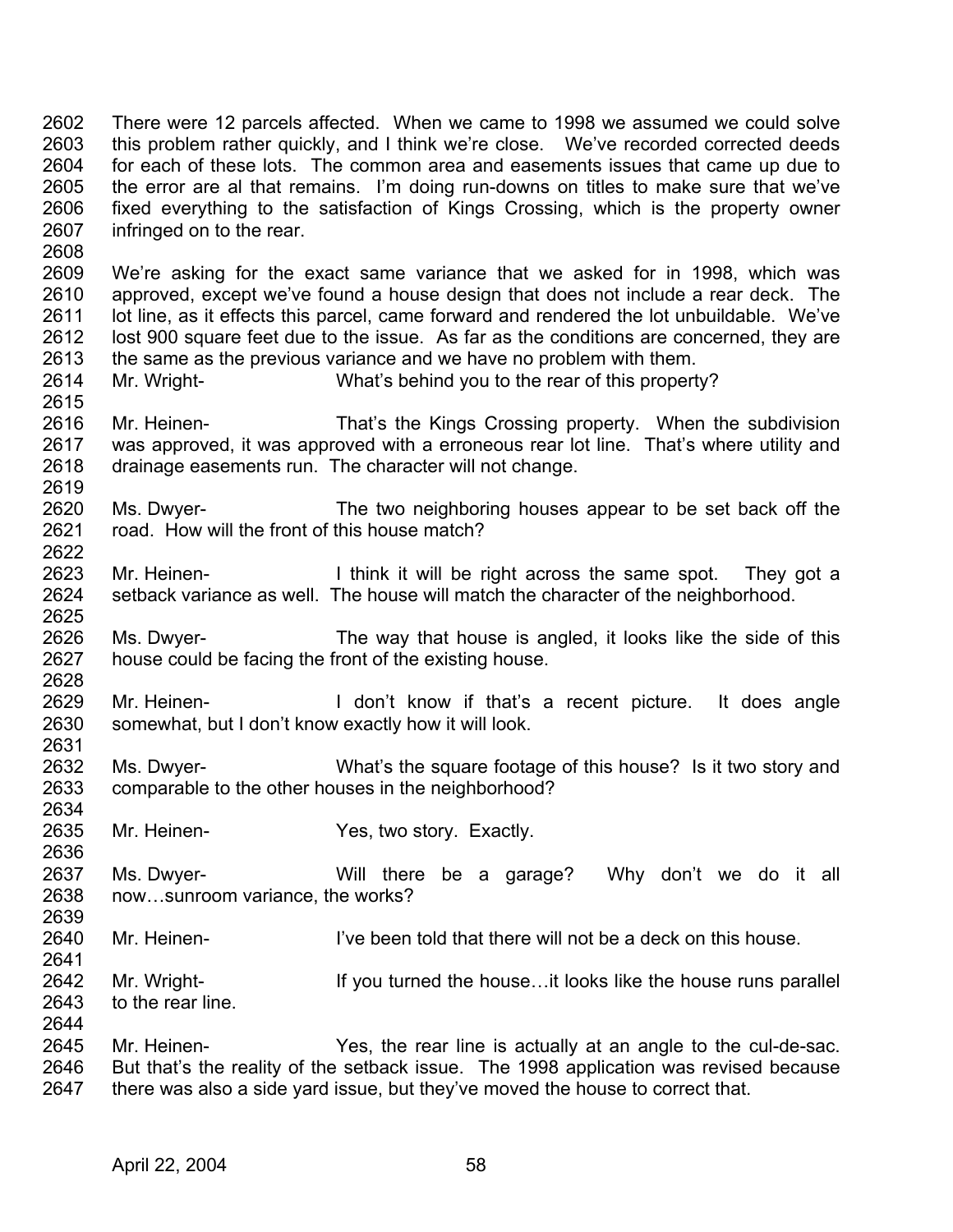2602 There were 12 parcels affected. When we came to 1998 we assumed we could solve
2603 this problem rather quickly, and I think we're close. We've recorded corrected deeds
2604 for each of these lots. The common area and easements issues that came up due to
2605 the error are al that remains. I'm doing run-downs on titles to make sure that we've
2606 fixed everything to the satisfaction of Kings Crossing, which is the property owner
2607 infringed on to the rear.
2608
2609 We're asking for the exact same variance that we asked for in 1998, which was
2610 approved, except we've found a house design that does not include a rear deck. The
2611 lot line, as it effects this parcel, came forward and rendered the lot unbuildable. We've
2612 lost 900 square feet due to the issue. As far as the conditions are concerned, they are
2613 the same as the previous variance and we have no problem with them.
2614 Mr. Wright- What's behind you to the rear of this property?
2615
2616 Mr. Heinen- That's the Kings Crossing property. When the subdivision
2617 was approved, it was approved with a erroneous rear lot line. That's where utility and
2618 drainage easements run. The character will not change.
2619
2620 Ms. Dwyer- The two neighboring houses appear to be set back off the
2621 road. How will the front of this house match?
2622
2623 Mr. Heinen- I think it will be right across the same spot. They got a
2624 setback variance as well. The house will match the character of the neighborhood.
2625
2626 Ms. Dwyer- The way that house is angled, it looks like the side of this
2627 house could be facing the front of the existing house.
2628
2629 Mr. Heinen- I don't know if that's a recent picture. It does angle
2630 somewhat, but I don't know exactly how it will look.
2631
2632 Ms. Dwyer- What's the square footage of this house? Is it two story and
2633 comparable to the other houses in the neighborhood?
2634
2635 Mr. Heinen- Yes, two story. Exactly.
2636
2637 Ms. Dwyer- Will there be a garage? Why don't we do it all
2638 now…sunroom variance, the works?
2639
2640 Mr. Heinen- I've been told that there will not be a deck on this house.
2641
2642 Mr. Wright- If you turned the house…it looks like the house runs parallel
2643 to the rear line.
2644
2645 Mr. Heinen- Yes, the rear line is actually at an angle to the cul-de-sac.
2646 But that's the reality of the setback issue. The 1998 application was revised because
2647 there was also a side yard issue, but they've moved the house to correct that.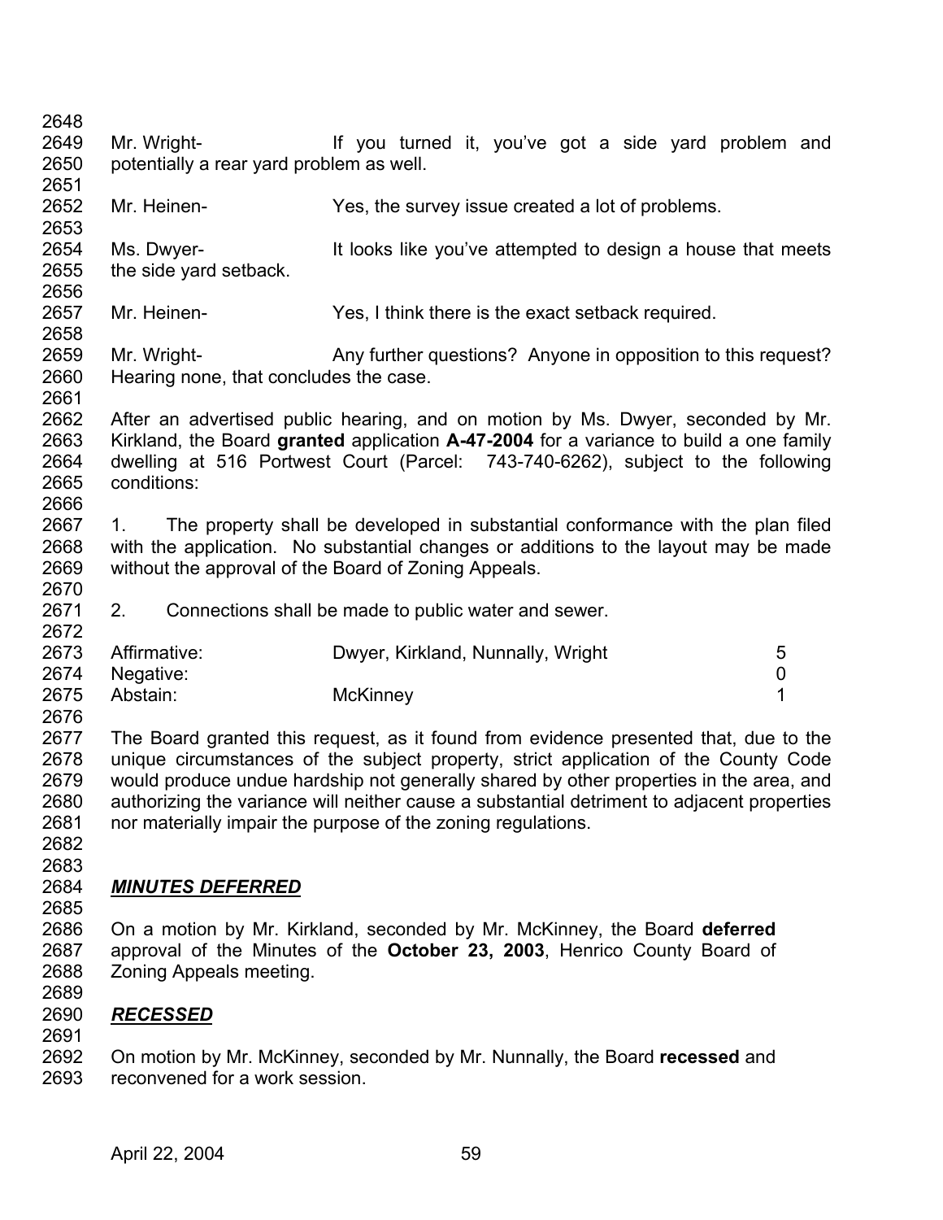Mr. Wright- If you turned it, you've got a side yard problem and potentially a rear yard problem as well.

Mr. Heinen- Yes, the survey issue created a lot of problems.

Ms. Dwyer- It looks like you've attempted to design a house that meets the side yard setback.

Mr. Heinen- Yes, I think there is the exact setback required.

Mr. Wright- Any further questions? Anyone in opposition to this request? Hearing none, that concludes the case.

After an advertised public hearing, and on motion by Ms. Dwyer, seconded by Mr. Kirkland, the Board **granted** application **A-47-2004** for a variance to build a one family dwelling at 516 Portwest Court (Parcel: 743-740-6262), subject to the following conditions:

1. The property shall be developed in substantial conformance with the plan filed with the application. No substantial changes or additions to the layout may be made without the approval of the Board of Zoning Appeals.

2. Connections shall be made to public water and sewer.

| | | |
|---|---|---|
| Affirmative: | Dwyer, Kirkland, Nunnally, Wright | 5 |
| Negative: | | 0 |
| Abstain: | McKinney | 1 |

The Board granted this request, as it found from evidence presented that, due to the unique circumstances of the subject property, strict application of the County Code would produce undue hardship not generally shared by other properties in the area, and authorizing the variance will neither cause a substantial detriment to adjacent properties nor materially impair the purpose of the zoning regulations.

***MINUTES DEFERRED***

On a motion by Mr. Kirkland, seconded by Mr. McKinney, the Board **deferred** approval of the Minutes of the **October 23, 2003**, Henrico County Board of Zoning Appeals meeting.

***RECESSED***

On motion by Mr. McKinney, seconded by Mr. Nunnally, the Board **recessed** and reconvened for a work session.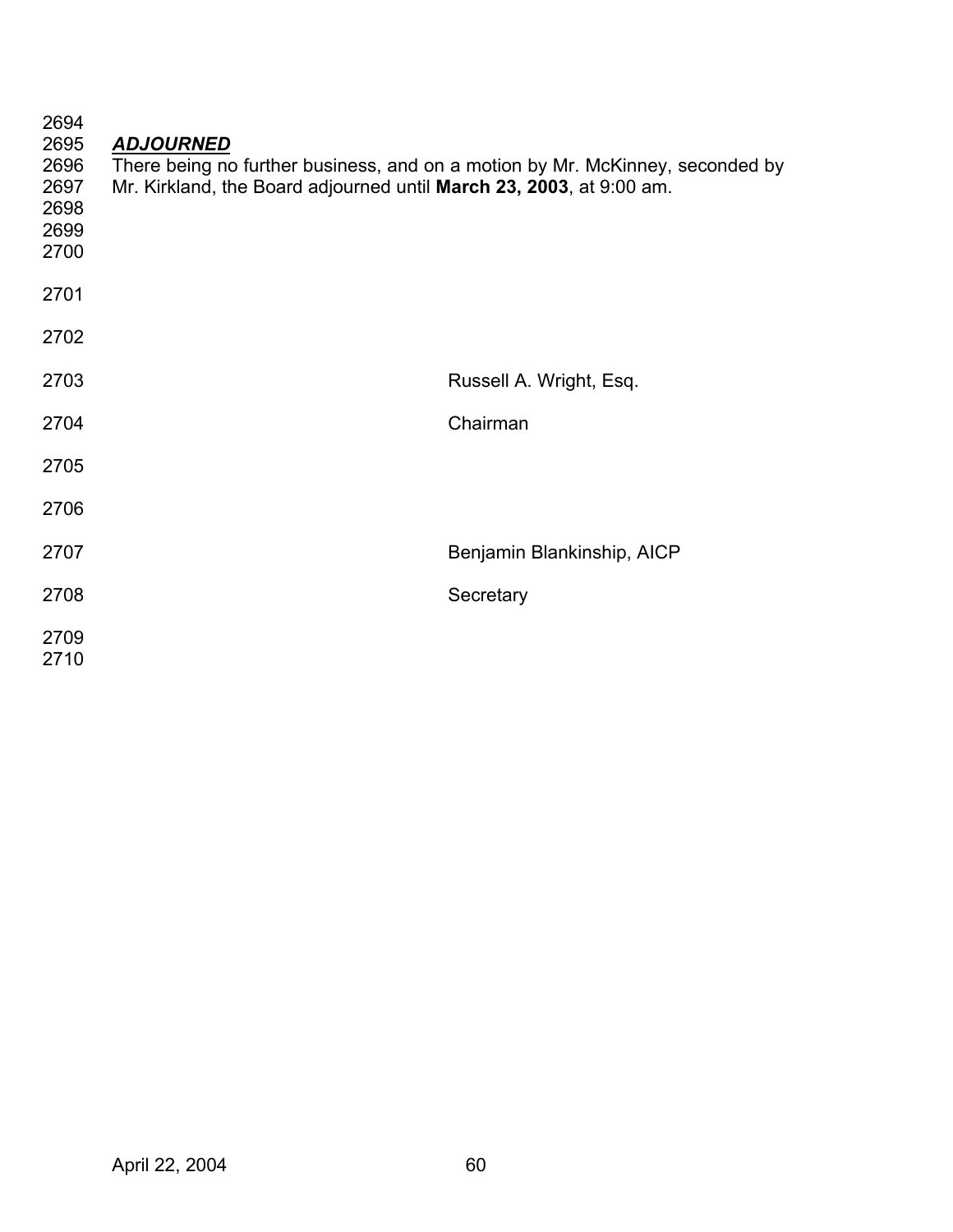***ADJOURNED***

There being no further business, and on a motion by Mr. McKinney, seconded by Mr. Kirkland, the Board adjourned until **March 23, 2003**, at 9:00 am.

Russell A. Wright, Esq.

Chairman

Benjamin Blankinship, AICP

Secretary